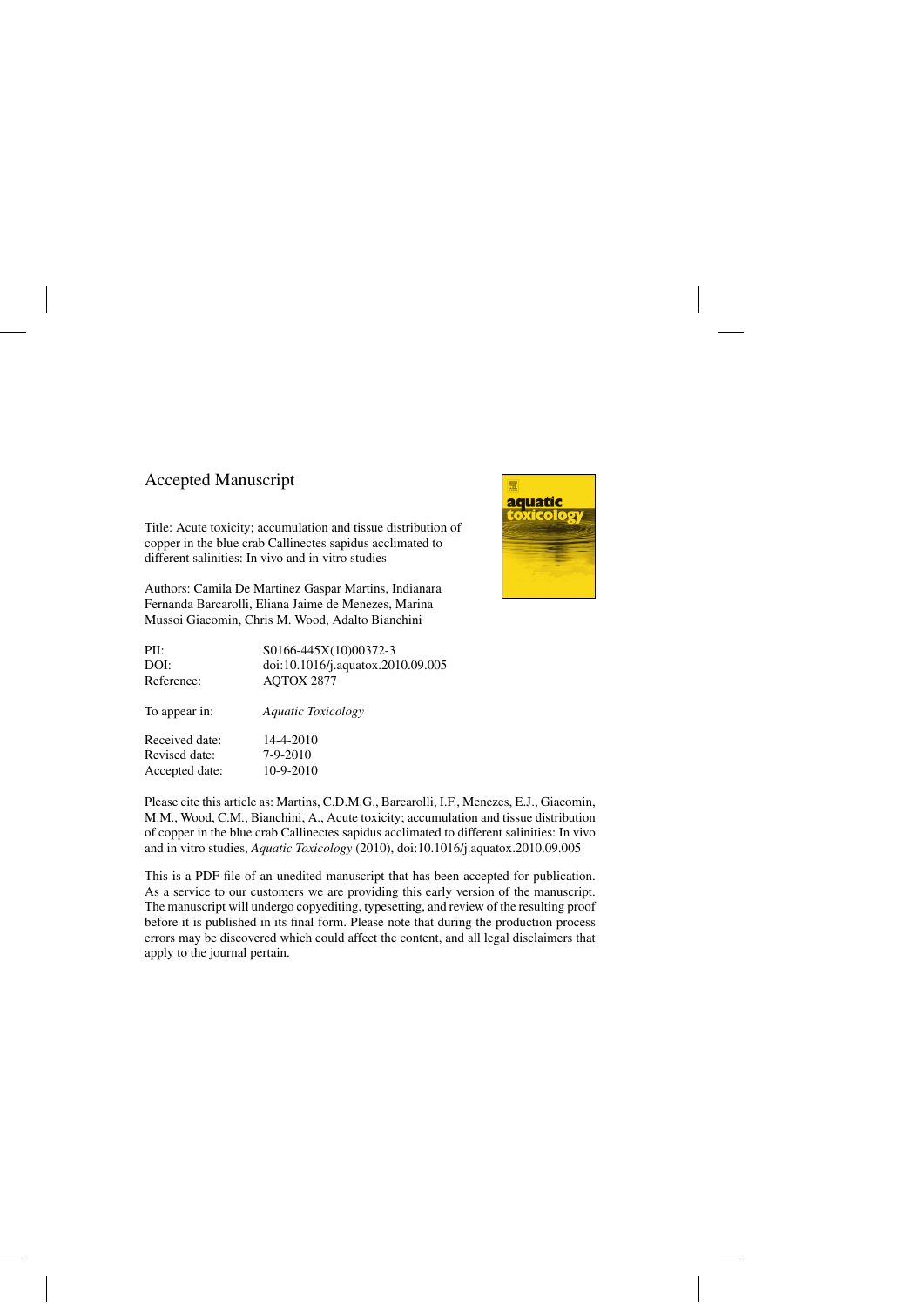Accepted Manuscript

Title: Acute toxicity; accumulation and tissue distribution of copper in the blue crab Callinectes sapidus acclimated to different salinities: In vivo and in vitro studies

Authors: Camila De Martinez Gaspar Martins, Indianara Fernanda Barcarolli, Eliana Jaime de Menezes, Marina Mussoi Giacomin, Chris M. Wood, Adalto Bianchini

| | |
|---|---|
| PII: | S0166-445X(10)00372-3 |
| DOI: | doi:10.1016/j.aquatox.2010.09.005 |
| Reference: | AQTOX 2877 |
| To appear in: | *Aquatic Toxicology* |
| Received date: | 14-4-2010 |
| Revised date: | 7-9-2010 |
| Accepted date: | 10-9-2010 |

Please cite this article as: Martins, C.D.M.G., Barcarolli, I.F., Menezes, E.J., Giacomin, M.M., Wood, C.M., Bianchini, A., Acute toxicity; accumulation and tissue distribution of copper in the blue crab Callinectes sapidus acclimated to different salinities: In vivo and in vitro studies, *Aquatic Toxicology* (2010), doi:10.1016/j.aquatox.2010.09.005

This is a PDF file of an unedited manuscript that has been accepted for publication. As a service to our customers we are providing this early version of the manuscript. The manuscript will undergo copyediting, typesetting, and review of the resulting proof before it is published in its final form. Please note that during the production process errors may be discovered which could affect the content, and all legal disclaimers that apply to the journal pertain.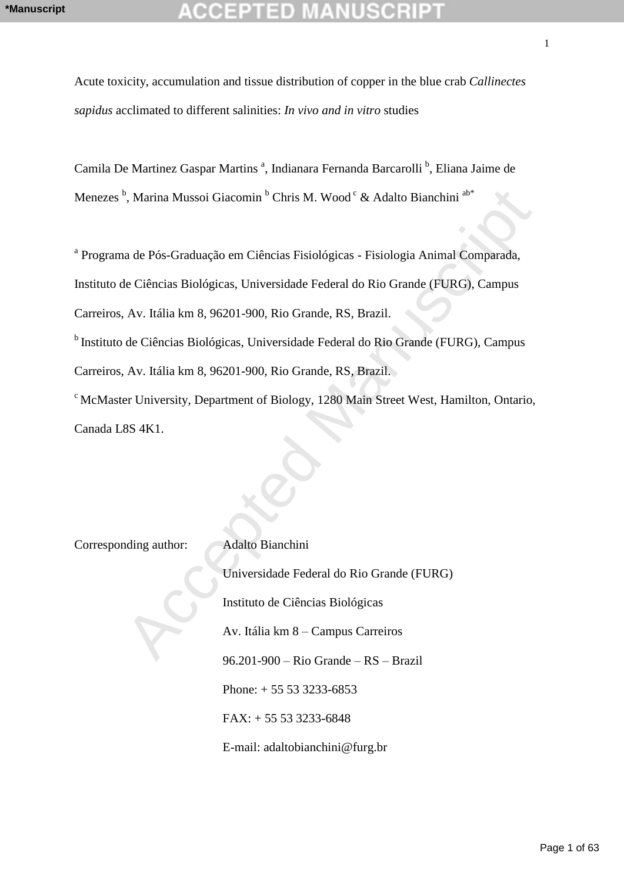Acute toxicity, accumulation and tissue distribution of copper in the blue crab *Callinectes sapidus* acclimated to different salinities: *In vivo and in vitro* studies

Camila De Martinez Gaspar Martins [a], Indianara Fernanda Barcarolli [b], Eliana Jaime de Menezes [b], Marina Mussoi Giacomin [b] Chris M. Wood [c] & Adalto Bianchini [ab*]

[a] Programa de Pós-Graduação em Ciências Fisiológicas - Fisiologia Animal Comparada, Instituto de Ciências Biológicas, Universidade Federal do Rio Grande (FURG), Campus Carreiros, Av. Itália km 8, 96201-900, Rio Grande, RS, Brazil.

[b] Instituto de Ciências Biológicas, Universidade Federal do Rio Grande (FURG), Campus Carreiros, Av. Itália km 8, 96201-900, Rio Grande, RS, Brazil.

[c] McMaster University, Department of Biology, 1280 Main Street West, Hamilton, Ontario, Canada L8S 4K1.

Corresponding author: Adalto Bianchini
Universidade Federal do Rio Grande (FURG)
Instituto de Ciências Biológicas
Av. Itália km 8 – Campus Carreiros
96.201-900 – Rio Grande – RS – Brazil
Phone: + 55 53 3233-6853
FAX: + 55 53 3233-6848
E-mail: adaltobianchini@furg.br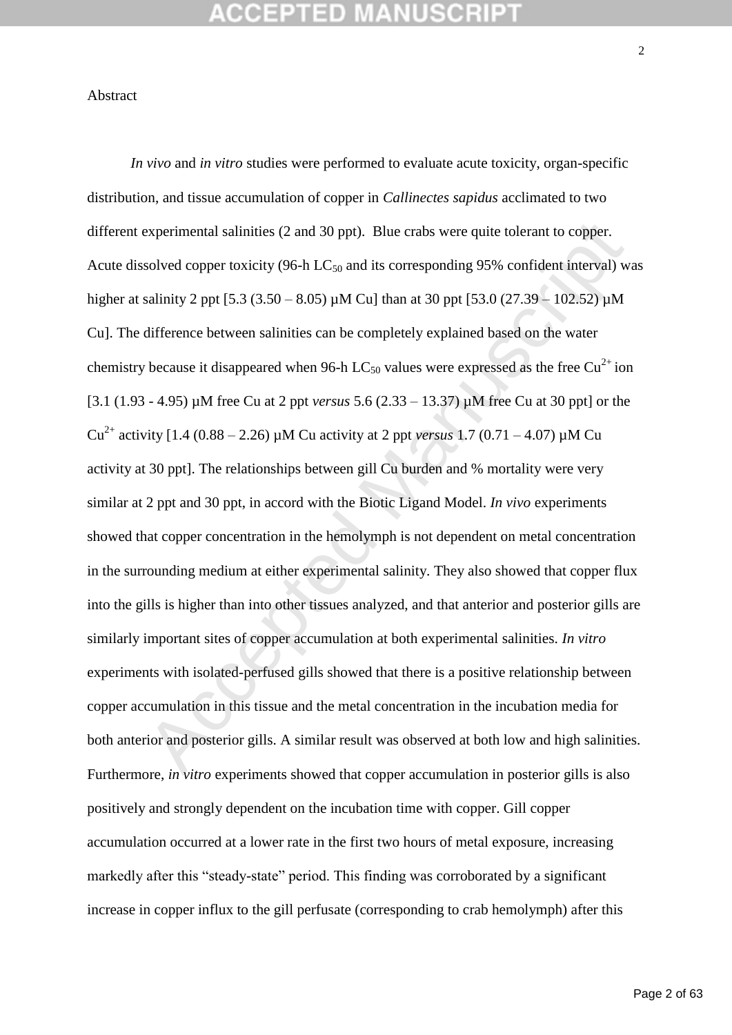Abstract

*In vivo* and *in vitro* studies were performed to evaluate acute toxicity, organ-specific distribution, and tissue accumulation of copper in *Callinectes sapidus* acclimated to two different experimental salinities (2 and 30 ppt). Blue crabs were quite tolerant to copper. Acute dissolved copper toxicity (96-h $LC_{50}$ and its corresponding 95% confident interval) was higher at salinity 2 ppt [5.3 (3.50 – 8.05) μM Cu] than at 30 ppt [53.0 (27.39 – 102.52) μM Cu]. The difference between salinities can be completely explained based on the water chemistry because it disappeared when 96-h $LC_{50}$ values were expressed as the free $Cu^{2+}$ ion [3.1 (1.93 - 4.95) μM free Cu at 2 ppt *versus* 5.6 (2.33 – 13.37) μM free Cu at 30 ppt] or the $Cu^{2+}$ activity [1.4 (0.88 – 2.26) μM Cu activity at 2 ppt *versus* 1.7 (0.71 – 4.07) μM Cu activity at 30 ppt]. The relationships between gill Cu burden and % mortality were very similar at 2 ppt and 30 ppt, in accord with the Biotic Ligand Model. *In vivo* experiments showed that copper concentration in the hemolymph is not dependent on metal concentration in the surrounding medium at either experimental salinity. They also showed that copper flux into the gills is higher than into other tissues analyzed, and that anterior and posterior gills are similarly important sites of copper accumulation at both experimental salinities. *In vitro* experiments with isolated-perfused gills showed that there is a positive relationship between copper accumulation in this tissue and the metal concentration in the incubation media for both anterior and posterior gills. A similar result was observed at both low and high salinities. Furthermore, *in vitro* experiments showed that copper accumulation in posterior gills is also positively and strongly dependent on the incubation time with copper. Gill copper accumulation occurred at a lower rate in the first two hours of metal exposure, increasing markedly after this "steady-state" period. This finding was corroborated by a significant increase in copper influx to the gill perfusate (corresponding to crab hemolymph) after this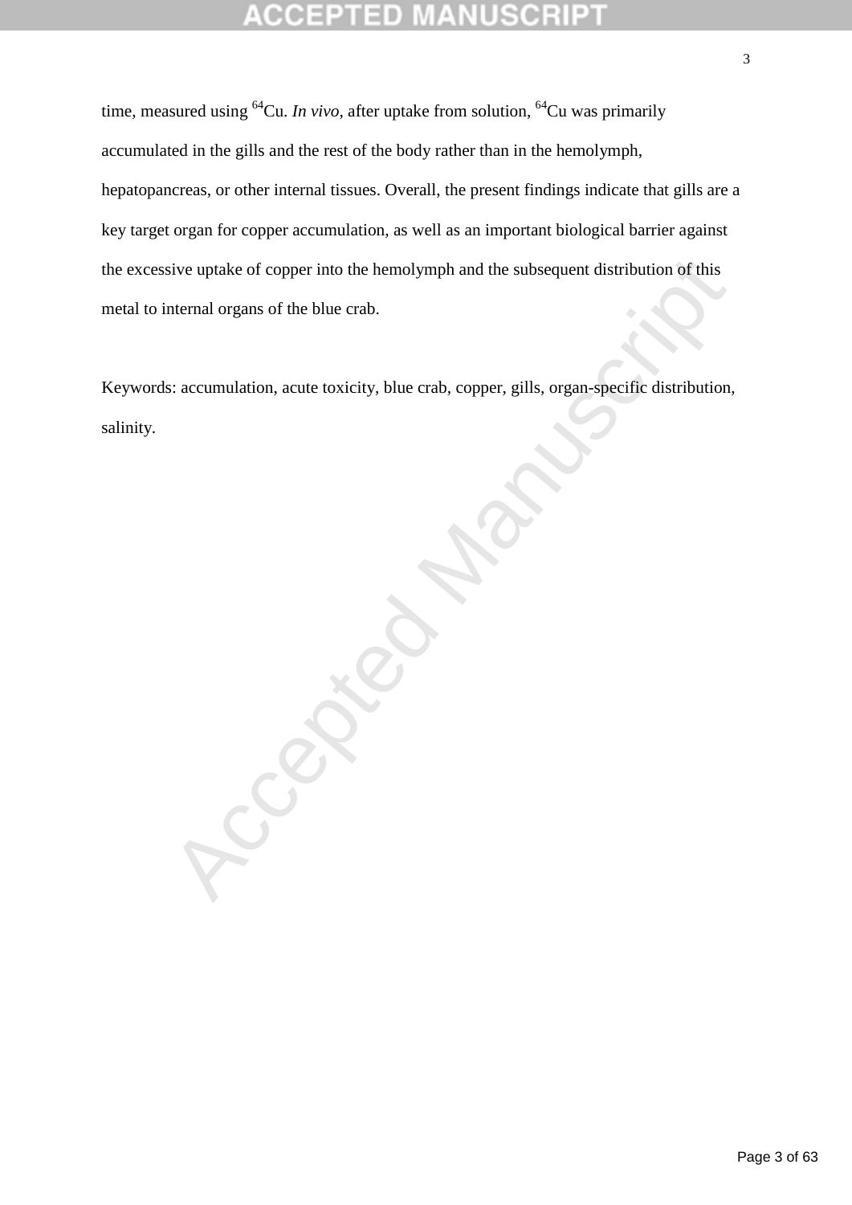time, measured using $^{64}Cu$. *In vivo*, after uptake from solution, $^{64}Cu$ was primarily accumulated in the gills and the rest of the body rather than in the hemolymph, hepatopancreas, or other internal tissues. Overall, the present findings indicate that gills are a key target organ for copper accumulation, as well as an important biological barrier against the excessive uptake of copper into the hemolymph and the subsequent distribution of this metal to internal organs of the blue crab.

Keywords: accumulation, acute toxicity, blue crab, copper, gills, organ-specific distribution, salinity.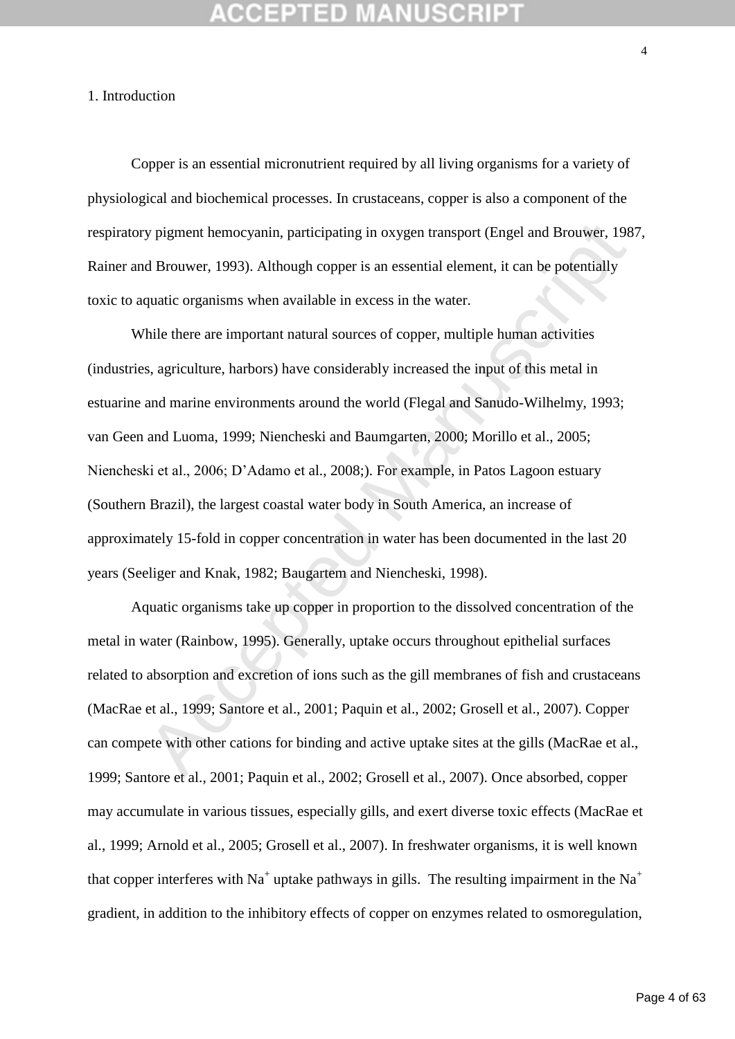# 1. Introduction

Copper is an essential micronutrient required by all living organisms for a variety of physiological and biochemical processes. In crustaceans, copper is also a component of the respiratory pigment hemocyanin, participating in oxygen transport (Engel and Brouwer, 1987, Rainer and Brouwer, 1993). Although copper is an essential element, it can be potentially toxic to aquatic organisms when available in excess in the water.

While there are important natural sources of copper, multiple human activities (industries, agriculture, harbors) have considerably increased the input of this metal in estuarine and marine environments around the world (Flegal and Sanudo-Wilhelmy, 1993; van Geen and Luoma, 1999; Niencheski and Baumgarten, 2000; Morillo et al., 2005; Niencheski et al., 2006; D'Adamo et al., 2008;). For example, in Patos Lagoon estuary (Southern Brazil), the largest coastal water body in South America, an increase of approximately 15-fold in copper concentration in water has been documented in the last 20 years (Seeliger and Knak, 1982; Baugartem and Niencheski, 1998).

Aquatic organisms take up copper in proportion to the dissolved concentration of the metal in water (Rainbow, 1995). Generally, uptake occurs throughout epithelial surfaces related to absorption and excretion of ions such as the gill membranes of fish and crustaceans (MacRae et al., 1999; Santore et al., 2001; Paquin et al., 2002; Grosell et al., 2007). Copper can compete with other cations for binding and active uptake sites at the gills (MacRae et al., 1999; Santore et al., 2001; Paquin et al., 2002; Grosell et al., 2007). Once absorbed, copper may accumulate in various tissues, especially gills, and exert diverse toxic effects (MacRae et al., 1999; Arnold et al., 2005; Grosell et al., 2007). In freshwater organisms, it is well known that copper interferes with $Na^+$ uptake pathways in gills. The resulting impairment in the $Na^+$ gradient, in addition to the inhibitory effects of copper on enzymes related to osmoregulation,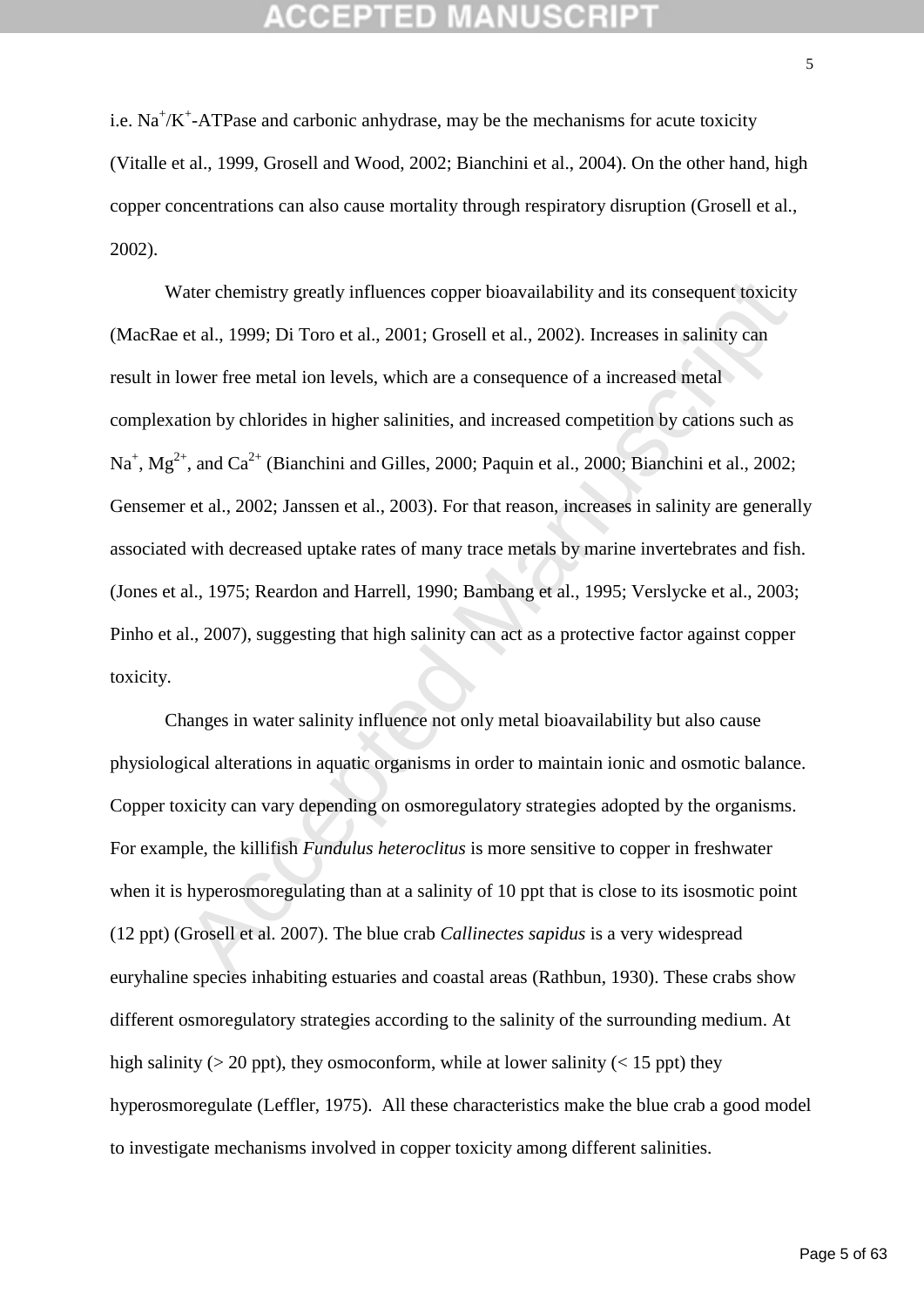i.e. $Na^+/K^+$-ATPase and carbonic anhydrase, may be the mechanisms for acute toxicity (Vitalle et al., 1999, Grosell and Wood, 2002; Bianchini et al., 2004). On the other hand, high copper concentrations can also cause mortality through respiratory disruption (Grosell et al., 2002).

Water chemistry greatly influences copper bioavailability and its consequent toxicity (MacRae et al., 1999; Di Toro et al., 2001; Grosell et al., 2002). Increases in salinity can result in lower free metal ion levels, which are a consequence of a increased metal complexation by chlorides in higher salinities, and increased competition by cations such as $Na^+$, $Mg^{2+}$, and $Ca^{2+}$ (Bianchini and Gilles, 2000; Paquin et al., 2000; Bianchini et al., 2002; Gensemer et al., 2002; Janssen et al., 2003). For that reason, increases in salinity are generally associated with decreased uptake rates of many trace metals by marine invertebrates and fish. (Jones et al., 1975; Reardon and Harrell, 1990; Bambang et al., 1995; Verslycke et al., 2003; Pinho et al., 2007), suggesting that high salinity can act as a protective factor against copper toxicity.

Changes in water salinity influence not only metal bioavailability but also cause physiological alterations in aquatic organisms in order to maintain ionic and osmotic balance. Copper toxicity can vary depending on osmoregulatory strategies adopted by the organisms. For example, the killifish *Fundulus heteroclitus* is more sensitive to copper in freshwater when it is hyperosmoregulating than at a salinity of 10 ppt that is close to its isosmotic point (12 ppt) (Grosell et al. 2007). The blue crab *Callinectes sapidus* is a very widespread euryhaline species inhabiting estuaries and coastal areas (Rathbun, 1930). These crabs show different osmoregulatory strategies according to the salinity of the surrounding medium. At high salinity (> 20 ppt), they osmoconform, while at lower salinity (< 15 ppt) they hyperosmoregulate (Leffler, 1975). All these characteristics make the blue crab a good model to investigate mechanisms involved in copper toxicity among different salinities.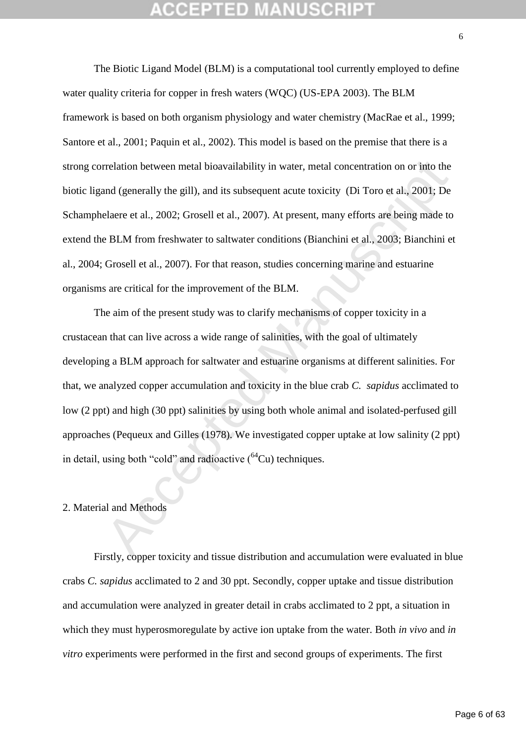The Biotic Ligand Model (BLM) is a computational tool currently employed to define water quality criteria for copper in fresh waters (WQC) (US-EPA 2003). The BLM framework is based on both organism physiology and water chemistry (MacRae et al., 1999; Santore et al., 2001; Paquin et al., 2002). This model is based on the premise that there is a strong correlation between metal bioavailability in water, metal concentration on or into the biotic ligand (generally the gill), and its subsequent acute toxicity (Di Toro et al., 2001; De Schamphelaere et al., 2002; Grosell et al., 2007). At present, many efforts are being made to extend the BLM from freshwater to saltwater conditions (Bianchini et al., 2003; Bianchini et al., 2004; Grosell et al., 2007). For that reason, studies concerning marine and estuarine organisms are critical for the improvement of the BLM.

The aim of the present study was to clarify mechanisms of copper toxicity in a crustacean that can live across a wide range of salinities, with the goal of ultimately developing a BLM approach for saltwater and estuarine organisms at different salinities. For that, we analyzed copper accumulation and toxicity in the blue crab *C. sapidus* acclimated to low (2 ppt) and high (30 ppt) salinities by using both whole animal and isolated-perfused gill approaches (Pequeux and Gilles (1978). We investigated copper uptake at low salinity (2 ppt) in detail, using both "cold" and radioactive ($^{64}$Cu) techniques.

## 2. Material and Methods

Firstly, copper toxicity and tissue distribution and accumulation were evaluated in blue crabs *C. sapidus* acclimated to 2 and 30 ppt. Secondly, copper uptake and tissue distribution and accumulation were analyzed in greater detail in crabs acclimated to 2 ppt, a situation in which they must hyperosmoregulate by active ion uptake from the water. Both *in vivo* and *in vitro* experiments were performed in the first and second groups of experiments. The first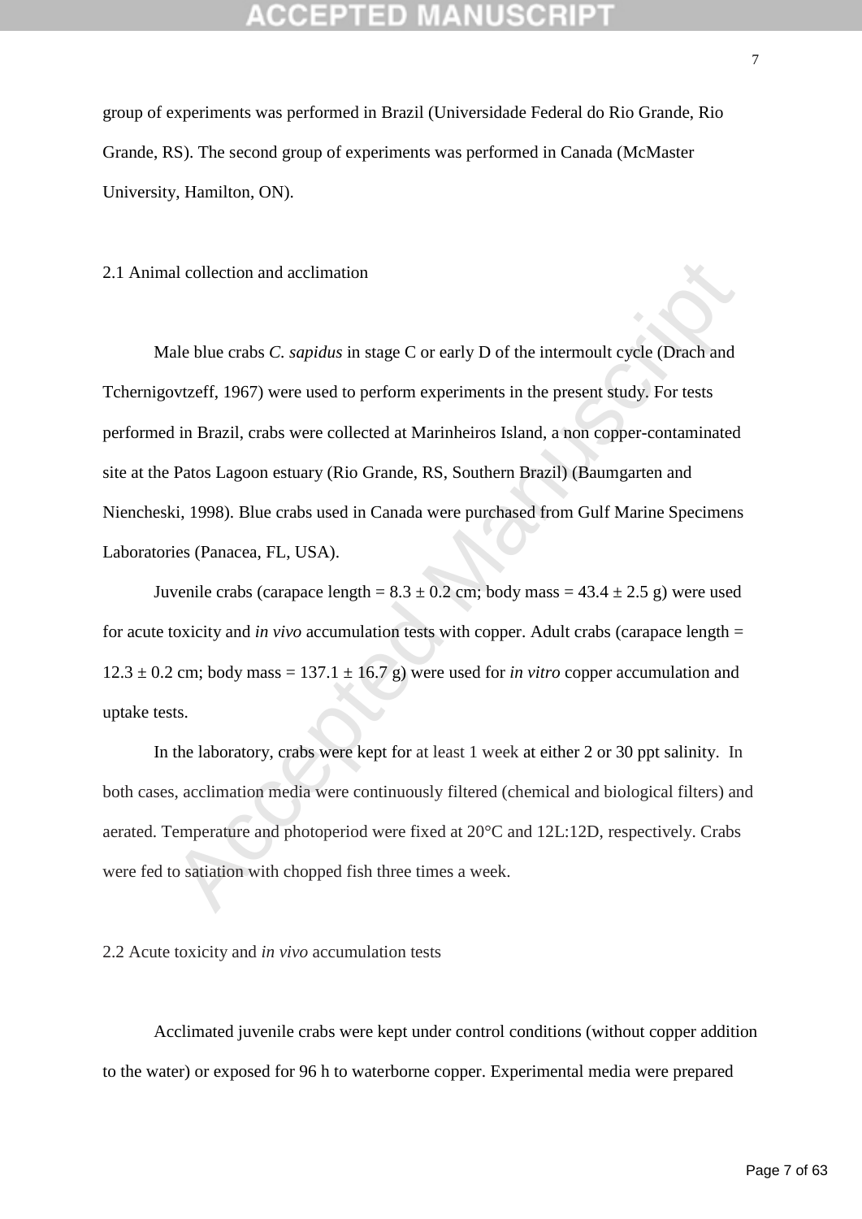group of experiments was performed in Brazil (Universidade Federal do Rio Grande, Rio Grande, RS). The second group of experiments was performed in Canada (McMaster University, Hamilton, ON).

## 2.1 Animal collection and acclimation

Male blue crabs *C. sapidus* in stage C or early D of the intermoult cycle (Drach and Tchernigovtzeff, 1967) were used to perform experiments in the present study. For tests performed in Brazil, crabs were collected at Marinheiros Island, a non copper-contaminated site at the Patos Lagoon estuary (Rio Grande, RS, Southern Brazil) (Baumgarten and Niencheski, 1998). Blue crabs used in Canada were purchased from Gulf Marine Specimens Laboratories (Panacea, FL, USA).

Juvenile crabs (carapace length = 8.3 ± 0.2 cm; body mass = 43.4 ± 2.5 g) were used for acute toxicity and *in vivo* accumulation tests with copper. Adult crabs (carapace length = 12.3 ± 0.2 cm; body mass = 137.1 ± 16.7 g) were used for *in vitro* copper accumulation and uptake tests.

In the laboratory, crabs were kept for at least 1 week at either 2 or 30 ppt salinity. In both cases, acclimation media were continuously filtered (chemical and biological filters) and aerated. Temperature and photoperiod were fixed at 20°C and 12L:12D, respectively. Crabs were fed to satiation with chopped fish three times a week.

## 2.2 Acute toxicity and *in vivo* accumulation tests

Acclimated juvenile crabs were kept under control conditions (without copper addition to the water) or exposed for 96 h to waterborne copper. Experimental media were prepared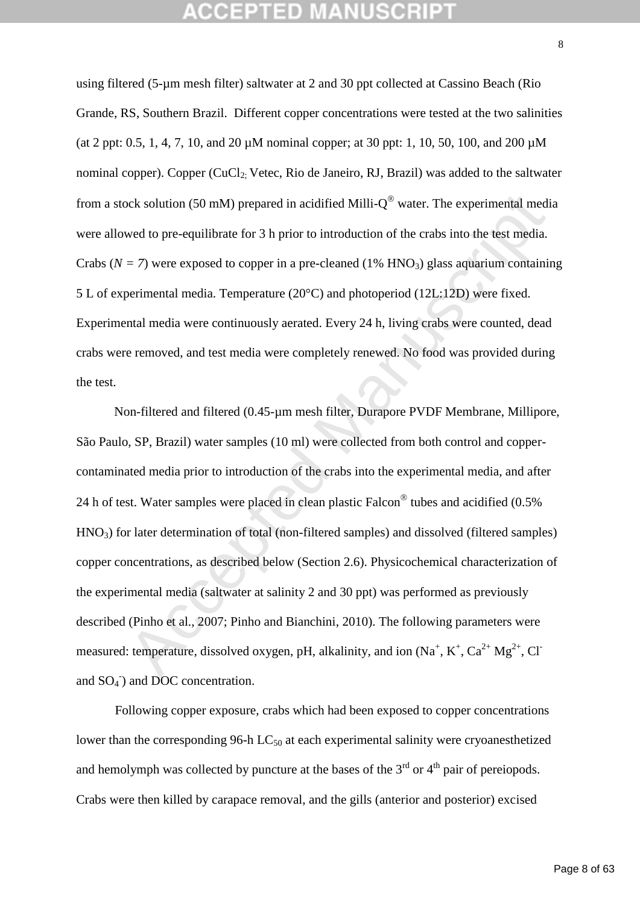using filtered (5-µm mesh filter) saltwater at 2 and 30 ppt collected at Cassino Beach (Rio Grande, RS, Southern Brazil. Different copper concentrations were tested at the two salinities (at 2 ppt: 0.5, 1, 4, 7, 10, and 20 µM nominal copper; at 30 ppt: 1, 10, 50, 100, and 200 µM nominal copper). Copper ($CuCl_2$; Vetec, Rio de Janeiro, RJ, Brazil) was added to the saltwater from a stock solution (50 mM) prepared in acidified Milli-Q® water. The experimental media were allowed to pre-equilibrate for 3 h prior to introduction of the crabs into the test media. Crabs ($N = 7$) were exposed to copper in a pre-cleaned (1% $HNO_3$) glass aquarium containing 5 L of experimental media. Temperature (20°C) and photoperiod (12L:12D) were fixed. Experimental media were continuously aerated. Every 24 h, living crabs were counted, dead crabs were removed, and test media were completely renewed. No food was provided during the test.

Non-filtered and filtered (0.45-µm mesh filter, Durapore PVDF Membrane, Millipore, São Paulo, SP, Brazil) water samples (10 ml) were collected from both control and copper-contaminated media prior to introduction of the crabs into the experimental media, and after 24 h of test. Water samples were placed in clean plastic Falcon® tubes and acidified (0.5% $HNO_3$) for later determination of total (non-filtered samples) and dissolved (filtered samples) copper concentrations, as described below (Section 2.6). Physicochemical characterization of the experimental media (saltwater at salinity 2 and 30 ppt) was performed as previously described (Pinho et al., 2007; Pinho and Bianchini, 2010). The following parameters were measured: temperature, dissolved oxygen, pH, alkalinity, and ion ($Na^+$, $K^+$, $Ca^{2+}$ $Mg^{2+}$, $Cl^-$ and $SO_4^-$) and DOC concentration.

Following copper exposure, crabs which had been exposed to copper concentrations lower than the corresponding 96-h $LC_{50}$ at each experimental salinity were cryoanesthetized and hemolymph was collected by puncture at the bases of the 3rd or 4th pair of pereiopods. Crabs were then killed by carapace removal, and the gills (anterior and posterior) excised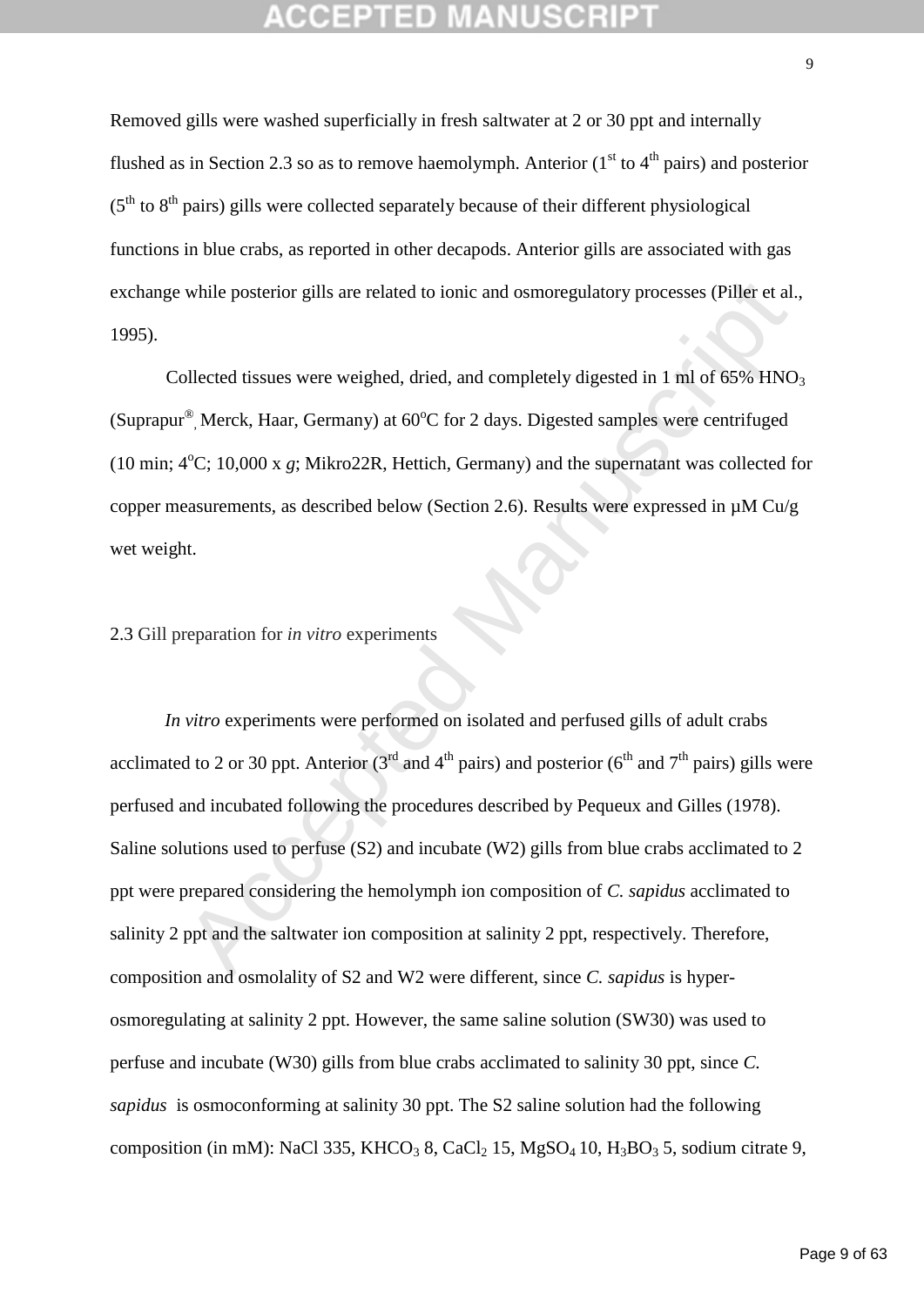Removed gills were washed superficially in fresh saltwater at 2 or 30 ppt and internally flushed as in Section 2.3 so as to remove haemolymph. Anterior ($1^{st}$ to $4^{th}$ pairs) and posterior ($5^{th}$ to $8^{th}$ pairs) gills were collected separately because of their different physiological functions in blue crabs, as reported in other decapods. Anterior gills are associated with gas exchange while posterior gills are related to ionic and osmoregulatory processes (Piller et al., 1995).

Collected tissues were weighed, dried, and completely digested in 1 ml of 65% $HNO_3$ (Suprapur®, Merck, Haar, Germany) at 60°C for 2 days. Digested samples were centrifuged (10 min; 4°C; 10,000 x *g*; Mikro22R, Hettich, Germany) and the supernatant was collected for copper measurements, as described below (Section 2.6). Results were expressed in µM Cu/g wet weight.

## 2.3 Gill preparation for *in vitro* experiments

*In vitro* experiments were performed on isolated and perfused gills of adult crabs acclimated to 2 or 30 ppt. Anterior ($3^{rd}$ and $4^{th}$ pairs) and posterior ($6^{th}$ and $7^{th}$ pairs) gills were perfused and incubated following the procedures described by Pequeux and Gilles (1978). Saline solutions used to perfuse (S2) and incubate (W2) gills from blue crabs acclimated to 2 ppt were prepared considering the hemolymph ion composition of *C. sapidus* acclimated to salinity 2 ppt and the saltwater ion composition at salinity 2 ppt, respectively. Therefore, composition and osmolality of S2 and W2 were different, since *C. sapidus* is hyper-osmoregulating at salinity 2 ppt. However, the same saline solution (SW30) was used to perfuse and incubate (W30) gills from blue crabs acclimated to salinity 30 ppt, since *C. sapidus* is osmoconforming at salinity 30 ppt. The S2 saline solution had the following composition (in mM): NaCl 335, $KHCO_3$ 8, $CaCl_2$ 15, $MgSO_4$ 10, $H_3BO_3$ 5, sodium citrate 9,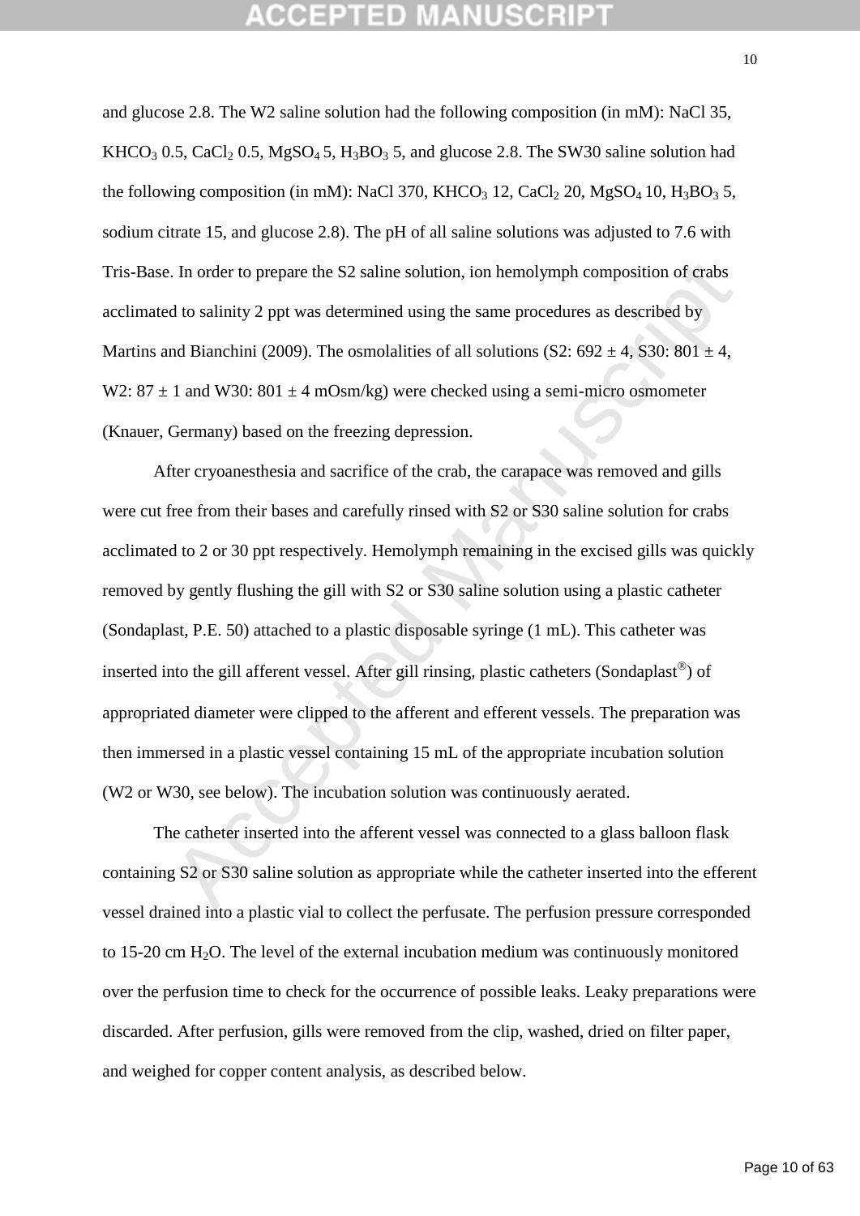and glucose 2.8. The W2 saline solution had the following composition (in mM): NaCl 35, $KHCO_3$ 0.5, $CaCl_2$ 0.5, $MgSO_4$ 5, $H_3BO_3$ 5, and glucose 2.8. The SW30 saline solution had the following composition (in mM): NaCl 370, $KHCO_3$ 12, $CaCl_2$ 20, $MgSO_4$ 10, $H_3BO_3$ 5, sodium citrate 15, and glucose 2.8). The pH of all saline solutions was adjusted to 7.6 with Tris-Base. In order to prepare the S2 saline solution, ion hemolymph composition of crabs acclimated to salinity 2 ppt was determined using the same procedures as described by Martins and Bianchini (2009). The osmolalities of all solutions (S2: 692 ± 4, S30: 801 ± 4, W2: 87 ± 1 and W30: 801 ± 4 mOsm/kg) were checked using a semi-micro osmometer (Knauer, Germany) based on the freezing depression.

After cryoanesthesia and sacrifice of the crab, the carapace was removed and gills were cut free from their bases and carefully rinsed with S2 or S30 saline solution for crabs acclimated to 2 or 30 ppt respectively. Hemolymph remaining in the excised gills was quickly removed by gently flushing the gill with S2 or S30 saline solution using a plastic catheter (Sondaplast, P.E. 50) attached to a plastic disposable syringe (1 mL). This catheter was inserted into the gill afferent vessel. After gill rinsing, plastic catheters (Sondaplast®) of appropriated diameter were clipped to the afferent and efferent vessels. The preparation was then immersed in a plastic vessel containing 15 mL of the appropriate incubation solution (W2 or W30, see below). The incubation solution was continuously aerated.

The catheter inserted into the afferent vessel was connected to a glass balloon flask containing S2 or S30 saline solution as appropriate while the catheter inserted into the efferent vessel drained into a plastic vial to collect the perfusate. The perfusion pressure corresponded to 15-20 cm $H_2O$. The level of the external incubation medium was continuously monitored over the perfusion time to check for the occurrence of possible leaks. Leaky preparations were discarded. After perfusion, gills were removed from the clip, washed, dried on filter paper, and weighed for copper content analysis, as described below.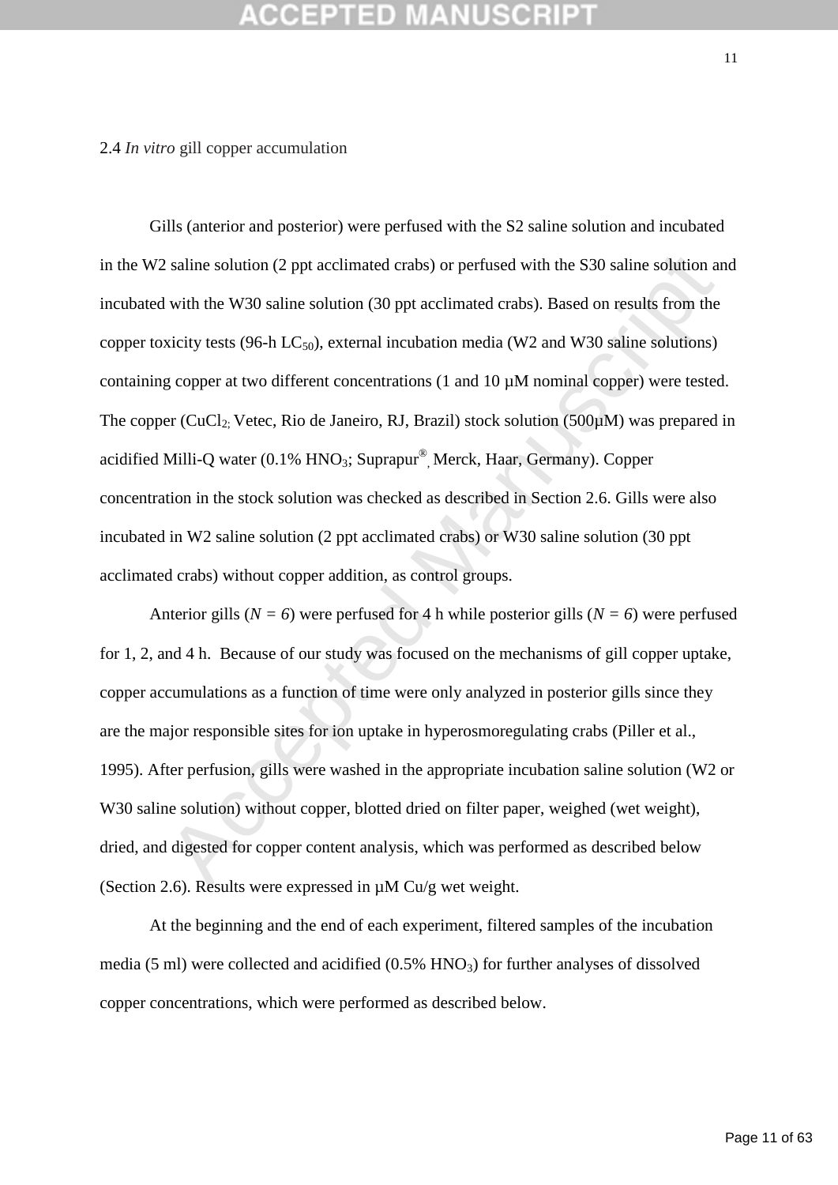2.4 *In vitro* gill copper accumulation

Gills (anterior and posterior) were perfused with the S2 saline solution and incubated in the W2 saline solution (2 ppt acclimated crabs) or perfused with the S30 saline solution and incubated with the W30 saline solution (30 ppt acclimated crabs). Based on results from the copper toxicity tests (96-h $LC_{50}$), external incubation media (W2 and W30 saline solutions) containing copper at two different concentrations (1 and 10 µM nominal copper) were tested. The copper ($CuCl_2$; Vetec, Rio de Janeiro, RJ, Brazil) stock solution (500µM) was prepared in acidified Milli-Q water (0.1% $HNO_3$; Suprapur®, Merck, Haar, Germany). Copper concentration in the stock solution was checked as described in Section 2.6. Gills were also incubated in W2 saline solution (2 ppt acclimated crabs) or W30 saline solution (30 ppt acclimated crabs) without copper addition, as control groups.

Anterior gills ($N = 6$) were perfused for 4 h while posterior gills ($N = 6$) were perfused for 1, 2, and 4 h. Because of our study was focused on the mechanisms of gill copper uptake, copper accumulations as a function of time were only analyzed in posterior gills since they are the major responsible sites for ion uptake in hyperosmoregulating crabs (Piller et al., 1995). After perfusion, gills were washed in the appropriate incubation saline solution (W2 or W30 saline solution) without copper, blotted dried on filter paper, weighed (wet weight), dried, and digested for copper content analysis, which was performed as described below (Section 2.6). Results were expressed in µM Cu/g wet weight.

At the beginning and the end of each experiment, filtered samples of the incubation media (5 ml) were collected and acidified (0.5% $HNO_3$) for further analyses of dissolved copper concentrations, which were performed as described below.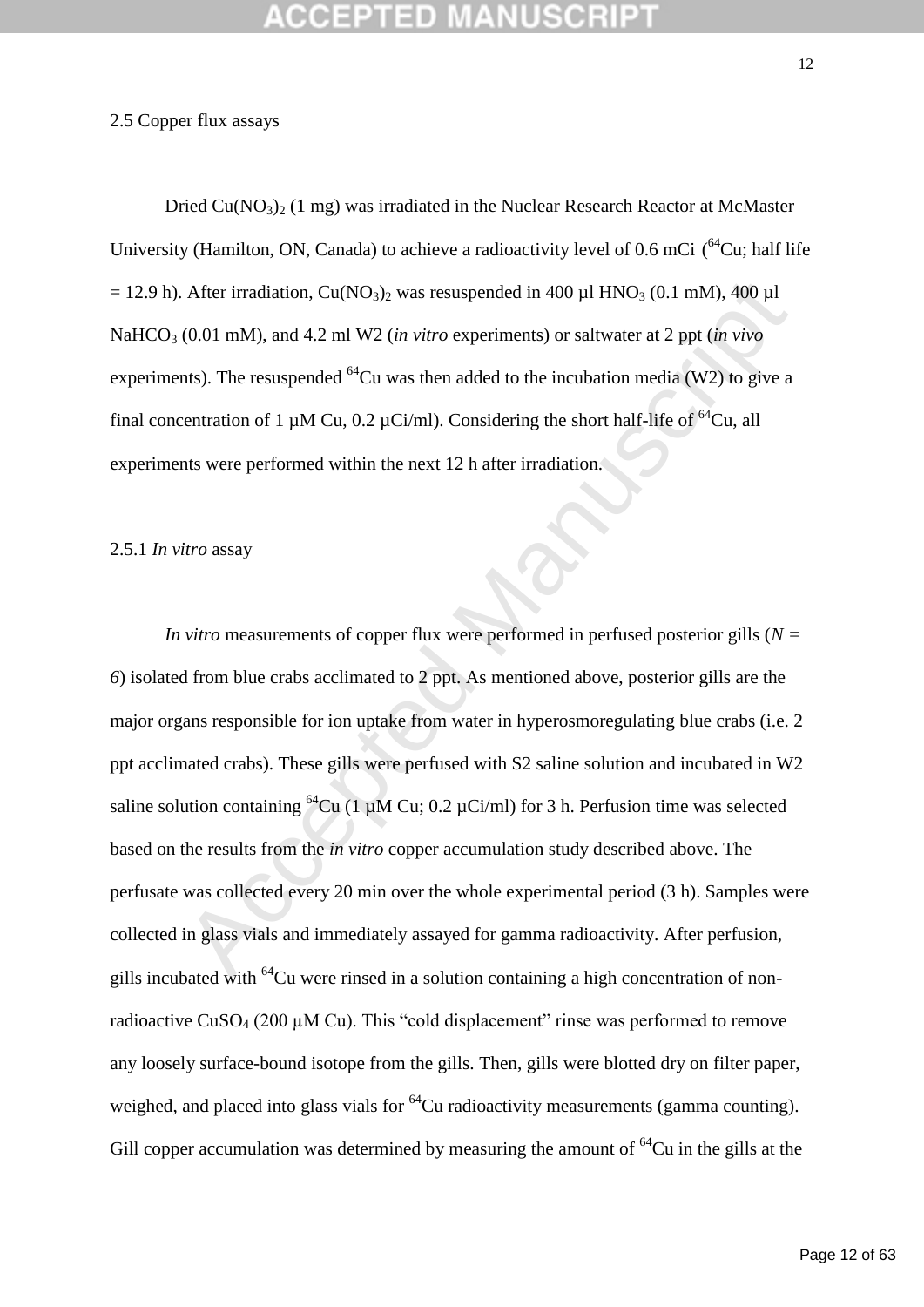## 2.5 Copper flux assays

Dried $Cu(NO_3)_2$ (1 mg) was irradiated in the Nuclear Research Reactor at McMaster University (Hamilton, ON, Canada) to achieve a radioactivity level of 0.6 mCi ($^{64}Cu$; half life = 12.9 h). After irradiation, $Cu(NO_3)_2$ was resuspended in 400 µl $HNO_3$ (0.1 mM), 400 µl $NaHCO_3$ (0.01 mM), and 4.2 ml W2 (*in vitro* experiments) or saltwater at 2 ppt (*in vivo* experiments). The resuspended $^{64}Cu$ was then added to the incubation media (W2) to give a final concentration of 1 µM Cu, 0.2 µCi/ml). Considering the short half-life of $^{64}Cu$, all experiments were performed within the next 12 h after irradiation.

### 2.5.1 *In vitro* assay

*In vitro* measurements of copper flux were performed in perfused posterior gills ($N = 6$) isolated from blue crabs acclimated to 2 ppt. As mentioned above, posterior gills are the major organs responsible for ion uptake from water in hyperosmoregulating blue crabs (i.e. 2 ppt acclimated crabs). These gills were perfused with S2 saline solution and incubated in W2 saline solution containing $^{64}Cu$ (1 µM Cu; 0.2 µCi/ml) for 3 h. Perfusion time was selected based on the results from the *in vitro* copper accumulation study described above. The perfusate was collected every 20 min over the whole experimental period (3 h). Samples were collected in glass vials and immediately assayed for gamma radioactivity. After perfusion, gills incubated with $^{64}Cu$ were rinsed in a solution containing a high concentration of non-radioactive $CuSO_4$ (200 µM Cu). This "cold displacement" rinse was performed to remove any loosely surface-bound isotope from the gills. Then, gills were blotted dry on filter paper, weighed, and placed into glass vials for $^{64}Cu$ radioactivity measurements (gamma counting). Gill copper accumulation was determined by measuring the amount of $^{64}Cu$ in the gills at the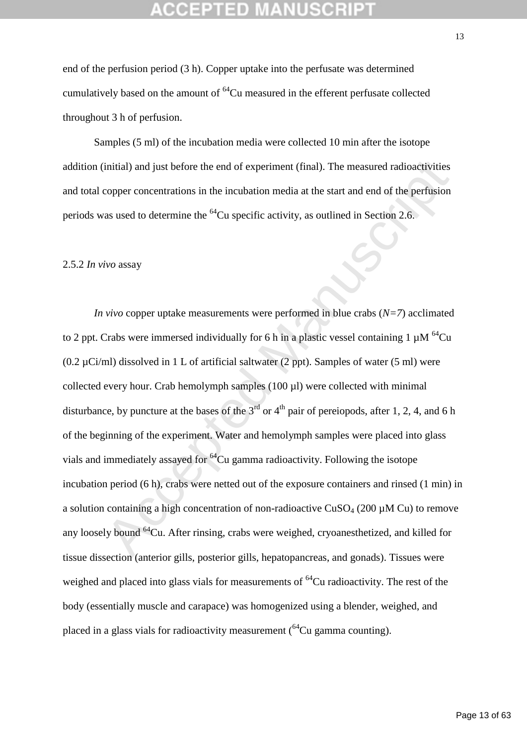end of the perfusion period (3 h). Copper uptake into the perfusate was determined cumulatively based on the amount of $^{64}$Cu measured in the efferent perfusate collected throughout 3 h of perfusion.

Samples (5 ml) of the incubation media were collected 10 min after the isotope addition (initial) and just before the end of experiment (final). The measured radioactivities and total copper concentrations in the incubation media at the start and end of the perfusion periods was used to determine the $^{64}$Cu specific activity, as outlined in Section 2.6.

2.5.2 *In vivo* assay

*In vivo* copper uptake measurements were performed in blue crabs (*N=7*) acclimated to 2 ppt. Crabs were immersed individually for 6 h in a plastic vessel containing 1 µM $^{64}$Cu (0.2 µCi/ml) dissolved in 1 L of artificial saltwater (2 ppt). Samples of water (5 ml) were collected every hour. Crab hemolymph samples (100 µl) were collected with minimal disturbance, by puncture at the bases of the 3$^{rd}$ or 4$^{th}$ pair of pereiopods, after 1, 2, 4, and 6 h of the beginning of the experiment. Water and hemolymph samples were placed into glass vials and immediately assayed for $^{64}$Cu gamma radioactivity. Following the isotope incubation period (6 h), crabs were netted out of the exposure containers and rinsed (1 min) in a solution containing a high concentration of non-radioactive $CuSO_4$ (200 µM Cu) to remove any loosely bound $^{64}$Cu. After rinsing, crabs were weighed, cryoanesthetized, and killed for tissue dissection (anterior gills, posterior gills, hepatopancreas, and gonads). Tissues were weighed and placed into glass vials for measurements of $^{64}$Cu radioactivity. The rest of the body (essentially muscle and carapace) was homogenized using a blender, weighed, and placed in a glass vials for radioactivity measurement ($^{64}$Cu gamma counting).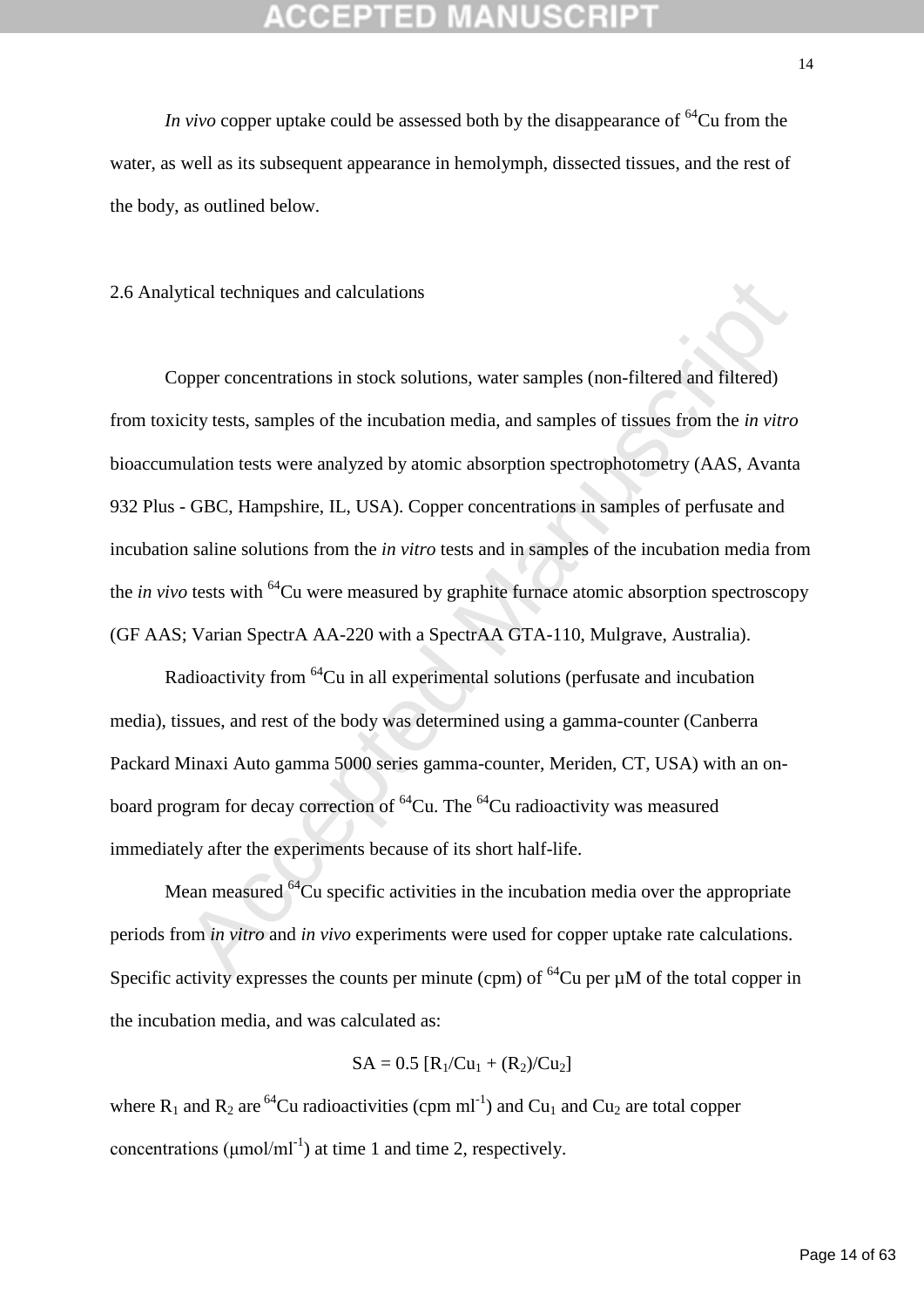*In vivo* copper uptake could be assessed both by the disappearance of $^{64}Cu$ from the water, as well as its subsequent appearance in hemolymph, dissected tissues, and the rest of the body, as outlined below.

## 2.6 Analytical techniques and calculations

Copper concentrations in stock solutions, water samples (non-filtered and filtered) from toxicity tests, samples of the incubation media, and samples of tissues from the *in vitro* bioaccumulation tests were analyzed by atomic absorption spectrophotometry (AAS, Avanta 932 Plus - GBC, Hampshire, IL, USA). Copper concentrations in samples of perfusate and incubation saline solutions from the *in vitro* tests and in samples of the incubation media from the *in vivo* tests with $^{64}Cu$ were measured by graphite furnace atomic absorption spectroscopy (GF AAS; Varian SpectrA AA-220 with a SpectrAA GTA-110, Mulgrave, Australia).

Radioactivity from $^{64}Cu$ in all experimental solutions (perfusate and incubation media), tissues, and rest of the body was determined using a gamma-counter (Canberra Packard Minaxi Auto gamma 5000 series gamma-counter, Meriden, CT, USA) with an on-board program for decay correction of $^{64}Cu$. The $^{64}Cu$ radioactivity was measured immediately after the experiments because of its short half-life.

Mean measured $^{64}Cu$ specific activities in the incubation media over the appropriate periods from *in vitro* and *in vivo* experiments were used for copper uptake rate calculations. Specific activity expresses the counts per minute (cpm) of $^{64}Cu$ per μM of the total copper in the incubation media, and was calculated as:

$$SA = 0.5\ [R_1/Cu_1 + (R_2)/Cu_2]$$

where $R_1$ and $R_2$ are $^{64}Cu$ radioactivities (cpm $ml^{-1}$) and $Cu_1$ and $Cu_2$ are total copper concentrations (μmol/$ml^{-1}$) at time 1 and time 2, respectively.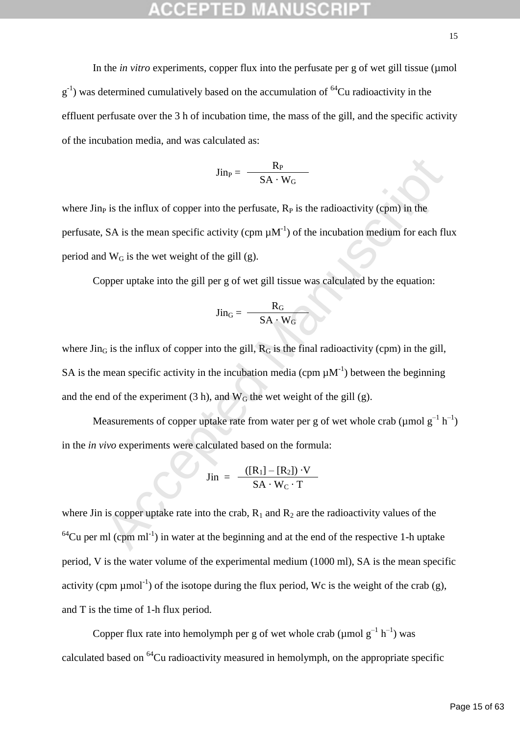In the *in vitro* experiments, copper flux into the perfusate per g of wet gill tissue (µmol $g^{-1}$) was determined cumulatively based on the accumulation of $^{64}Cu$ radioactivity in the effluent perfusate over the 3 h of incubation time, the mass of the gill, and the specific activity of the incubation media, and was calculated as:

$$Jin_P = \frac{R_P}{SA \cdot W_G}$$

where $Jin_P$ is the influx of copper into the perfusate, $R_P$ is the radioactivity (cpm) in the perfusate, SA is the mean specific activity (cpm $\mu M^{-1}$) of the incubation medium for each flux period and $W_G$ is the wet weight of the gill (g).

Copper uptake into the gill per g of wet gill tissue was calculated by the equation:

$$Jin_G = \frac{R_G}{SA \cdot W_G}$$

where $Jin_G$ is the influx of copper into the gill, $R_G$ is the final radioactivity (cpm) in the gill, SA is the mean specific activity in the incubation media (cpm $\mu M^{-1}$) between the beginning and the end of the experiment (3 h), and $W_G$ the wet weight of the gill (g).

Measurements of copper uptake rate from water per g of wet whole crab (µmol $g^{-1}$ $h^{-1}$) in the *in vivo* experiments were calculated based on the formula:

$$Jin = \frac{([R_1] - [R_2]) \cdot V}{SA \cdot W_C \cdot T}$$

where Jin is copper uptake rate into the crab, $R_1$ and $R_2$ are the radioactivity values of the $^{64}Cu$ per ml (cpm $ml^{-1}$) in water at the beginning and at the end of the respective 1-h uptake period, V is the water volume of the experimental medium (1000 ml), SA is the mean specific activity (cpm $\mu mol^{-1}$) of the isotope during the flux period, Wc is the weight of the crab (g), and T is the time of 1-h flux period.

Copper flux rate into hemolymph per g of wet whole crab (µmol $g^{-1}$ $h^{-1}$) was calculated based on $^{64}Cu$ radioactivity measured in hemolymph, on the appropriate specific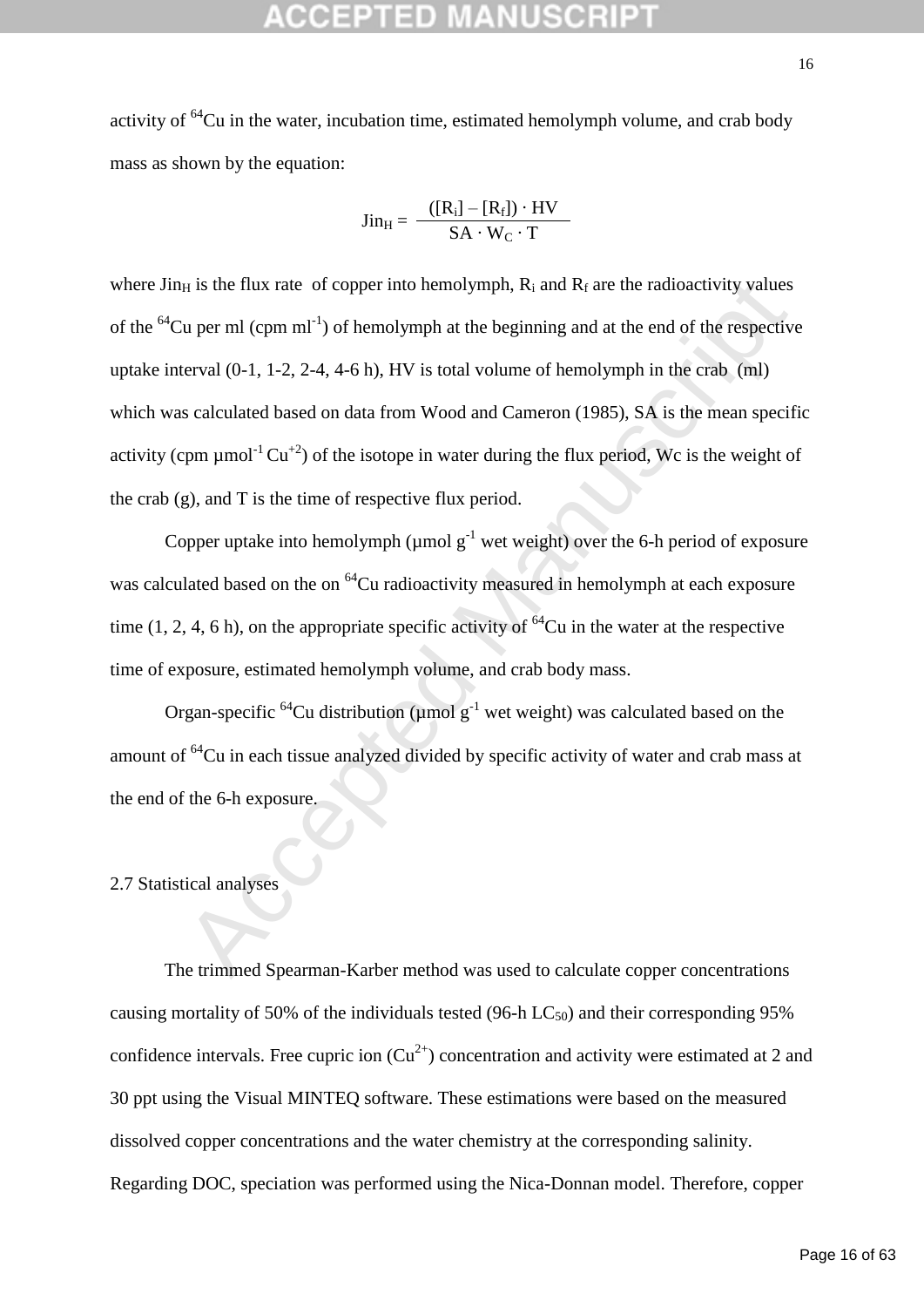activity of $^{64}Cu$ in the water, incubation time, estimated hemolymph volume, and crab body mass as shown by the equation:

$$Jin_H = \frac{([R_i] - [R_f]) \cdot HV}{SA \cdot W_C \cdot T}$$

where $Jin_H$ is the flux rate of copper into hemolymph, $R_i$ and $R_f$ are the radioactivity values of the $^{64}Cu$ per ml (cpm $ml^{-1}$) of hemolymph at the beginning and at the end of the respective uptake interval (0-1, 1-2, 2-4, 4-6 h), HV is total volume of hemolymph in the crab (ml) which was calculated based on data from Wood and Cameron (1985), SA is the mean specific activity (cpm $\mu mol^{-1}$ $Cu^{+2}$) of the isotope in water during the flux period, Wc is the weight of the crab (g), and T is the time of respective flux period.

Copper uptake into hemolymph ($\mu mol$ $g^{-1}$ wet weight) over the 6-h period of exposure was calculated based on the on $^{64}Cu$ radioactivity measured in hemolymph at each exposure time (1, 2, 4, 6 h), on the appropriate specific activity of $^{64}Cu$ in the water at the respective time of exposure, estimated hemolymph volume, and crab body mass.

Organ-specific $^{64}Cu$ distribution ($\mu mol$ $g^{-1}$ wet weight) was calculated based on the amount of $^{64}Cu$ in each tissue analyzed divided by specific activity of water and crab mass at the end of the 6-h exposure.

## 2.7 Statistical analyses

The trimmed Spearman-Karber method was used to calculate copper concentrations causing mortality of 50% of the individuals tested (96-h $LC_{50}$) and their corresponding 95% confidence intervals. Free cupric ion ($Cu^{2+}$) concentration and activity were estimated at 2 and 30 ppt using the Visual MINTEQ software. These estimations were based on the measured dissolved copper concentrations and the water chemistry at the corresponding salinity. Regarding DOC, speciation was performed using the Nica-Donnan model. Therefore, copper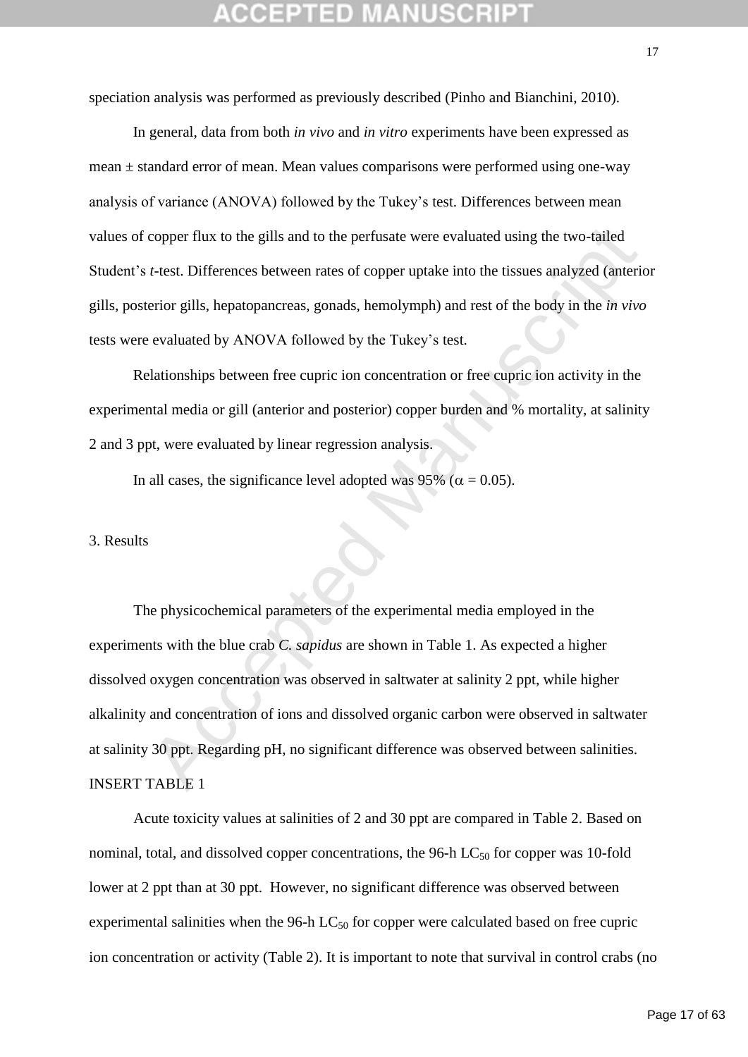speciation analysis was performed as previously described (Pinho and Bianchini, 2010).

In general, data from both *in vivo* and *in vitro* experiments have been expressed as mean ± standard error of mean. Mean values comparisons were performed using one-way analysis of variance (ANOVA) followed by the Tukey's test. Differences between mean values of copper flux to the gills and to the perfusate were evaluated using the two-tailed Student's *t*-test. Differences between rates of copper uptake into the tissues analyzed (anterior gills, posterior gills, hepatopancreas, gonads, hemolymph) and rest of the body in the *in vivo* tests were evaluated by ANOVA followed by the Tukey's test.

Relationships between free cupric ion concentration or free cupric ion activity in the experimental media or gill (anterior and posterior) copper burden and % mortality, at salinity 2 and 3 ppt, were evaluated by linear regression analysis.

In all cases, the significance level adopted was 95% ($\alpha = 0.05$).

## 3. Results

The physicochemical parameters of the experimental media employed in the experiments with the blue crab *C. sapidus* are shown in Table 1. As expected a higher dissolved oxygen concentration was observed in saltwater at salinity 2 ppt, while higher alkalinity and concentration of ions and dissolved organic carbon were observed in saltwater at salinity 30 ppt. Regarding pH, no significant difference was observed between salinities.

INSERT TABLE 1

Acute toxicity values at salinities of 2 and 30 ppt are compared in Table 2. Based on nominal, total, and dissolved copper concentrations, the 96-h $LC_{50}$ for copper was 10-fold lower at 2 ppt than at 30 ppt. However, no significant difference was observed between experimental salinities when the 96-h $LC_{50}$ for copper were calculated based on free cupric ion concentration or activity (Table 2). It is important to note that survival in control crabs (no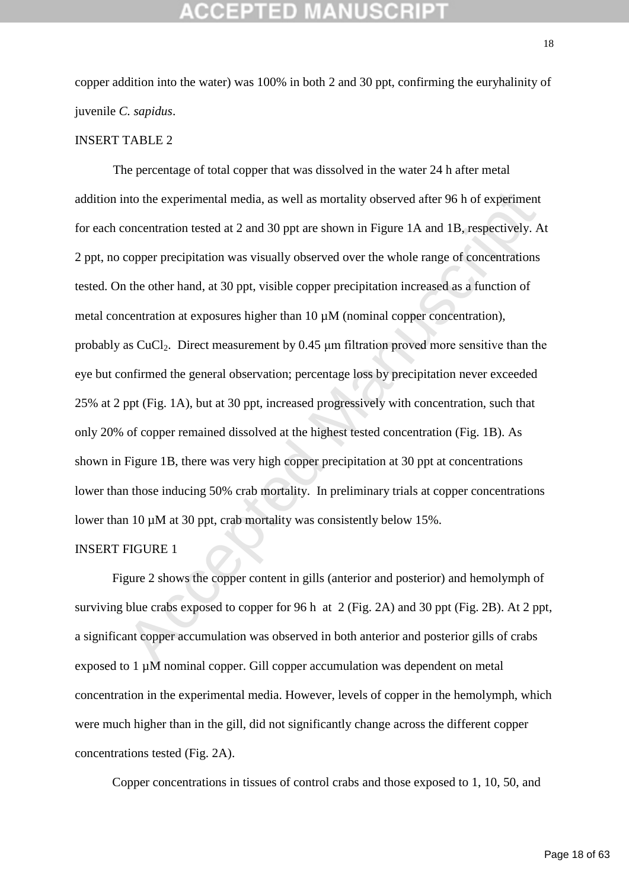copper addition into the water) was 100% in both 2 and 30 ppt, confirming the euryhalinity of juvenile *C. sapidus*.

INSERT TABLE 2

The percentage of total copper that was dissolved in the water 24 h after metal addition into the experimental media, as well as mortality observed after 96 h of experiment for each concentration tested at 2 and 30 ppt are shown in Figure 1A and 1B, respectively. At 2 ppt, no copper precipitation was visually observed over the whole range of concentrations tested. On the other hand, at 30 ppt, visible copper precipitation increased as a function of metal concentration at exposures higher than 10 µM (nominal copper concentration), probably as $CuCl_2$. Direct measurement by 0.45 µm filtration proved more sensitive than the eye but confirmed the general observation; percentage loss by precipitation never exceeded 25% at 2 ppt (Fig. 1A), but at 30 ppt, increased progressively with concentration, such that only 20% of copper remained dissolved at the highest tested concentration (Fig. 1B). As shown in Figure 1B, there was very high copper precipitation at 30 ppt at concentrations lower than those inducing 50% crab mortality. In preliminary trials at copper concentrations lower than 10 µM at 30 ppt, crab mortality was consistently below 15%.

INSERT FIGURE 1

Figure 2 shows the copper content in gills (anterior and posterior) and hemolymph of surviving blue crabs exposed to copper for 96 h at 2 (Fig. 2A) and 30 ppt (Fig. 2B). At 2 ppt, a significant copper accumulation was observed in both anterior and posterior gills of crabs exposed to 1 µM nominal copper. Gill copper accumulation was dependent on metal concentration in the experimental media. However, levels of copper in the hemolymph, which were much higher than in the gill, did not significantly change across the different copper concentrations tested (Fig. 2A).

Copper concentrations in tissues of control crabs and those exposed to 1, 10, 50, and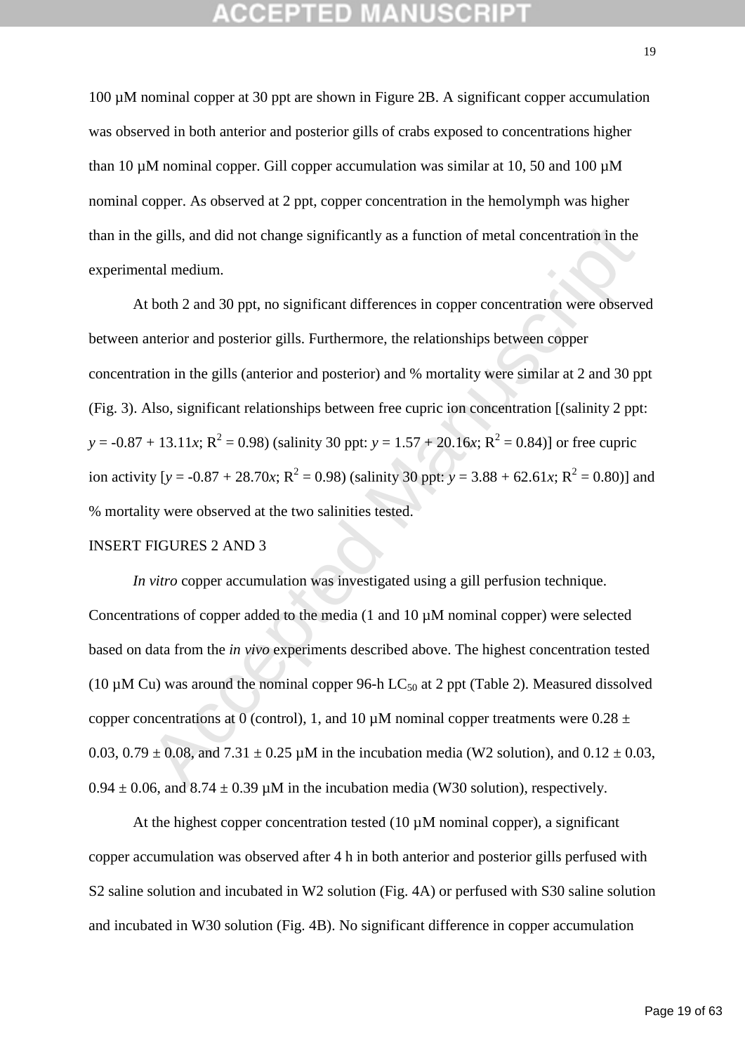100 µM nominal copper at 30 ppt are shown in Figure 2B. A significant copper accumulation was observed in both anterior and posterior gills of crabs exposed to concentrations higher than 10 µM nominal copper. Gill copper accumulation was similar at 10, 50 and 100 µM nominal copper. As observed at 2 ppt, copper concentration in the hemolymph was higher than in the gills, and did not change significantly as a function of metal concentration in the experimental medium.

At both 2 and 30 ppt, no significant differences in copper concentration were observed between anterior and posterior gills. Furthermore, the relationships between copper concentration in the gills (anterior and posterior) and % mortality were similar at 2 and 30 ppt (Fig. 3). Also, significant relationships between free cupric ion concentration [(salinity 2 ppt: $y = -0.87 + 13.11x$; $R^2 = 0.98$) (salinity 30 ppt: $y = 1.57 + 20.16x$; $R^2 = 0.84$)] or free cupric ion activity [$y = -0.87 + 28.70x$; $R^2 = 0.98$) (salinity 30 ppt: $y = 3.88 + 62.61x$; $R^2 = 0.80$)] and % mortality were observed at the two salinities tested.

INSERT FIGURES 2 AND 3

*In vitro* copper accumulation was investigated using a gill perfusion technique. Concentrations of copper added to the media (1 and 10 µM nominal copper) were selected based on data from the *in vivo* experiments described above. The highest concentration tested (10 µM Cu) was around the nominal copper 96-h $LC_{50}$ at 2 ppt (Table 2). Measured dissolved copper concentrations at 0 (control), 1, and 10 µM nominal copper treatments were 0.28 ± 0.03, 0.79 ± 0.08, and 7.31 ± 0.25 µM in the incubation media (W2 solution), and 0.12 ± 0.03, 0.94 ± 0.06, and 8.74 ± 0.39 µM in the incubation media (W30 solution), respectively.

At the highest copper concentration tested (10 µM nominal copper), a significant copper accumulation was observed after 4 h in both anterior and posterior gills perfused with S2 saline solution and incubated in W2 solution (Fig. 4A) or perfused with S30 saline solution and incubated in W30 solution (Fig. 4B). No significant difference in copper accumulation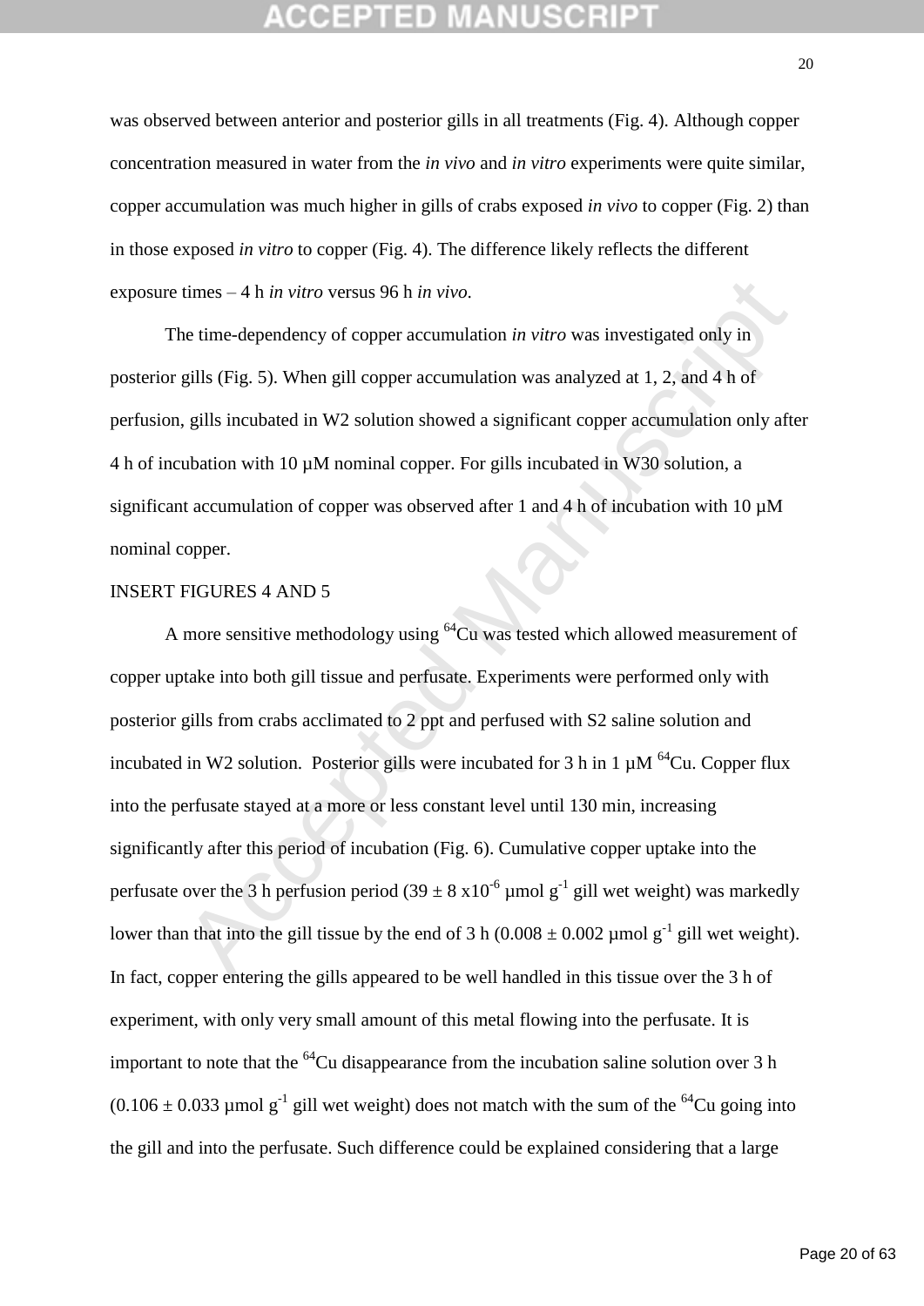was observed between anterior and posterior gills in all treatments (Fig. 4). Although copper concentration measured in water from the *in vivo* and *in vitro* experiments were quite similar, copper accumulation was much higher in gills of crabs exposed *in vivo* to copper (Fig. 2) than in those exposed *in vitro* to copper (Fig. 4). The difference likely reflects the different exposure times – 4 h *in vitro* versus 96 h *in vivo*.

The time-dependency of copper accumulation *in vitro* was investigated only in posterior gills (Fig. 5). When gill copper accumulation was analyzed at 1, 2, and 4 h of perfusion, gills incubated in W2 solution showed a significant copper accumulation only after 4 h of incubation with 10 µM nominal copper. For gills incubated in W30 solution, a significant accumulation of copper was observed after 1 and 4 h of incubation with 10 µM nominal copper.

INSERT FIGURES 4 AND 5

A more sensitive methodology using $^{64}Cu$ was tested which allowed measurement of copper uptake into both gill tissue and perfusate. Experiments were performed only with posterior gills from crabs acclimated to 2 ppt and perfused with S2 saline solution and incubated in W2 solution. Posterior gills were incubated for 3 h in 1 µM $^{64}Cu$. Copper flux into the perfusate stayed at a more or less constant level until 130 min, increasing significantly after this period of incubation (Fig. 6). Cumulative copper uptake into the perfusate over the 3 h perfusion period ($39 \pm 8 \times 10^{-6}$ µmol $g^{-1}$ gill wet weight) was markedly lower than that into the gill tissue by the end of 3 h ($0.008 \pm 0.002$ µmol $g^{-1}$ gill wet weight). In fact, copper entering the gills appeared to be well handled in this tissue over the 3 h of experiment, with only very small amount of this metal flowing into the perfusate. It is important to note that the $^{64}Cu$ disappearance from the incubation saline solution over 3 h ($0.106 \pm 0.033$ µmol $g^{-1}$ gill wet weight) does not match with the sum of the $^{64}Cu$ going into the gill and into the perfusate. Such difference could be explained considering that a large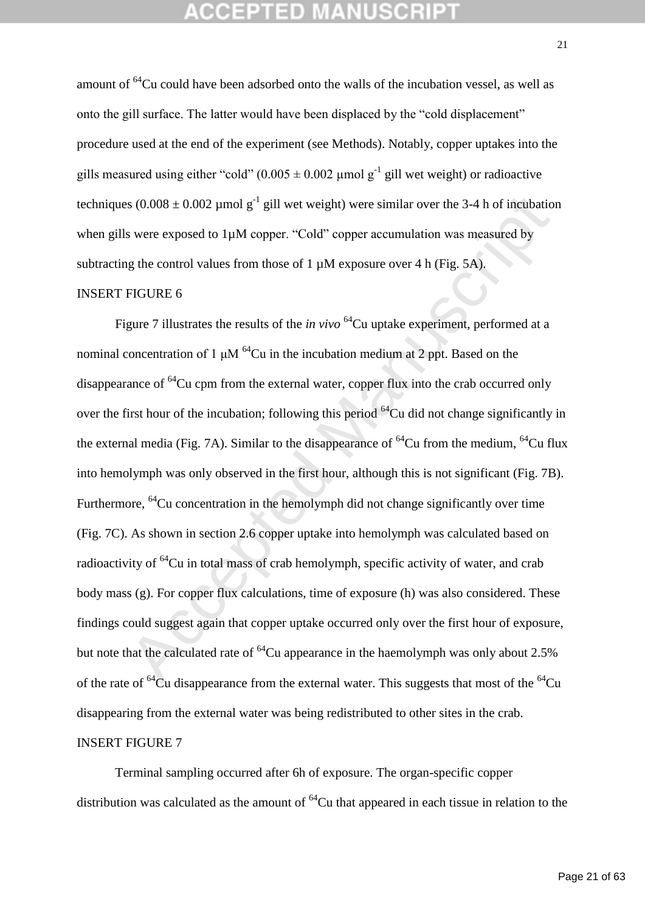amount of $^{64}$Cu could have been adsorbed onto the walls of the incubation vessel, as well as onto the gill surface. The latter would have been displaced by the "cold displacement" procedure used at the end of the experiment (see Methods). Notably, copper uptakes into the gills measured using either "cold" ($0.005 \pm 0.002$ μmol $g^{-1}$ gill wet weight) or radioactive techniques ($0.008 \pm 0.002$ μmol $g^{-1}$ gill wet weight) were similar over the 3-4 h of incubation when gills were exposed to 1μM copper. "Cold" copper accumulation was measured by subtracting the control values from those of 1 μM exposure over 4 h (Fig. 5A).

INSERT FIGURE 6

Figure 7 illustrates the results of the *in vivo* $^{64}$Cu uptake experiment, performed at a nominal concentration of 1 μM $^{64}$Cu in the incubation medium at 2 ppt. Based on the disappearance of $^{64}$Cu cpm from the external water, copper flux into the crab occurred only over the first hour of the incubation; following this period $^{64}$Cu did not change significantly in the external media (Fig. 7A). Similar to the disappearance of $^{64}$Cu from the medium, $^{64}$Cu flux into hemolymph was only observed in the first hour, although this is not significant (Fig. 7B). Furthermore, $^{64}$Cu concentration in the hemolymph did not change significantly over time (Fig. 7C). As shown in section 2.6 copper uptake into hemolymph was calculated based on radioactivity of $^{64}$Cu in total mass of crab hemolymph, specific activity of water, and crab body mass (g). For copper flux calculations, time of exposure (h) was also considered. These findings could suggest again that copper uptake occurred only over the first hour of exposure, but note that the calculated rate of $^{64}$Cu appearance in the haemolymph was only about 2.5% of the rate of $^{64}$Cu disappearance from the external water. This suggests that most of the $^{64}$Cu disappearing from the external water was being redistributed to other sites in the crab.

INSERT FIGURE 7

Terminal sampling occurred after 6h of exposure. The organ-specific copper distribution was calculated as the amount of $^{64}$Cu that appeared in each tissue in relation to the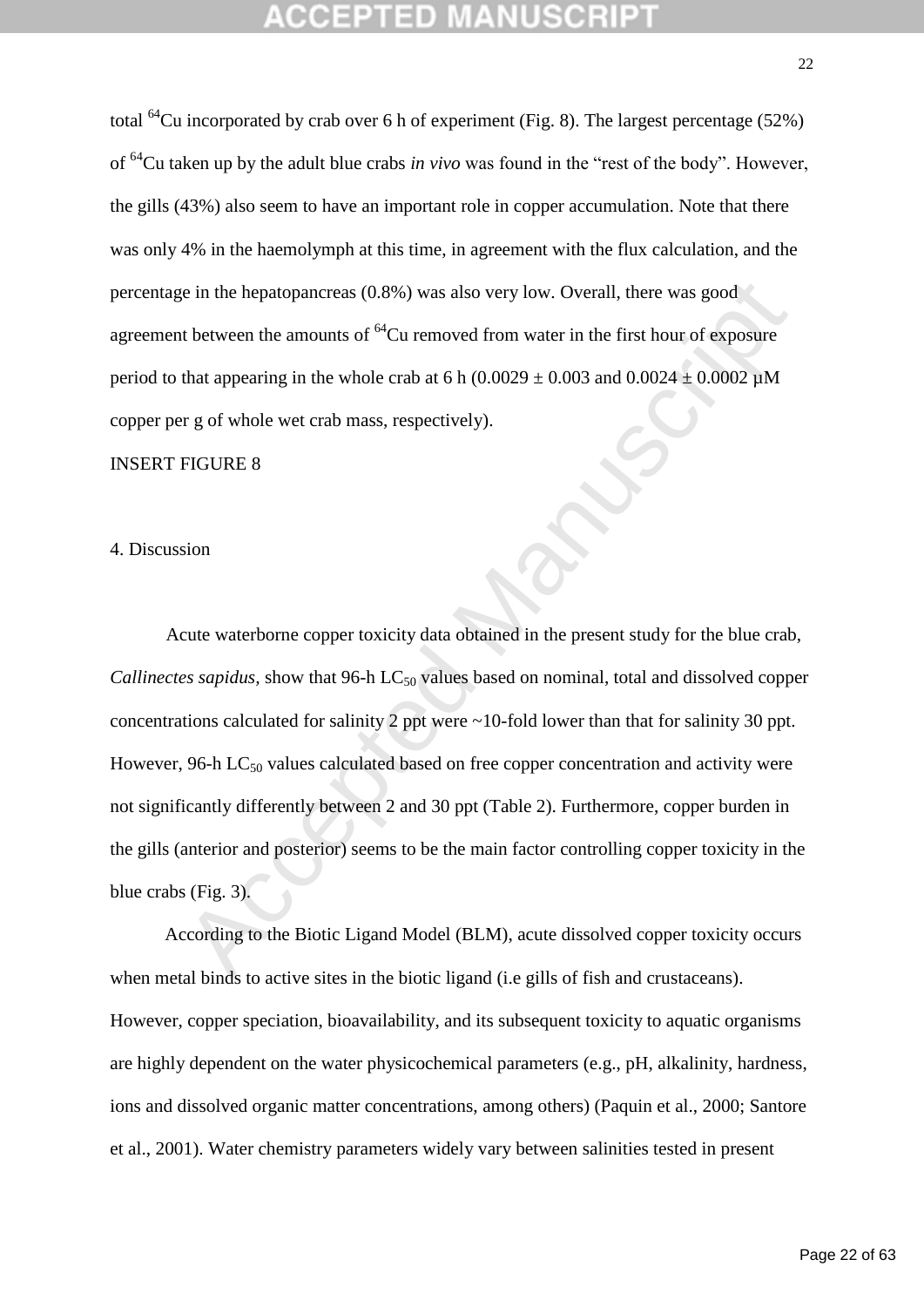total $^{64}Cu$ incorporated by crab over 6 h of experiment (Fig. 8). The largest percentage (52%) of $^{64}Cu$ taken up by the adult blue crabs *in vivo* was found in the "rest of the body". However, the gills (43%) also seem to have an important role in copper accumulation. Note that there was only 4% in the haemolymph at this time, in agreement with the flux calculation, and the percentage in the hepatopancreas (0.8%) was also very low. Overall, there was good agreement between the amounts of $^{64}Cu$ removed from water in the first hour of exposure period to that appearing in the whole crab at 6 h (0.0029 ± 0.003 and 0.0024 ± 0.0002 µM copper per g of whole wet crab mass, respectively).

INSERT FIGURE 8

## 4. Discussion

Acute waterborne copper toxicity data obtained in the present study for the blue crab, *Callinectes sapidus*, show that 96-h $LC_{50}$ values based on nominal, total and dissolved copper concentrations calculated for salinity 2 ppt were ~10-fold lower than that for salinity 30 ppt. However, 96-h $LC_{50}$ values calculated based on free copper concentration and activity were not significantly differently between 2 and 30 ppt (Table 2). Furthermore, copper burden in the gills (anterior and posterior) seems to be the main factor controlling copper toxicity in the blue crabs (Fig. 3).

According to the Biotic Ligand Model (BLM), acute dissolved copper toxicity occurs when metal binds to active sites in the biotic ligand (i.e gills of fish and crustaceans). However, copper speciation, bioavailability, and its subsequent toxicity to aquatic organisms are highly dependent on the water physicochemical parameters (e.g., pH, alkalinity, hardness, ions and dissolved organic matter concentrations, among others) (Paquin et al., 2000; Santore et al., 2001). Water chemistry parameters widely vary between salinities tested in present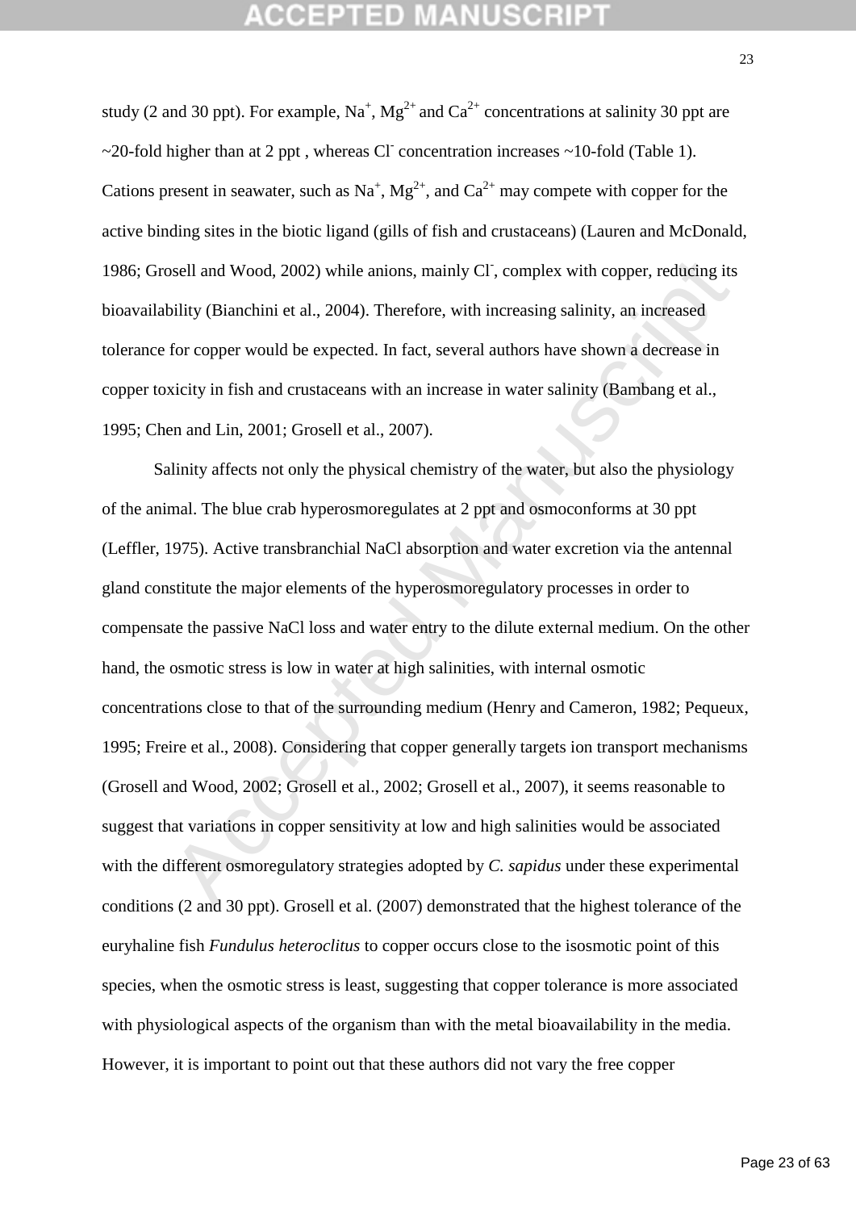study (2 and 30 ppt). For example, $Na^+$, $Mg^{2+}$ and $Ca^{2+}$ concentrations at salinity 30 ppt are ~20-fold higher than at 2 ppt , whereas $Cl^-$ concentration increases ~10-fold (Table 1). Cations present in seawater, such as $Na^+$, $Mg^{2+}$, and $Ca^{2+}$ may compete with copper for the active binding sites in the biotic ligand (gills of fish and crustaceans) (Lauren and McDonald, 1986; Grosell and Wood, 2002) while anions, mainly $Cl^-$, complex with copper, reducing its bioavailability (Bianchini et al., 2004). Therefore, with increasing salinity, an increased tolerance for copper would be expected. In fact, several authors have shown a decrease in copper toxicity in fish and crustaceans with an increase in water salinity (Bambang et al., 1995; Chen and Lin, 2001; Grosell et al., 2007).

Salinity affects not only the physical chemistry of the water, but also the physiology of the animal. The blue crab hyperosmoregulates at 2 ppt and osmoconforms at 30 ppt (Leffler, 1975). Active transbranchial NaCl absorption and water excretion via the antennal gland constitute the major elements of the hyperosmoregulatory processes in order to compensate the passive NaCl loss and water entry to the dilute external medium. On the other hand, the osmotic stress is low in water at high salinities, with internal osmotic concentrations close to that of the surrounding medium (Henry and Cameron, 1982; Pequeux, 1995; Freire et al., 2008). Considering that copper generally targets ion transport mechanisms (Grosell and Wood, 2002; Grosell et al., 2002; Grosell et al., 2007), it seems reasonable to suggest that variations in copper sensitivity at low and high salinities would be associated with the different osmoregulatory strategies adopted by *C. sapidus* under these experimental conditions (2 and 30 ppt). Grosell et al. (2007) demonstrated that the highest tolerance of the euryhaline fish *Fundulus heteroclitus* to copper occurs close to the isosmotic point of this species, when the osmotic stress is least, suggesting that copper tolerance is more associated with physiological aspects of the organism than with the metal bioavailability in the media. However, it is important to point out that these authors did not vary the free copper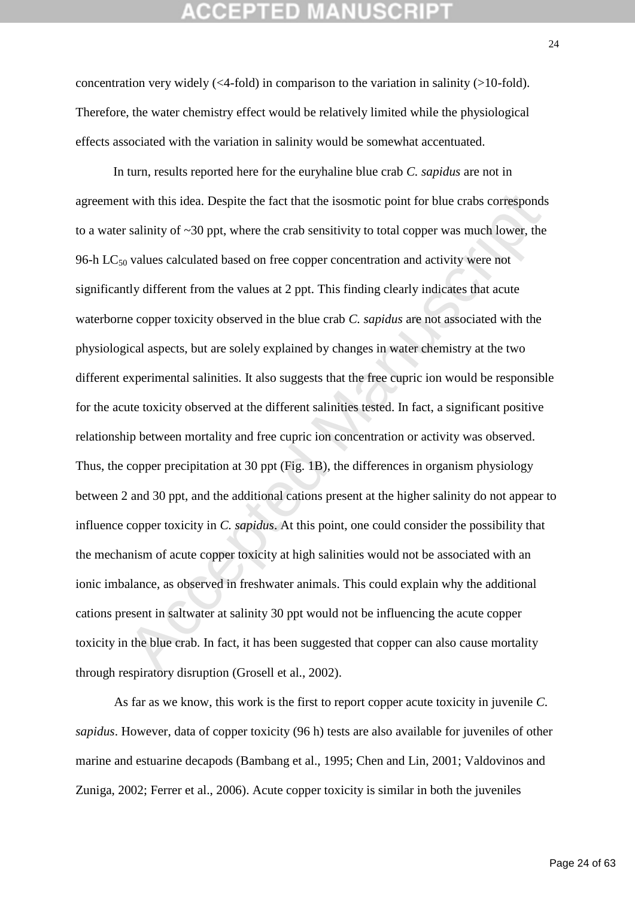concentration very widely (<4-fold) in comparison to the variation in salinity (>10-fold). Therefore, the water chemistry effect would be relatively limited while the physiological effects associated with the variation in salinity would be somewhat accentuated.

In turn, results reported here for the euryhaline blue crab *C. sapidus* are not in agreement with this idea. Despite the fact that the isosmotic point for blue crabs corresponds to a water salinity of ~30 ppt, where the crab sensitivity to total copper was much lower, the 96-h $LC_{50}$ values calculated based on free copper concentration and activity were not significantly different from the values at 2 ppt. This finding clearly indicates that acute waterborne copper toxicity observed in the blue crab *C. sapidus* are not associated with the physiological aspects, but are solely explained by changes in water chemistry at the two different experimental salinities. It also suggests that the free cupric ion would be responsible for the acute toxicity observed at the different salinities tested. In fact, a significant positive relationship between mortality and free cupric ion concentration or activity was observed. Thus, the copper precipitation at 30 ppt (Fig. 1B), the differences in organism physiology between 2 and 30 ppt, and the additional cations present at the higher salinity do not appear to influence copper toxicity in *C. sapidus*. At this point, one could consider the possibility that the mechanism of acute copper toxicity at high salinities would not be associated with an ionic imbalance, as observed in freshwater animals. This could explain why the additional cations present in saltwater at salinity 30 ppt would not be influencing the acute copper toxicity in the blue crab. In fact, it has been suggested that copper can also cause mortality through respiratory disruption (Grosell et al., 2002).

As far as we know, this work is the first to report copper acute toxicity in juvenile *C. sapidus*. However, data of copper toxicity (96 h) tests are also available for juveniles of other marine and estuarine decapods (Bambang et al., 1995; Chen and Lin, 2001; Valdovinos and Zuniga, 2002; Ferrer et al., 2006). Acute copper toxicity is similar in both the juveniles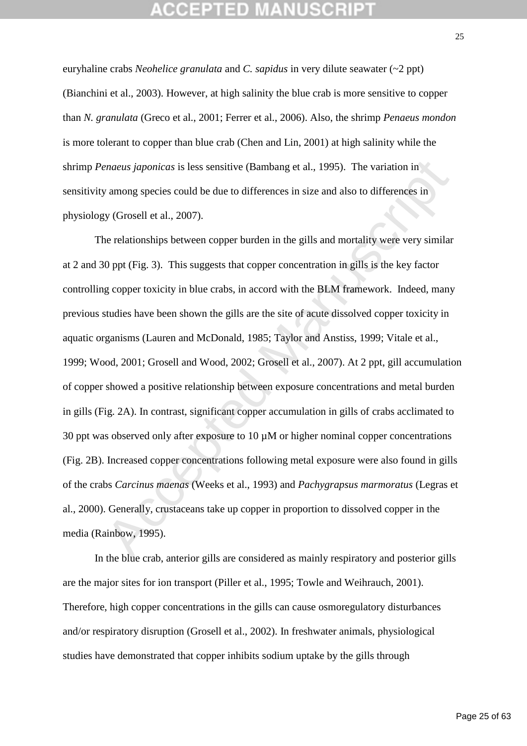euryhaline crabs *Neohelice granulata* and *C. sapidus* in very dilute seawater (~2 ppt) (Bianchini et al., 2003). However, at high salinity the blue crab is more sensitive to copper than *N. granulata* (Greco et al., 2001; Ferrer et al., 2006). Also, the shrimp *Penaeus mondon* is more tolerant to copper than blue crab (Chen and Lin, 2001) at high salinity while the shrimp *Penaeus japonicas* is less sensitive (Bambang et al., 1995). The variation in sensitivity among species could be due to differences in size and also to differences in physiology (Grosell et al., 2007).

The relationships between copper burden in the gills and mortality were very similar at 2 and 30 ppt (Fig. 3). This suggests that copper concentration in gills is the key factor controlling copper toxicity in blue crabs, in accord with the BLM framework. Indeed, many previous studies have been shown the gills are the site of acute dissolved copper toxicity in aquatic organisms (Lauren and McDonald, 1985; Taylor and Anstiss, 1999; Vitale et al., 1999; Wood, 2001; Grosell and Wood, 2002; Grosell et al., 2007). At 2 ppt, gill accumulation of copper showed a positive relationship between exposure concentrations and metal burden in gills (Fig. 2A). In contrast, significant copper accumulation in gills of crabs acclimated to 30 ppt was observed only after exposure to 10 µM or higher nominal copper concentrations (Fig. 2B). Increased copper concentrations following metal exposure were also found in gills of the crabs *Carcinus maenas* (Weeks et al., 1993) and *Pachygrapsus marmoratus* (Legras et al., 2000). Generally, crustaceans take up copper in proportion to dissolved copper in the media (Rainbow, 1995).

In the blue crab, anterior gills are considered as mainly respiratory and posterior gills are the major sites for ion transport (Piller et al., 1995; Towle and Weihrauch, 2001). Therefore, high copper concentrations in the gills can cause osmoregulatory disturbances and/or respiratory disruption (Grosell et al., 2002). In freshwater animals, physiological studies have demonstrated that copper inhibits sodium uptake by the gills through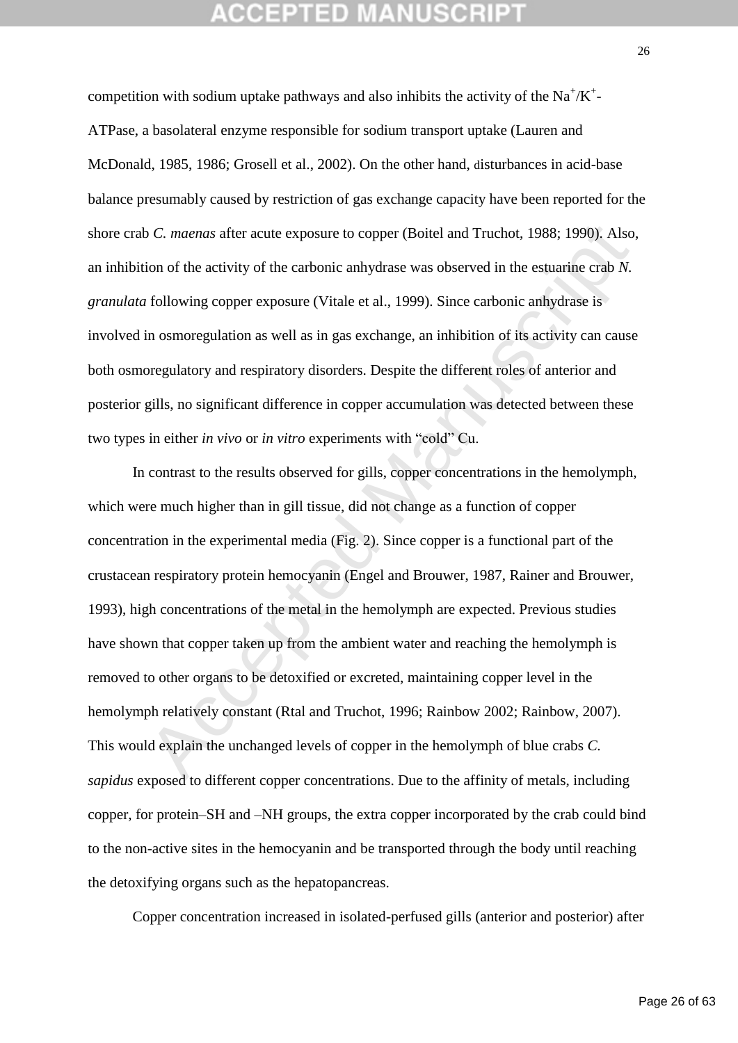competition with sodium uptake pathways and also inhibits the activity of the $Na^+/K^+$-ATPase, a basolateral enzyme responsible for sodium transport uptake (Lauren and McDonald, 1985, 1986; Grosell et al., 2002). On the other hand, disturbances in acid-base balance presumably caused by restriction of gas exchange capacity have been reported for the shore crab *C. maenas* after acute exposure to copper (Boitel and Truchot, 1988; 1990). Also, an inhibition of the activity of the carbonic anhydrase was observed in the estuarine crab *N. granulata* following copper exposure (Vitale et al., 1999). Since carbonic anhydrase is involved in osmoregulation as well as in gas exchange, an inhibition of its activity can cause both osmoregulatory and respiratory disorders. Despite the different roles of anterior and posterior gills, no significant difference in copper accumulation was detected between these two types in either *in vivo* or *in vitro* experiments with "cold" Cu.

In contrast to the results observed for gills, copper concentrations in the hemolymph, which were much higher than in gill tissue, did not change as a function of copper concentration in the experimental media (Fig. 2). Since copper is a functional part of the crustacean respiratory protein hemocyanin (Engel and Brouwer, 1987, Rainer and Brouwer, 1993), high concentrations of the metal in the hemolymph are expected. Previous studies have shown that copper taken up from the ambient water and reaching the hemolymph is removed to other organs to be detoxified or excreted, maintaining copper level in the hemolymph relatively constant (Rtal and Truchot, 1996; Rainbow 2002; Rainbow, 2007). This would explain the unchanged levels of copper in the hemolymph of blue crabs *C. sapidus* exposed to different copper concentrations. Due to the affinity of metals, including copper, for protein–SH and –NH groups, the extra copper incorporated by the crab could bind to the non-active sites in the hemocyanin and be transported through the body until reaching the detoxifying organs such as the hepatopancreas.

Copper concentration increased in isolated-perfused gills (anterior and posterior) after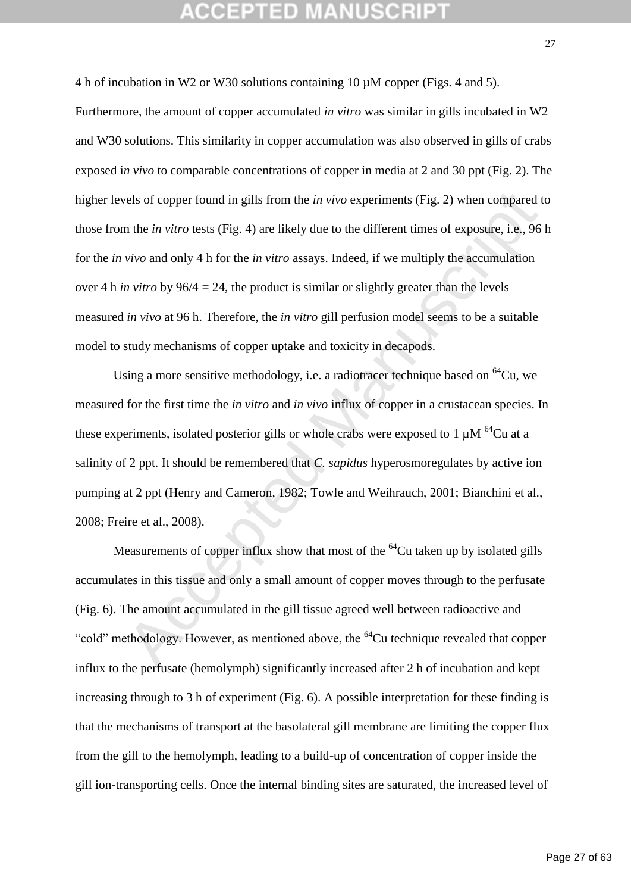4 h of incubation in W2 or W30 solutions containing 10 µM copper (Figs. 4 and 5). Furthermore, the amount of copper accumulated *in vitro* was similar in gills incubated in W2 and W30 solutions. This similarity in copper accumulation was also observed in gills of crabs exposed i*n vivo* to comparable concentrations of copper in media at 2 and 30 ppt (Fig. 2). The higher levels of copper found in gills from the *in vivo* experiments (Fig. 2) when compared to those from the *in vitro* tests (Fig. 4) are likely due to the different times of exposure, i.e., 96 h for the *in vivo* and only 4 h for the *in vitro* assays. Indeed, if we multiply the accumulation over 4 h *in vitro* by 96/4 = 24, the product is similar or slightly greater than the levels measured *in vivo* at 96 h. Therefore, the *in vitro* gill perfusion model seems to be a suitable model to study mechanisms of copper uptake and toxicity in decapods.

Using a more sensitive methodology, i.e. a radiotracer technique based on $^{64}$Cu, we measured for the first time the *in vitro* and *in vivo* influx of copper in a crustacean species. In these experiments, isolated posterior gills or whole crabs were exposed to 1 µM $^{64}$Cu at a salinity of 2 ppt. It should be remembered that *C. sapidus* hyperosmoregulates by active ion pumping at 2 ppt (Henry and Cameron, 1982; Towle and Weihrauch, 2001; Bianchini et al., 2008; Freire et al., 2008).

Measurements of copper influx show that most of the $^{64}$Cu taken up by isolated gills accumulates in this tissue and only a small amount of copper moves through to the perfusate (Fig. 6). The amount accumulated in the gill tissue agreed well between radioactive and "cold" methodology. However, as mentioned above, the $^{64}$Cu technique revealed that copper influx to the perfusate (hemolymph) significantly increased after 2 h of incubation and kept increasing through to 3 h of experiment (Fig. 6). A possible interpretation for these finding is that the mechanisms of transport at the basolateral gill membrane are limiting the copper flux from the gill to the hemolymph, leading to a build-up of concentration of copper inside the gill ion-transporting cells. Once the internal binding sites are saturated, the increased level of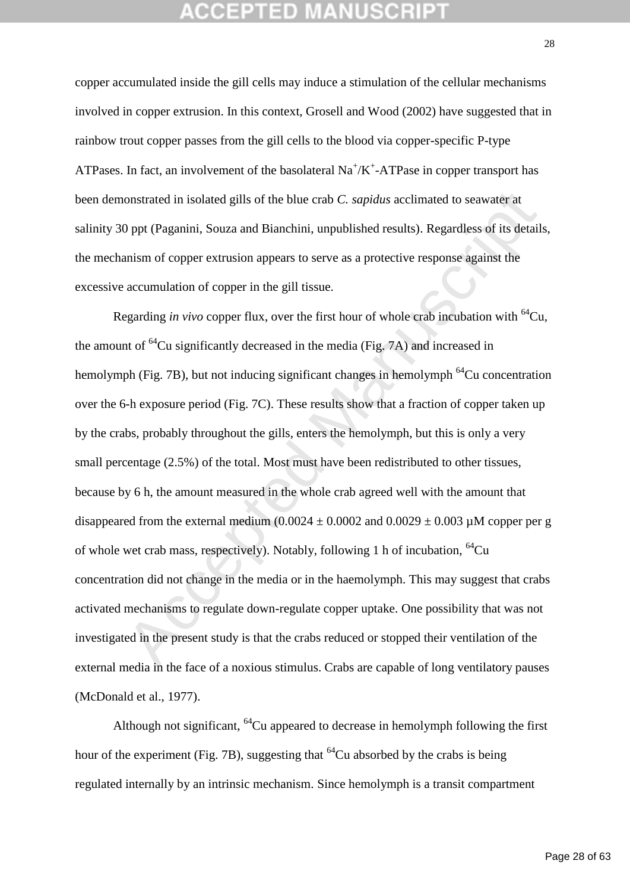copper accumulated inside the gill cells may induce a stimulation of the cellular mechanisms involved in copper extrusion. In this context, Grosell and Wood (2002) have suggested that in rainbow trout copper passes from the gill cells to the blood via copper-specific P-type ATPases. In fact, an involvement of the basolateral $Na^+/K^+$-ATPase in copper transport has been demonstrated in isolated gills of the blue crab *C. sapidus* acclimated to seawater at salinity 30 ppt (Paganini, Souza and Bianchini, unpublished results). Regardless of its details, the mechanism of copper extrusion appears to serve as a protective response against the excessive accumulation of copper in the gill tissue.

Regarding *in vivo* copper flux, over the first hour of whole crab incubation with $^{64}Cu$, the amount of $^{64}Cu$ significantly decreased in the media (Fig. 7A) and increased in hemolymph (Fig. 7B), but not inducing significant changes in hemolymph $^{64}Cu$ concentration over the 6-h exposure period (Fig. 7C). These results show that a fraction of copper taken up by the crabs, probably throughout the gills, enters the hemolymph, but this is only a very small percentage (2.5%) of the total. Most must have been redistributed to other tissues, because by 6 h, the amount measured in the whole crab agreed well with the amount that disappeared from the external medium ($0.0024 \pm 0.0002$ and $0.0029 \pm 0.003$ µM copper per g of whole wet crab mass, respectively). Notably, following 1 h of incubation, $^{64}Cu$ concentration did not change in the media or in the haemolymph. This may suggest that crabs activated mechanisms to regulate down-regulate copper uptake. One possibility that was not investigated in the present study is that the crabs reduced or stopped their ventilation of the external media in the face of a noxious stimulus. Crabs are capable of long ventilatory pauses (McDonald et al., 1977).

Although not significant, $^{64}Cu$ appeared to decrease in hemolymph following the first hour of the experiment (Fig. 7B), suggesting that $^{64}Cu$ absorbed by the crabs is being regulated internally by an intrinsic mechanism. Since hemolymph is a transit compartment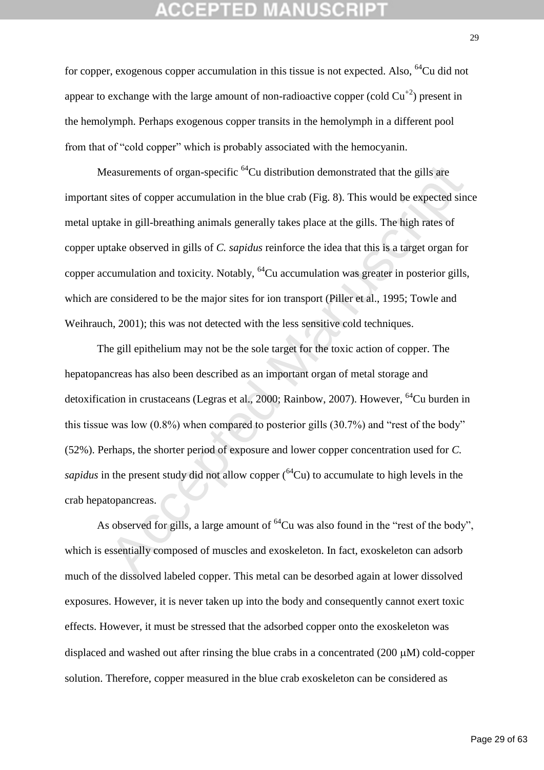for copper, exogenous copper accumulation in this tissue is not expected. Also, $^{64}Cu$ did not appear to exchange with the large amount of non-radioactive copper (cold $Cu^{+2}$) present in the hemolymph. Perhaps exogenous copper transits in the hemolymph in a different pool from that of "cold copper" which is probably associated with the hemocyanin.

Measurements of organ-specific $^{64}Cu$ distribution demonstrated that the gills are important sites of copper accumulation in the blue crab (Fig. 8). This would be expected since metal uptake in gill-breathing animals generally takes place at the gills. The high rates of copper uptake observed in gills of *C. sapidus* reinforce the idea that this is a target organ for copper accumulation and toxicity. Notably, $^{64}Cu$ accumulation was greater in posterior gills, which are considered to be the major sites for ion transport (Piller et al., 1995; Towle and Weihrauch, 2001); this was not detected with the less sensitive cold techniques.

The gill epithelium may not be the sole target for the toxic action of copper. The hepatopancreas has also been described as an important organ of metal storage and detoxification in crustaceans (Legras et al., 2000; Rainbow, 2007). However, $^{64}Cu$ burden in this tissue was low (0.8%) when compared to posterior gills (30.7%) and "rest of the body" (52%). Perhaps, the shorter period of exposure and lower copper concentration used for *C. sapidus* in the present study did not allow copper ($^{64}Cu$) to accumulate to high levels in the crab hepatopancreas.

As observed for gills, a large amount of $^{64}Cu$ was also found in the "rest of the body", which is essentially composed of muscles and exoskeleton. In fact, exoskeleton can adsorb much of the dissolved labeled copper. This metal can be desorbed again at lower dissolved exposures. However, it is never taken up into the body and consequently cannot exert toxic effects. However, it must be stressed that the adsorbed copper onto the exoskeleton was displaced and washed out after rinsing the blue crabs in a concentrated (200 μM) cold-copper solution. Therefore, copper measured in the blue crab exoskeleton can be considered as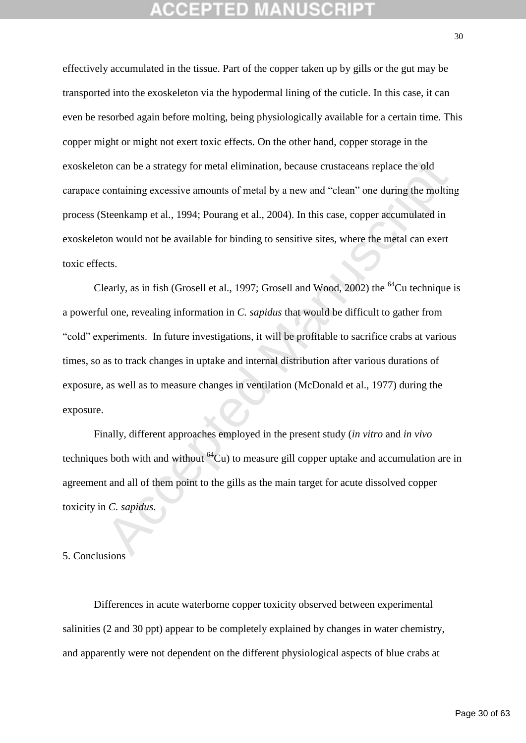effectively accumulated in the tissue. Part of the copper taken up by gills or the gut may be transported into the exoskeleton via the hypodermal lining of the cuticle. In this case, it can even be resorbed again before molting, being physiologically available for a certain time. This copper might or might not exert toxic effects. On the other hand, copper storage in the exoskeleton can be a strategy for metal elimination, because crustaceans replace the old carapace containing excessive amounts of metal by a new and "clean" one during the molting process (Steenkamp et al., 1994; Pourang et al., 2004). In this case, copper accumulated in exoskeleton would not be available for binding to sensitive sites, where the metal can exert toxic effects.

Clearly, as in fish (Grosell et al., 1997; Grosell and Wood, 2002) the $^{64}Cu$ technique is a powerful one, revealing information in *C. sapidus* that would be difficult to gather from "cold" experiments. In future investigations, it will be profitable to sacrifice crabs at various times, so as to track changes in uptake and internal distribution after various durations of exposure, as well as to measure changes in ventilation (McDonald et al., 1977) during the exposure.

Finally, different approaches employed in the present study (*in vitro* and *in vivo* techniques both with and without $^{64}Cu$) to measure gill copper uptake and accumulation are in agreement and all of them point to the gills as the main target for acute dissolved copper toxicity in *C. sapidus*.

## 5. Conclusions

Differences in acute waterborne copper toxicity observed between experimental salinities (2 and 30 ppt) appear to be completely explained by changes in water chemistry, and apparently were not dependent on the different physiological aspects of blue crabs at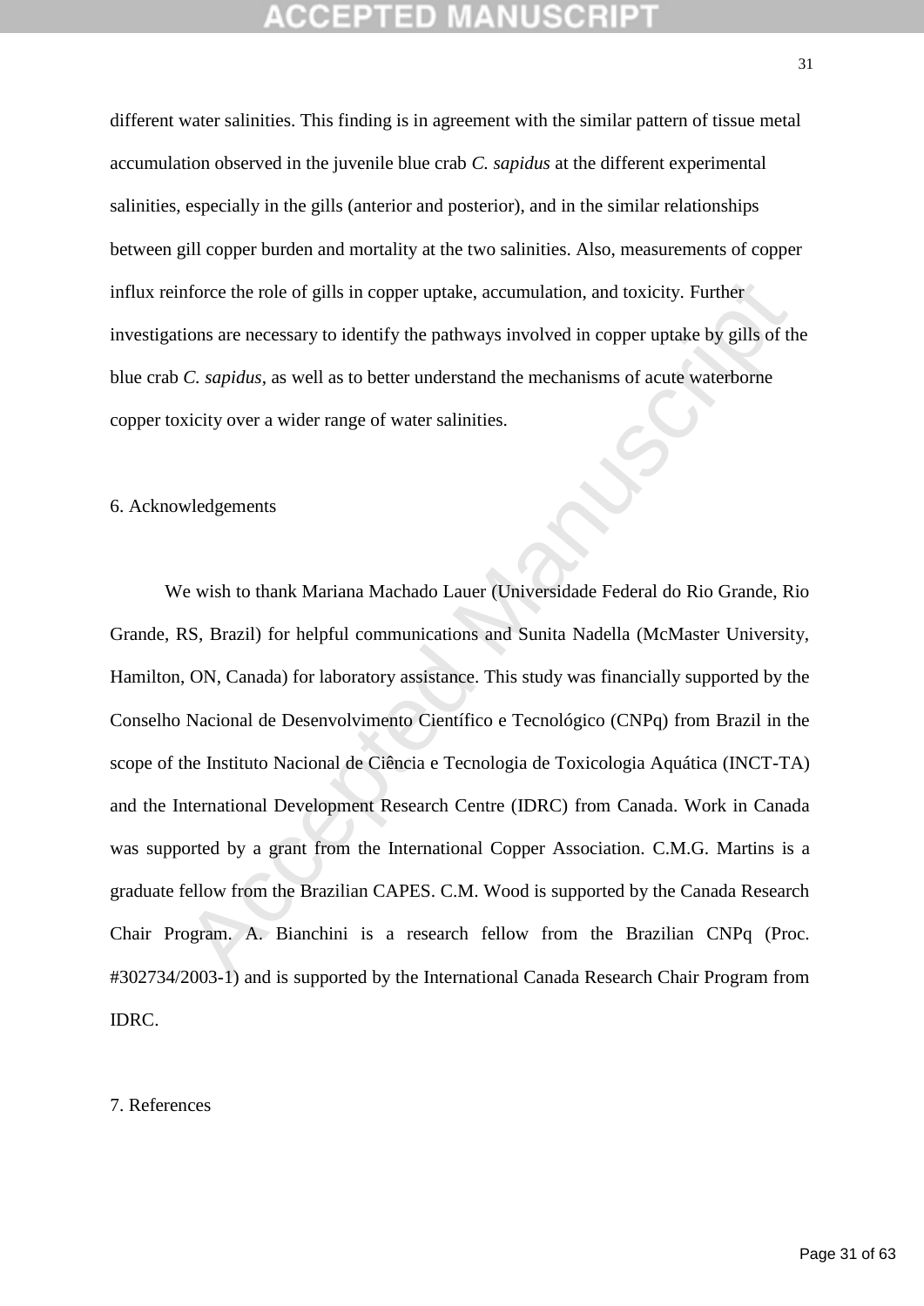different water salinities. This finding is in agreement with the similar pattern of tissue metal accumulation observed in the juvenile blue crab *C. sapidus* at the different experimental salinities, especially in the gills (anterior and posterior), and in the similar relationships between gill copper burden and mortality at the two salinities. Also, measurements of copper influx reinforce the role of gills in copper uptake, accumulation, and toxicity. Further investigations are necessary to identify the pathways involved in copper uptake by gills of the blue crab *C. sapidus*, as well as to better understand the mechanisms of acute waterborne copper toxicity over a wider range of water salinities.

## 6. Acknowledgements

We wish to thank Mariana Machado Lauer (Universidade Federal do Rio Grande, Rio Grande, RS, Brazil) for helpful communications and Sunita Nadella (McMaster University, Hamilton, ON, Canada) for laboratory assistance. This study was financially supported by the Conselho Nacional de Desenvolvimento Científico e Tecnológico (CNPq) from Brazil in the scope of the Instituto Nacional de Ciência e Tecnologia de Toxicologia Aquática (INCT-TA) and the International Development Research Centre (IDRC) from Canada. Work in Canada was supported by a grant from the International Copper Association. C.M.G. Martins is a graduate fellow from the Brazilian CAPES. C.M. Wood is supported by the Canada Research Chair Program. A. Bianchini is a research fellow from the Brazilian CNPq (Proc. #302734/2003-1) and is supported by the International Canada Research Chair Program from IDRC.

## 7. References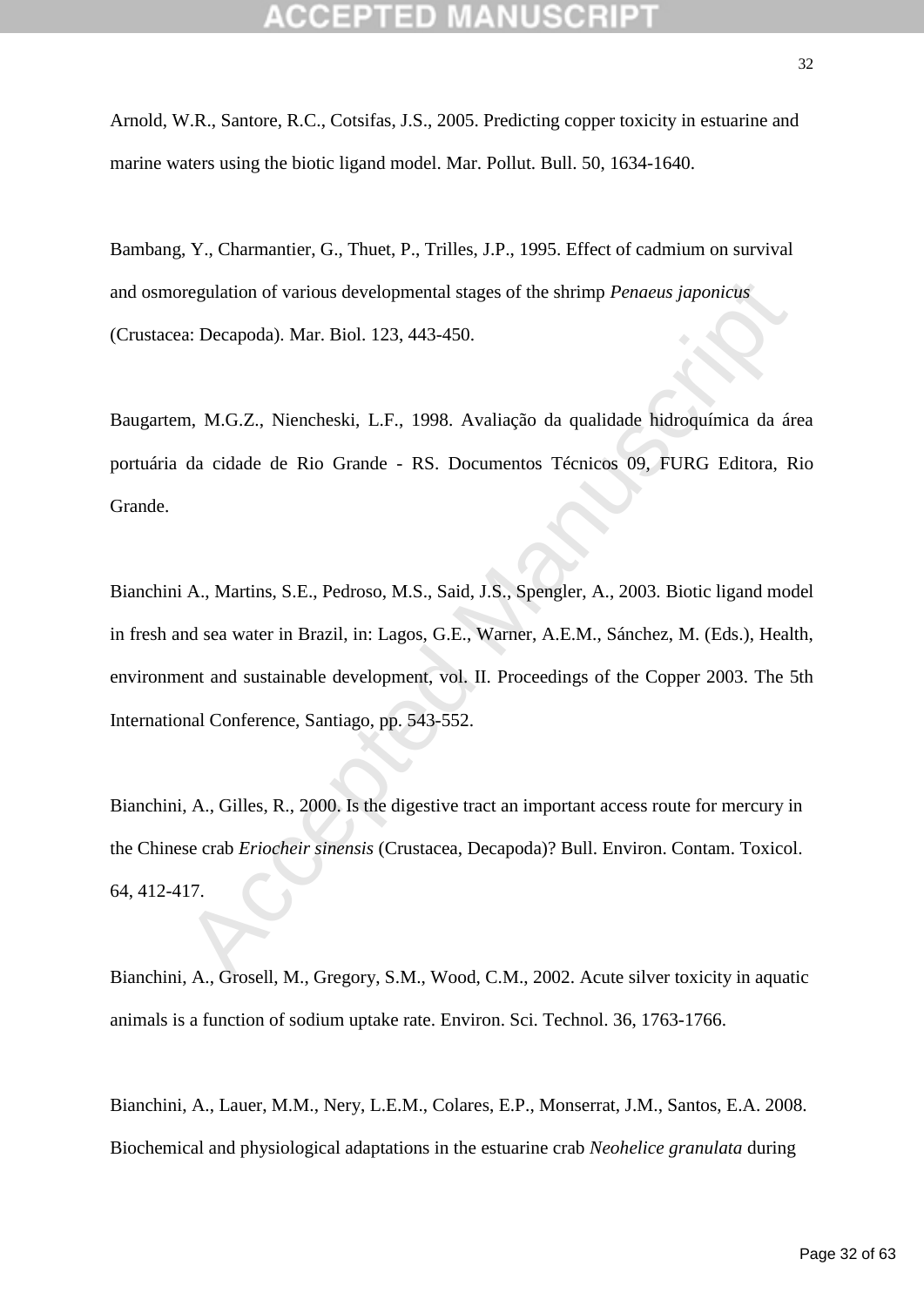Arnold, W.R., Santore, R.C., Cotsifas, J.S., 2005. Predicting copper toxicity in estuarine and marine waters using the biotic ligand model. Mar. Pollut. Bull. 50, 1634-1640.

Bambang, Y., Charmantier, G., Thuet, P., Trilles, J.P., 1995. Effect of cadmium on survival and osmoregulation of various developmental stages of the shrimp *Penaeus japonicus* (Crustacea: Decapoda). Mar. Biol. 123, 443-450.

Baugartem, M.G.Z., Niencheski, L.F., 1998. Avaliação da qualidade hidroquímica da área portuária da cidade de Rio Grande - RS. Documentos Técnicos 09, FURG Editora, Rio Grande.

Bianchini A., Martins, S.E., Pedroso, M.S., Said, J.S., Spengler, A., 2003. Biotic ligand model in fresh and sea water in Brazil, in: Lagos, G.E., Warner, A.E.M., Sánchez, M. (Eds.), Health, environment and sustainable development, vol. II. Proceedings of the Copper 2003. The 5th International Conference, Santiago, pp. 543-552.

Bianchini, A., Gilles, R., 2000. Is the digestive tract an important access route for mercury in the Chinese crab *Eriocheir sinensis* (Crustacea, Decapoda)? Bull. Environ. Contam. Toxicol. 64, 412-417.

Bianchini, A., Grosell, M., Gregory, S.M., Wood, C.M., 2002. Acute silver toxicity in aquatic animals is a function of sodium uptake rate. Environ. Sci. Technol. 36, 1763-1766.

Bianchini, A., Lauer, M.M., Nery, L.E.M., Colares, E.P., Monserrat, J.M., Santos, E.A. 2008. Biochemical and physiological adaptations in the estuarine crab *Neohelice granulata* during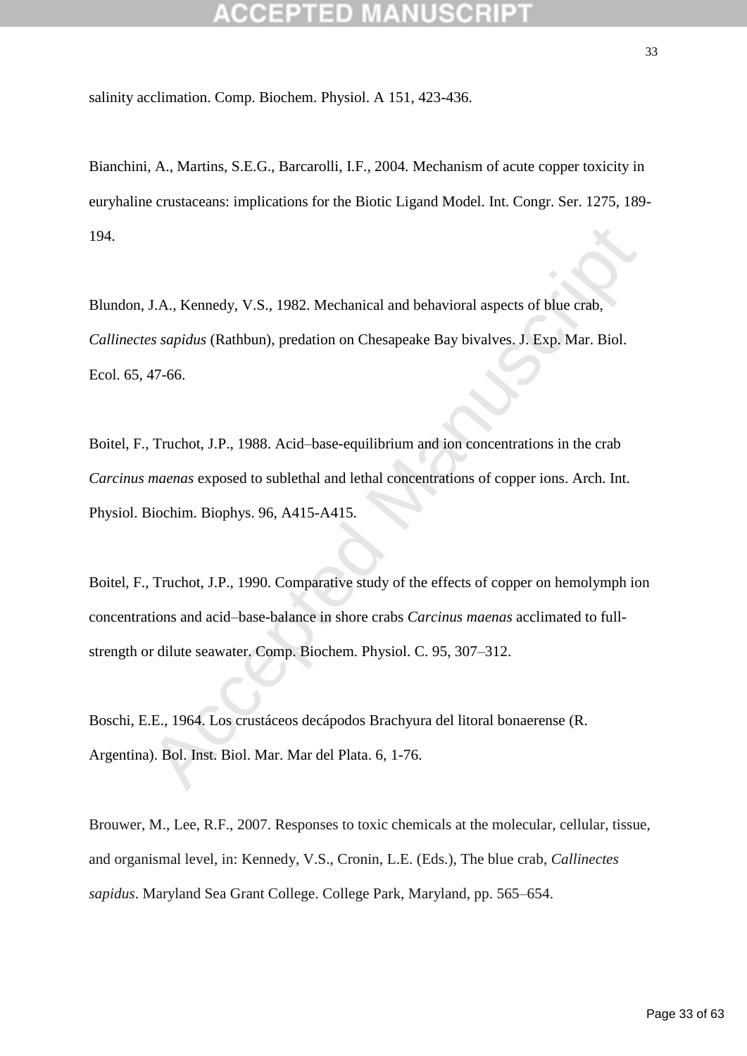salinity acclimation. Comp. Biochem. Physiol. A 151, 423-436.

Bianchini, A., Martins, S.E.G., Barcarolli, I.F., 2004. Mechanism of acute copper toxicity in euryhaline crustaceans: implications for the Biotic Ligand Model. Int. Congr. Ser. 1275, 189-194.

Blundon, J.A., Kennedy, V.S., 1982. Mechanical and behavioral aspects of blue crab, *Callinectes sapidus* (Rathbun), predation on Chesapeake Bay bivalves. J. Exp. Mar. Biol. Ecol. 65, 47-66.

Boitel, F., Truchot, J.P., 1988. Acid–base-equilibrium and ion concentrations in the crab *Carcinus maenas* exposed to sublethal and lethal concentrations of copper ions. Arch. Int. Physiol. Biochim. Biophys. 96, A415-A415.

Boitel, F., Truchot, J.P., 1990. Comparative study of the effects of copper on hemolymph ion concentrations and acid–base-balance in shore crabs *Carcinus maenas* acclimated to full-strength or dilute seawater. Comp. Biochem. Physiol. C. 95, 307–312.

Boschi, E.E., 1964. Los crustáceos decápodos Brachyura del litoral bonaerense (R. Argentina). Bol. Inst. Biol. Mar. Mar del Plata. 6, 1-76.

Brouwer, M., Lee, R.F., 2007. Responses to toxic chemicals at the molecular, cellular, tissue, and organismal level, in: Kennedy, V.S., Cronin, L.E. (Eds.), The blue crab, *Callinectes sapidus*. Maryland Sea Grant College. College Park, Maryland, pp. 565–654.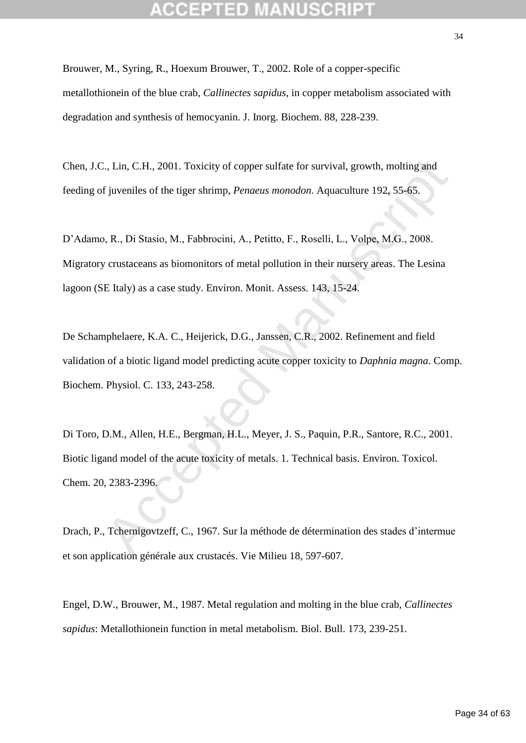Brouwer, M., Syring, R., Hoexum Brouwer, T., 2002. Role of a copper-specific metallothionein of the blue crab, *Callinectes sapidus*, in copper metabolism associated with degradation and synthesis of hemocyanin. J. Inorg. Biochem. 88, 228-239.

Chen, J.C., Lin, C.H., 2001. Toxicity of copper sulfate for survival, growth, molting and feeding of juveniles of the tiger shrimp, *Penaeus monodon*. Aquaculture 192, 55-65.

D'Adamo, R., Di Stasio, M., Fabbrocini, A., Petitto, F., Roselli, L., Volpe, M.G., 2008. Migratory crustaceans as biomonitors of metal pollution in their nursery areas. The Lesina lagoon (SE Italy) as a case study. Environ. Monit. Assess. 143, 15-24.

De Schamphelaere, K.A. C., Heijerick, D.G., Janssen, C.R., 2002. Refinement and field validation of a biotic ligand model predicting acute copper toxicity to *Daphnia magna*. Comp. Biochem. Physiol. C. 133, 243-258.

Di Toro, D.M., Allen, H.E., Bergman, H.L., Meyer, J. S., Paquin, P.R., Santore, R.C., 2001. Biotic ligand model of the acute toxicity of metals. 1. Technical basis. Environ. Toxicol. Chem. 20, 2383-2396.

Drach, P., Tchernigovtzeff, C., 1967. Sur la méthode de détermination des stades d'intermue et son application générale aux crustacés. Vie Milieu 18, 597-607.

Engel, D.W., Brouwer, M., 1987. Metal regulation and molting in the blue crab, *Callinectes sapidus*: Metallothionein function in metal metabolism. Biol. Bull. 173, 239-251.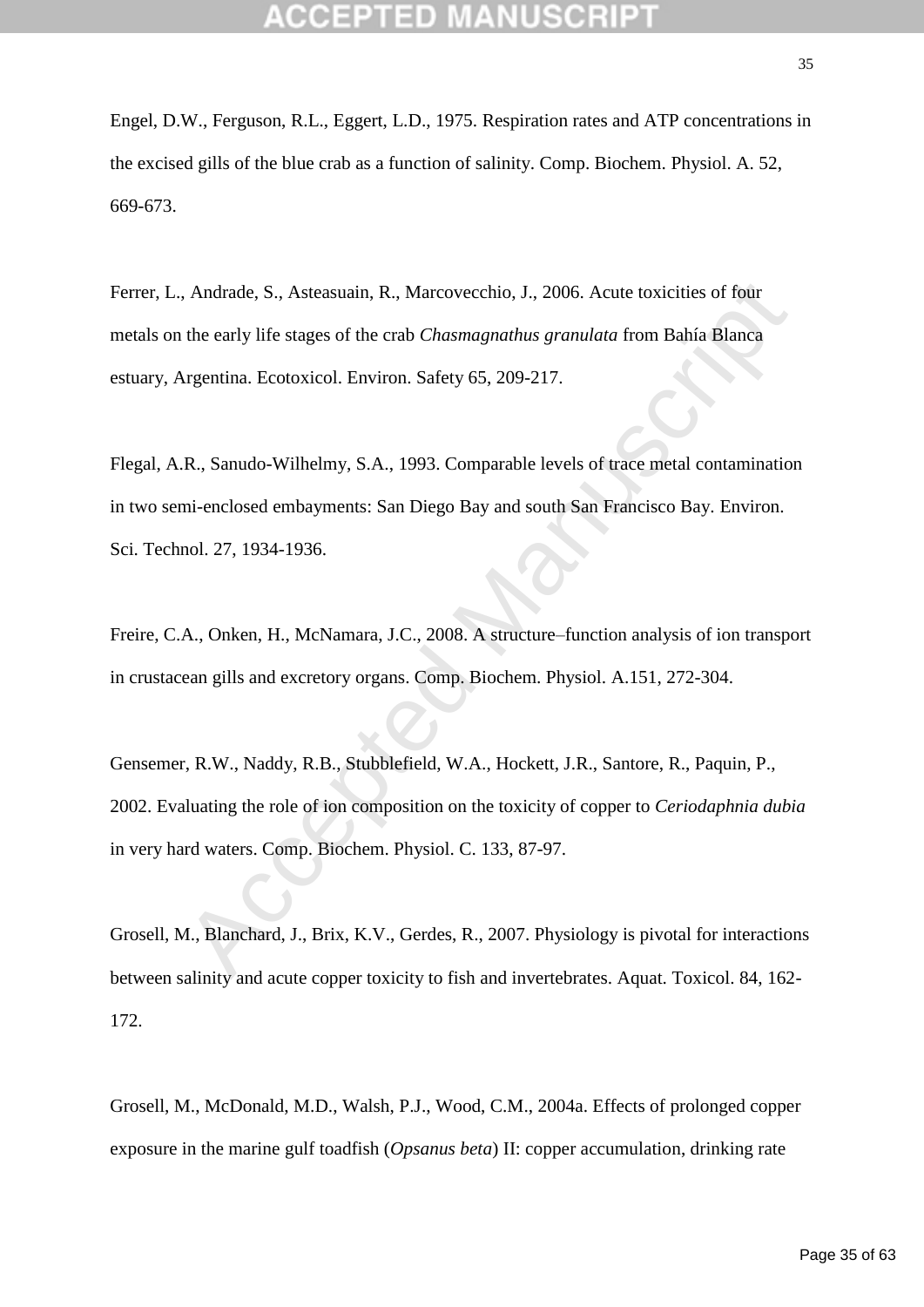Engel, D.W., Ferguson, R.L., Eggert, L.D., 1975. Respiration rates and ATP concentrations in the excised gills of the blue crab as a function of salinity. Comp. Biochem. Physiol. A. 52, 669-673.

Ferrer, L., Andrade, S., Asteasuain, R., Marcovecchio, J., 2006. Acute toxicities of four metals on the early life stages of the crab *Chasmagnathus granulata* from Bahía Blanca estuary, Argentina. Ecotoxicol. Environ. Safety 65, 209-217.

Flegal, A.R., Sanudo-Wilhelmy, S.A., 1993. Comparable levels of trace metal contamination in two semi-enclosed embayments: San Diego Bay and south San Francisco Bay. Environ. Sci. Technol. 27, 1934-1936.

Freire, C.A., Onken, H., McNamara, J.C., 2008. A structure–function analysis of ion transport in crustacean gills and excretory organs. Comp. Biochem. Physiol. A.151, 272-304.

Gensemer, R.W., Naddy, R.B., Stubblefield, W.A., Hockett, J.R., Santore, R., Paquin, P., 2002. Evaluating the role of ion composition on the toxicity of copper to *Ceriodaphnia dubia* in very hard waters. Comp. Biochem. Physiol. C. 133, 87-97.

Grosell, M., Blanchard, J., Brix, K.V., Gerdes, R., 2007. Physiology is pivotal for interactions between salinity and acute copper toxicity to fish and invertebrates. Aquat. Toxicol. 84, 162-172.

Grosell, M., McDonald, M.D., Walsh, P.J., Wood, C.M., 2004a. Effects of prolonged copper exposure in the marine gulf toadfish (*Opsanus beta*) II: copper accumulation, drinking rate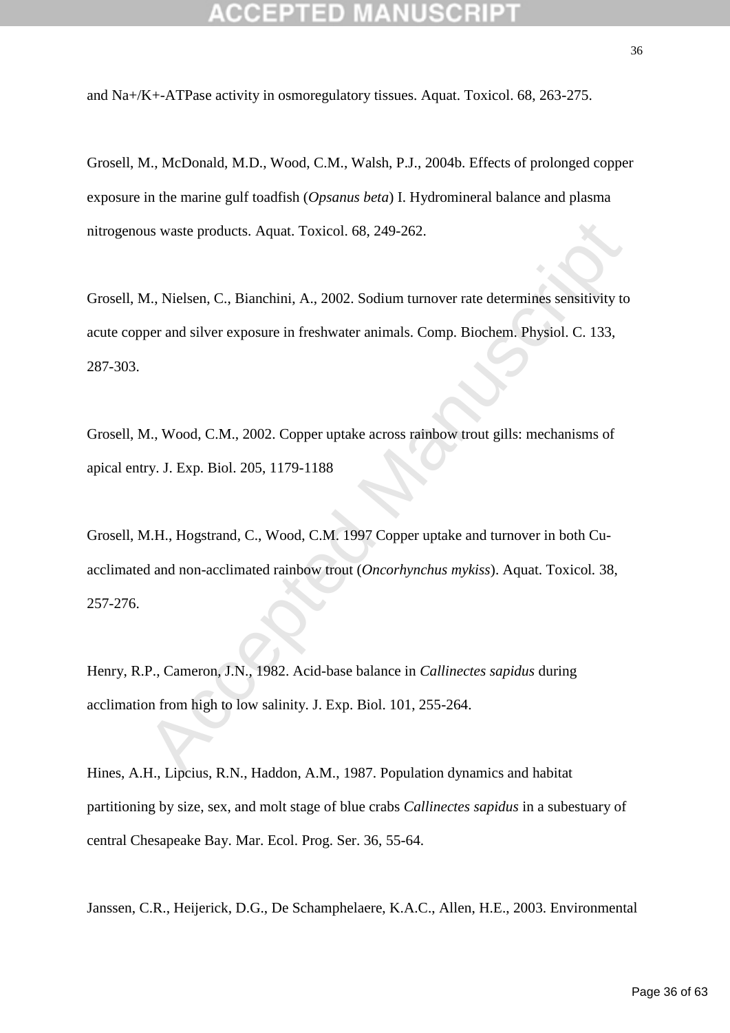and Na+/K+-ATPase activity in osmoregulatory tissues. Aquat. Toxicol. 68, 263-275.

Grosell, M., McDonald, M.D., Wood, C.M., Walsh, P.J., 2004b. Effects of prolonged copper exposure in the marine gulf toadfish (*Opsanus beta*) I. Hydromineral balance and plasma nitrogenous waste products. Aquat. Toxicol. 68, 249-262.

Grosell, M., Nielsen, C., Bianchini, A., 2002. Sodium turnover rate determines sensitivity to acute copper and silver exposure in freshwater animals. Comp. Biochem. Physiol. C. 133, 287-303.

Grosell, M., Wood, C.M., 2002. Copper uptake across rainbow trout gills: mechanisms of apical entry. J. Exp. Biol. 205, 1179-1188

Grosell, M.H., Hogstrand, C., Wood, C.M. 1997 Copper uptake and turnover in both Cu-acclimated and non-acclimated rainbow trout (*Oncorhynchus mykiss*). Aquat. Toxicol. 38, 257-276.

Henry, R.P., Cameron, J.N., 1982. Acid-base balance in *Callinectes sapidus* during acclimation from high to low salinity. J. Exp. Biol. 101, 255-264.

Hines, A.H., Lipcius, R.N., Haddon, A.M., 1987. Population dynamics and habitat partitioning by size, sex, and molt stage of blue crabs *Callinectes sapidus* in a subestuary of central Chesapeake Bay. Mar. Ecol. Prog. Ser. 36, 55-64.

Janssen, C.R., Heijerick, D.G., De Schamphelaere, K.A.C., Allen, H.E., 2003. Environmental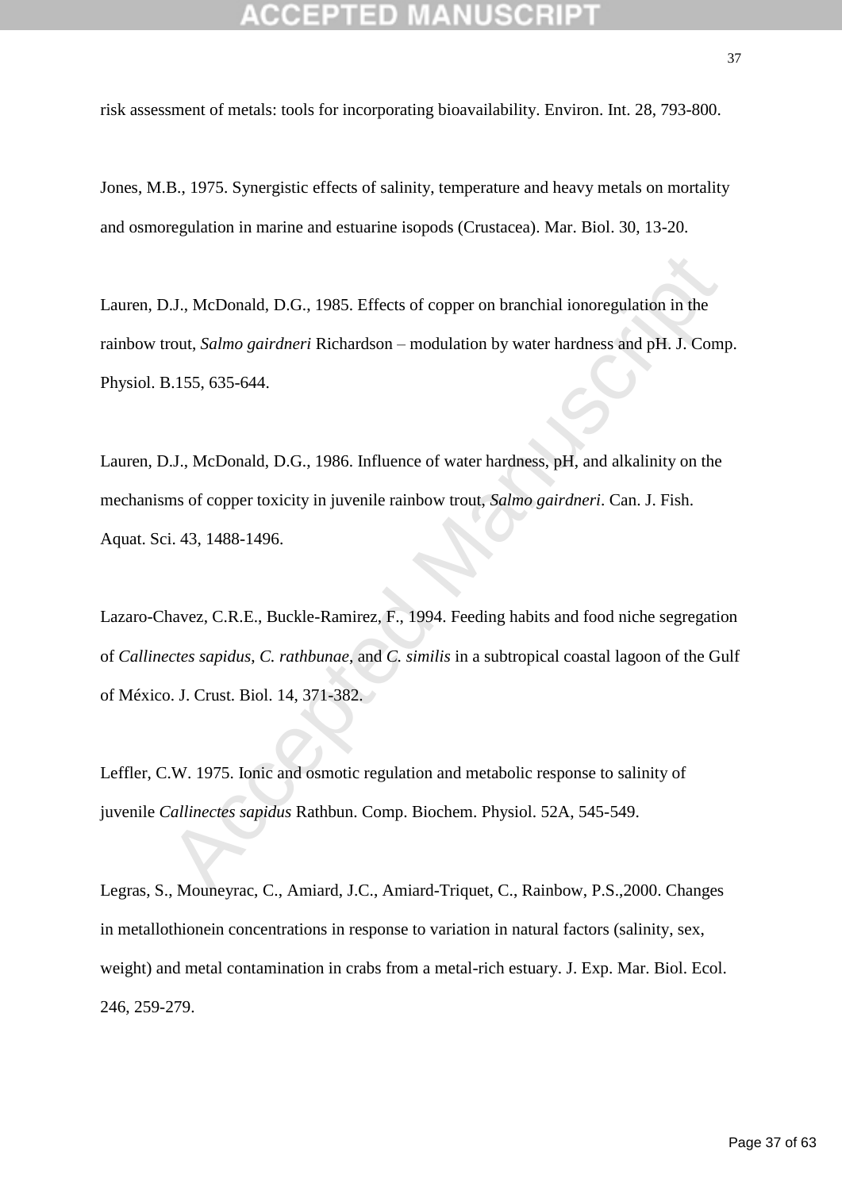risk assessment of metals: tools for incorporating bioavailability. Environ. Int. 28, 793-800.

Jones, M.B., 1975. Synergistic effects of salinity, temperature and heavy metals on mortality and osmoregulation in marine and estuarine isopods (Crustacea). Mar. Biol. 30, 13-20.

Lauren, D.J., McDonald, D.G., 1985. Effects of copper on branchial ionoregulation in the rainbow trout, *Salmo gairdneri* Richardson – modulation by water hardness and pH. J. Comp. Physiol. B.155, 635-644.

Lauren, D.J., McDonald, D.G., 1986. Influence of water hardness, pH, and alkalinity on the mechanisms of copper toxicity in juvenile rainbow trout, *Salmo gairdneri*. Can. J. Fish. Aquat. Sci. 43, 1488-1496.

Lazaro-Chavez, C.R.E., Buckle-Ramirez, F., 1994. Feeding habits and food niche segregation of *Callinectes sapidus*, *C. rathbunae*, and *C. similis* in a subtropical coastal lagoon of the Gulf of México. J. Crust. Biol. 14, 371-382.

Leffler, C.W. 1975. Ionic and osmotic regulation and metabolic response to salinity of juvenile *Callinectes sapidus* Rathbun. Comp. Biochem. Physiol. 52A, 545-549.

Legras, S., Mouneyrac, C., Amiard, J.C., Amiard-Triquet, C., Rainbow, P.S.,2000. Changes in metallothionein concentrations in response to variation in natural factors (salinity, sex, weight) and metal contamination in crabs from a metal-rich estuary. J. Exp. Mar. Biol. Ecol. 246, 259-279.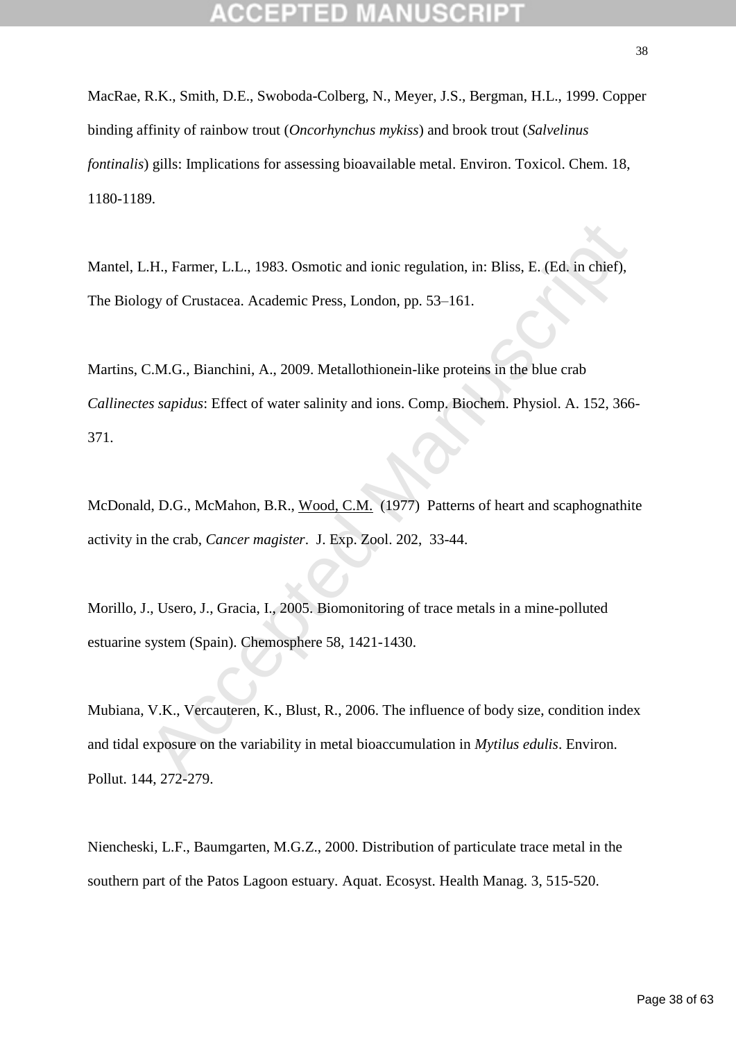MacRae, R.K., Smith, D.E., Swoboda-Colberg, N., Meyer, J.S., Bergman, H.L., 1999. Copper binding affinity of rainbow trout (*Oncorhynchus mykiss*) and brook trout (*Salvelinus fontinalis*) gills: Implications for assessing bioavailable metal. Environ. Toxicol. Chem. 18, 1180-1189.

Mantel, L.H., Farmer, L.L., 1983. Osmotic and ionic regulation, in: Bliss, E. (Ed. in chief), The Biology of Crustacea. Academic Press, London, pp. 53–161.

Martins, C.M.G., Bianchini, A., 2009. Metallothionein-like proteins in the blue crab *Callinectes sapidus*: Effect of water salinity and ions. Comp. Biochem. Physiol. A. 152, 366-371.

McDonald, D.G., McMahon, B.R., Wood, C.M. (1977) Patterns of heart and scaphognathite activity in the crab, *Cancer magister*. J. Exp. Zool. 202, 33-44.

Morillo, J., Usero, J., Gracia, I., 2005. Biomonitoring of trace metals in a mine-polluted estuarine system (Spain). Chemosphere 58, 1421-1430.

Mubiana, V.K., Vercauteren, K., Blust, R., 2006. The influence of body size, condition index and tidal exposure on the variability in metal bioaccumulation in *Mytilus edulis*. Environ. Pollut. 144, 272-279.

Niencheski, L.F., Baumgarten, M.G.Z., 2000. Distribution of particulate trace metal in the southern part of the Patos Lagoon estuary. Aquat. Ecosyst. Health Manag. 3, 515-520.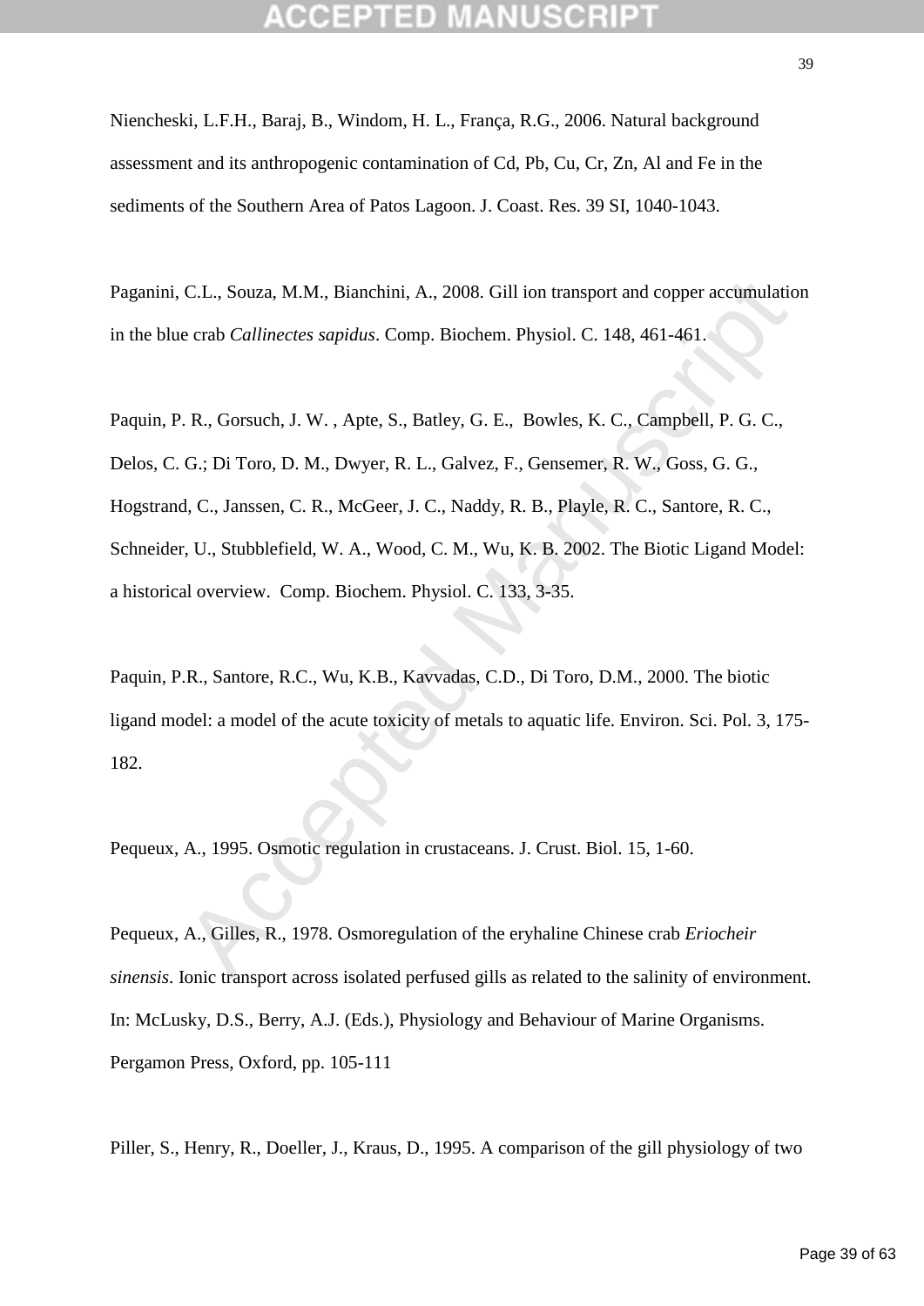Niencheski, L.F.H., Baraj, B., Windom, H. L., França, R.G., 2006. Natural background assessment and its anthropogenic contamination of Cd, Pb, Cu, Cr, Zn, Al and Fe in the sediments of the Southern Area of Patos Lagoon. J. Coast. Res. 39 SI, 1040-1043.

Paganini, C.L., Souza, M.M., Bianchini, A., 2008. Gill ion transport and copper accumulation in the blue crab *Callinectes sapidus*. Comp. Biochem. Physiol. C. 148, 461-461.

Paquin, P. R., Gorsuch, J. W. , Apte, S., Batley, G. E., Bowles, K. C., Campbell, P. G. C., Delos, C. G.; Di Toro, D. M., Dwyer, R. L., Galvez, F., Gensemer, R. W., Goss, G. G., Hogstrand, C., Janssen, C. R., McGeer, J. C., Naddy, R. B., Playle, R. C., Santore, R. C., Schneider, U., Stubblefield, W. A., Wood, C. M., Wu, K. B. 2002. The Biotic Ligand Model: a historical overview. Comp. Biochem. Physiol. C. 133, 3-35.

Paquin, P.R., Santore, R.C., Wu, K.B., Kavvadas, C.D., Di Toro, D.M., 2000. The biotic ligand model: a model of the acute toxicity of metals to aquatic life. Environ. Sci. Pol. 3, 175-182.

Pequeux, A., 1995. Osmotic regulation in crustaceans. J. Crust. Biol. 15, 1-60.

Pequeux, A., Gilles, R., 1978. Osmoregulation of the eryhaline Chinese crab *Eriocheir sinensis*. Ionic transport across isolated perfused gills as related to the salinity of environment. In: McLusky, D.S., Berry, A.J. (Eds.), Physiology and Behaviour of Marine Organisms. Pergamon Press, Oxford, pp. 105-111

Piller, S., Henry, R., Doeller, J., Kraus, D., 1995. A comparison of the gill physiology of two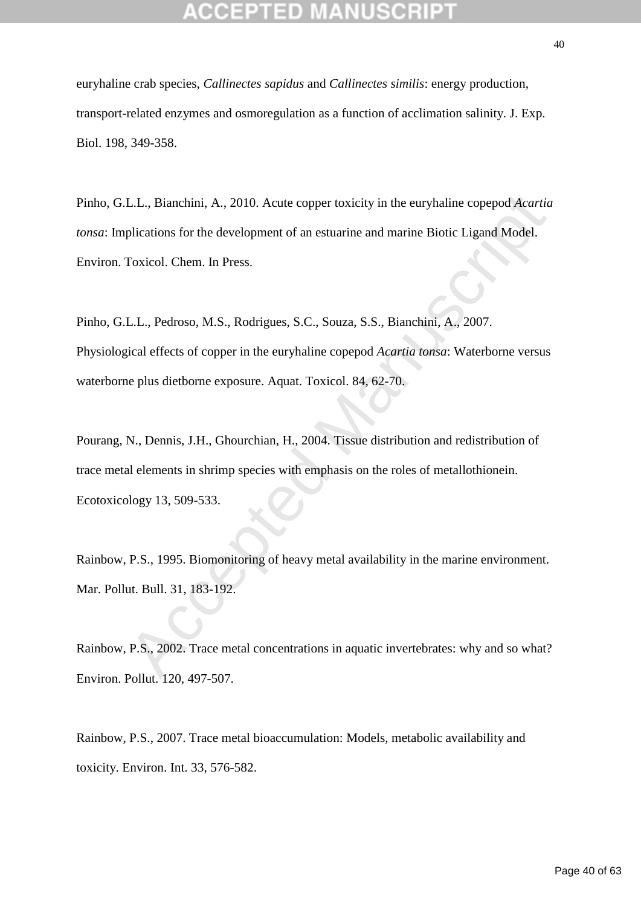euryhaline crab species, *Callinectes sapidus* and *Callinectes similis*: energy production, transport-related enzymes and osmoregulation as a function of acclimation salinity. J. Exp. Biol. 198, 349-358.

Pinho, G.L.L., Bianchini, A., 2010. Acute copper toxicity in the euryhaline copepod *Acartia tonsa*: Implications for the development of an estuarine and marine Biotic Ligand Model. Environ. Toxicol. Chem. In Press.

Pinho, G.L.L., Pedroso, M.S., Rodrigues, S.C., Souza, S.S., Bianchini, A., 2007. Physiological effects of copper in the euryhaline copepod *Acartia tonsa*: Waterborne versus waterborne plus dietborne exposure. Aquat. Toxicol. 84, 62-70.

Pourang, N., Dennis, J.H., Ghourchian, H., 2004. Tissue distribution and redistribution of trace metal elements in shrimp species with emphasis on the roles of metallothionein. Ecotoxicology 13, 509-533.

Rainbow, P.S., 1995. Biomonitoring of heavy metal availability in the marine environment. Mar. Pollut. Bull. 31, 183-192.

Rainbow, P.S., 2002. Trace metal concentrations in aquatic invertebrates: why and so what? Environ. Pollut. 120, 497-507.

Rainbow, P.S., 2007. Trace metal bioaccumulation: Models, metabolic availability and toxicity. Environ. Int. 33, 576-582.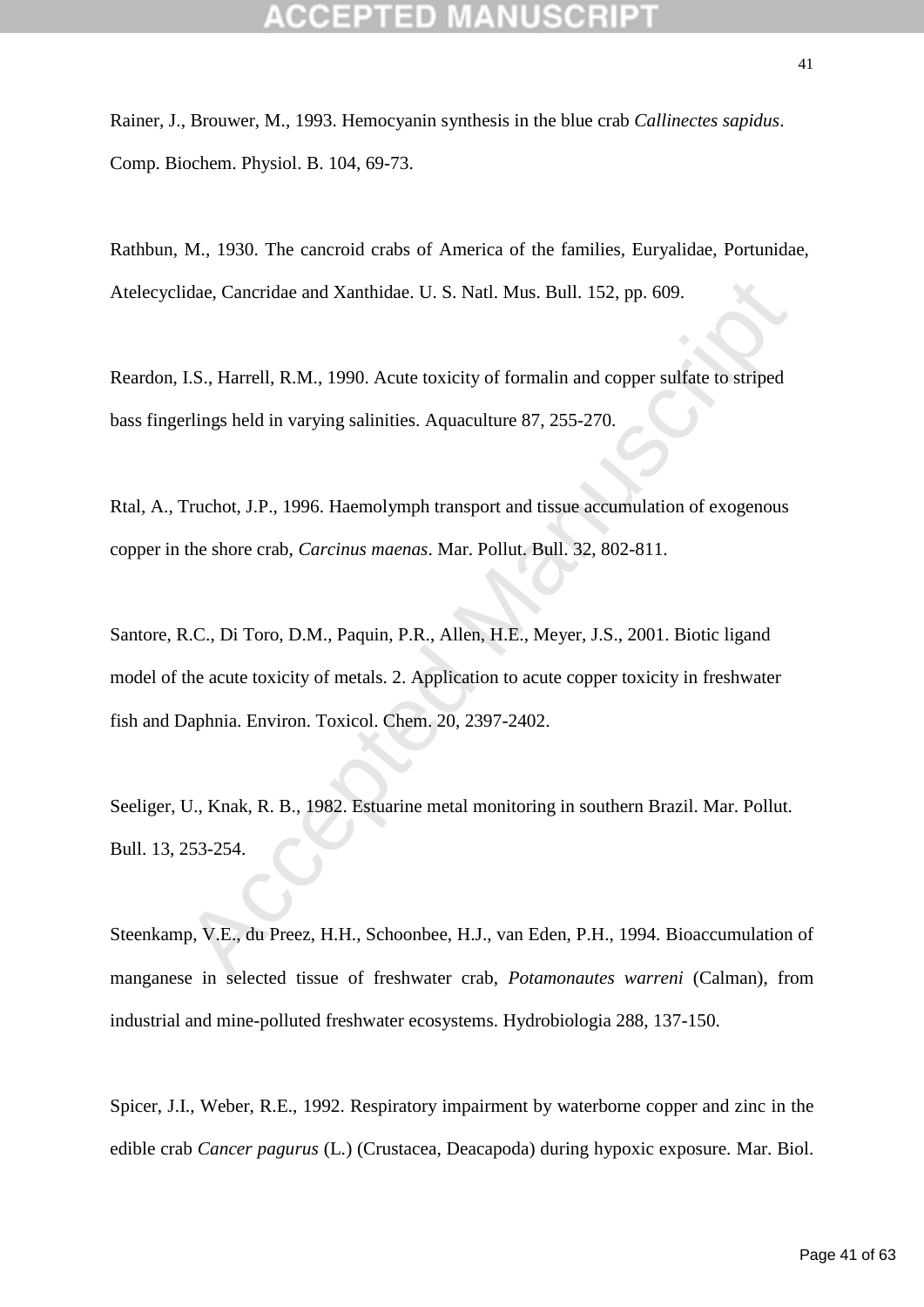Rainer, J., Brouwer, M., 1993. Hemocyanin synthesis in the blue crab *Callinectes sapidus*. Comp. Biochem. Physiol. B. 104, 69-73.

Rathbun, M., 1930. The cancroid crabs of America of the families, Euryalidae, Portunidae, Atelecyclidae, Cancridae and Xanthidae. U. S. Natl. Mus. Bull. 152, pp. 609.

Reardon, I.S., Harrell, R.M., 1990. Acute toxicity of formalin and copper sulfate to striped bass fingerlings held in varying salinities. Aquaculture 87, 255-270.

Rtal, A., Truchot, J.P., 1996. Haemolymph transport and tissue accumulation of exogenous copper in the shore crab, *Carcinus maenas*. Mar. Pollut. Bull. 32, 802-811.

Santore, R.C., Di Toro, D.M., Paquin, P.R., Allen, H.E., Meyer, J.S., 2001. Biotic ligand model of the acute toxicity of metals. 2. Application to acute copper toxicity in freshwater fish and Daphnia. Environ. Toxicol. Chem. 20, 2397-2402.

Seeliger, U., Knak, R. B., 1982. Estuarine metal monitoring in southern Brazil. Mar. Pollut. Bull. 13, 253-254.

Steenkamp, V.E., du Preez, H.H., Schoonbee, H.J., van Eden, P.H., 1994. Bioaccumulation of manganese in selected tissue of freshwater crab, *Potamonautes warreni* (Calman), from industrial and mine-polluted freshwater ecosystems. Hydrobiologia 288, 137-150.

Spicer, J.I., Weber, R.E., 1992. Respiratory impairment by waterborne copper and zinc in the edible crab *Cancer pagurus* (L.) (Crustacea, Deacapoda) during hypoxic exposure. Mar. Biol.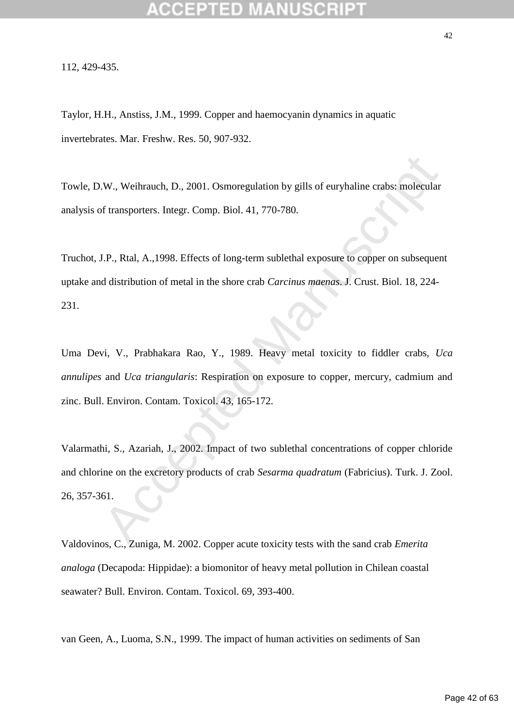112, 429-435.

Taylor, H.H., Anstiss, J.M., 1999. Copper and haemocyanin dynamics in aquatic invertebrates. Mar. Freshw. Res. 50, 907-932.

Towle, D.W., Weihrauch, D., 2001. Osmoregulation by gills of euryhaline crabs: molecular analysis of transporters. Integr. Comp. Biol. 41, 770-780.

Truchot, J.P., Rtal, A.,1998. Effects of long-term sublethal exposure to copper on subsequent uptake and distribution of metal in the shore crab *Carcinus maenas*. J. Crust. Biol. 18, 224-231.

Uma Devi, V., Prabhakara Rao, Y., 1989. Heavy metal toxicity to fiddler crabs, *Uca annulipes* and *Uca triangularis*: Respiration on exposure to copper, mercury, cadmium and zinc. Bull. Environ. Contam. Toxicol. 43, 165-172.

Valarmathi, S., Azariah, J., 2002. Impact of two sublethal concentrations of copper chloride and chlorine on the excretory products of crab *Sesarma quadratum* (Fabricius). Turk. J. Zool. 26, 357-361.

Valdovinos, C., Zuniga, M. 2002. Copper acute toxicity tests with the sand crab *Emerita analoga* (Decapoda: Hippidae): a biomonitor of heavy metal pollution in Chilean coastal seawater? Bull. Environ. Contam. Toxicol. 69, 393-400.

van Geen, A., Luoma, S.N., 1999. The impact of human activities on sediments of San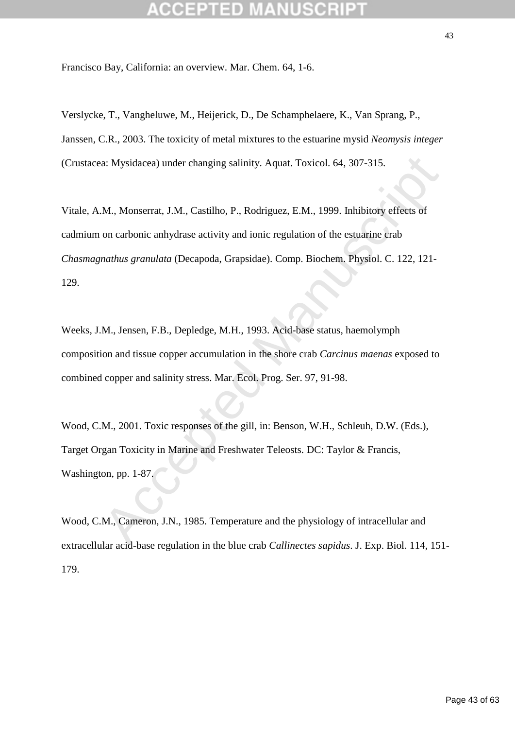Francisco Bay, California: an overview. Mar. Chem. 64, 1-6.

Verslycke, T., Vangheluwe, M., Heijerick, D., De Schamphelaere, K., Van Sprang, P., Janssen, C.R., 2003. The toxicity of metal mixtures to the estuarine mysid *Neomysis integer* (Crustacea: Mysidacea) under changing salinity. Aquat. Toxicol. 64, 307-315.

Vitale, A.M., Monserrat, J.M., Castilho, P., Rodriguez, E.M., 1999. Inhibitory effects of cadmium on carbonic anhydrase activity and ionic regulation of the estuarine crab *Chasmagnathus granulata* (Decapoda, Grapsidae). Comp. Biochem. Physiol. C. 122, 121-129.

Weeks, J.M., Jensen, F.B., Depledge, M.H., 1993. Acid-base status, haemolymph composition and tissue copper accumulation in the shore crab *Carcinus maenas* exposed to combined copper and salinity stress. Mar. Ecol. Prog. Ser. 97, 91-98.

Wood, C.M., 2001. Toxic responses of the gill, in: Benson, W.H., Schleuh, D.W. (Eds.), Target Organ Toxicity in Marine and Freshwater Teleosts. DC: Taylor & Francis, Washington, pp. 1-87.

Wood, C.M., Cameron, J.N., 1985. Temperature and the physiology of intracellular and extracellular acid-base regulation in the blue crab *Callinectes sapidus*. J. Exp. Biol. 114, 151-179.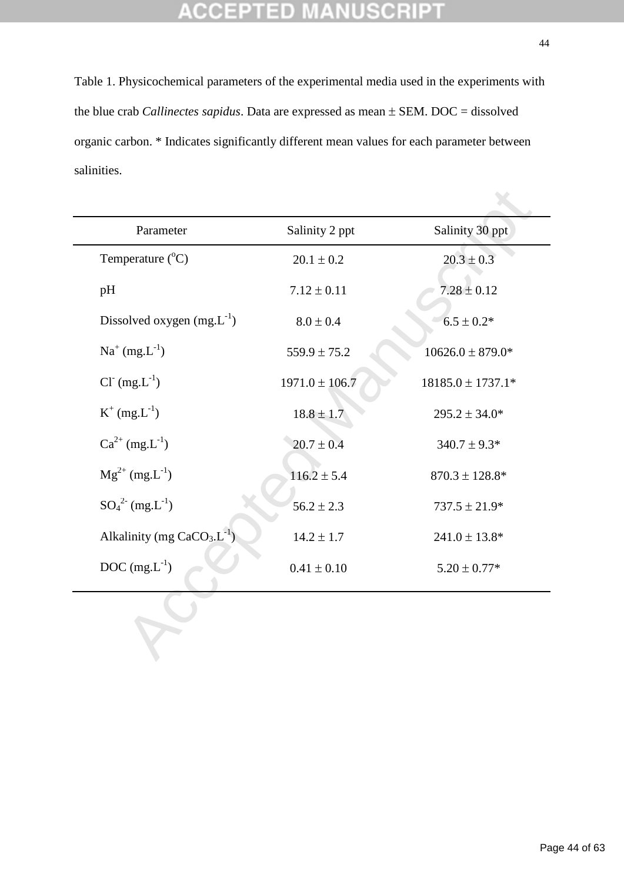Table 1. Physicochemical parameters of the experimental media used in the experiments with the blue crab *Callinectes sapidus*. Data are expressed as mean ± SEM. DOC = dissolved organic carbon. * Indicates significantly different mean values for each parameter between salinities.

| Parameter | Salinity 2 ppt | Salinity 30 ppt |
|---|---|---|
| Temperature ($^oC$) | 20.1 ± 0.2 | 20.3 ± 0.3 |
| pH | 7.12 ± 0.11 | 7.28 ± 0.12 |
| Dissolved oxygen ($mg.L^{-1}$) | 8.0 ± 0.4 | 6.5 ± 0.2* |
| $Na^+$ ($mg.L^{-1}$) | 559.9 ± 75.2 | 10626.0 ± 879.0* |
| $Cl^-$ ($mg.L^{-1}$) | 1971.0 ± 106.7 | 18185.0 ± 1737.1* |
| $K^+$ ($mg.L^{-1}$) | 18.8 ± 1.7 | 295.2 ± 34.0* |
| $Ca^{2+}$ ($mg.L^{-1}$) | 20.7 ± 0.4 | 340.7 ± 9.3* |
| $Mg^{2+}$ ($mg.L^{-1}$) | 116.2 ± 5.4 | 870.3 ± 128.8* |
| $SO_4^{2-}$ ($mg.L^{-1}$) | 56.2 ± 2.3 | 737.5 ± 21.9* |
| Alkalinity (mg $CaCO_3.L^{-1}$) | 14.2 ± 1.7 | 241.0 ± 13.8* |
| DOC ($mg.L^{-1}$) | 0.41 ± 0.10 | 5.20 ± 0.77* |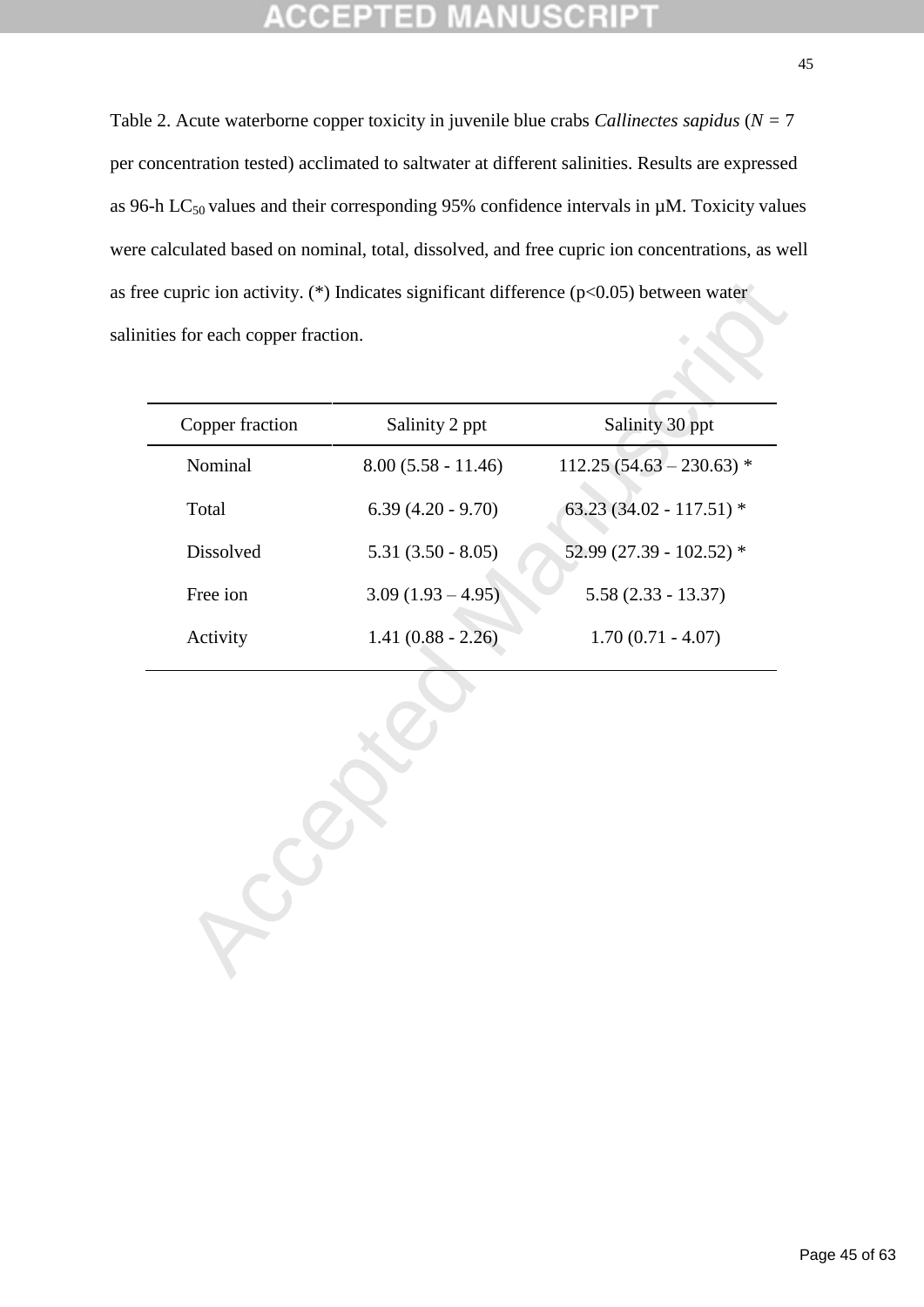Table 2. Acute waterborne copper toxicity in juvenile blue crabs *Callinectes sapidus* ($N$ = 7 per concentration tested) acclimated to saltwater at different salinities. Results are expressed as 96-h $LC_{50}$ values and their corresponding 95% confidence intervals in µM. Toxicity values were calculated based on nominal, total, dissolved, and free cupric ion concentrations, as well as free cupric ion activity. (*) Indicates significant difference ($p<0.05$) between water salinities for each copper fraction.

| Copper fraction | Salinity 2 ppt | Salinity 30 ppt |
|---|---|---|
| Nominal | 8.00 (5.58 - 11.46) | 112.25 (54.63 – 230.63) * |
| Total | 6.39 (4.20 - 9.70) | 63.23 (34.02 - 117.51) * |
| Dissolved | 5.31 (3.50 - 8.05) | 52.99 (27.39 - 102.52) * |
| Free ion | 3.09 (1.93 – 4.95) | 5.58 (2.33 - 13.37) |
| Activity | 1.41 (0.88 - 2.26) | 1.70 (0.71 - 4.07) |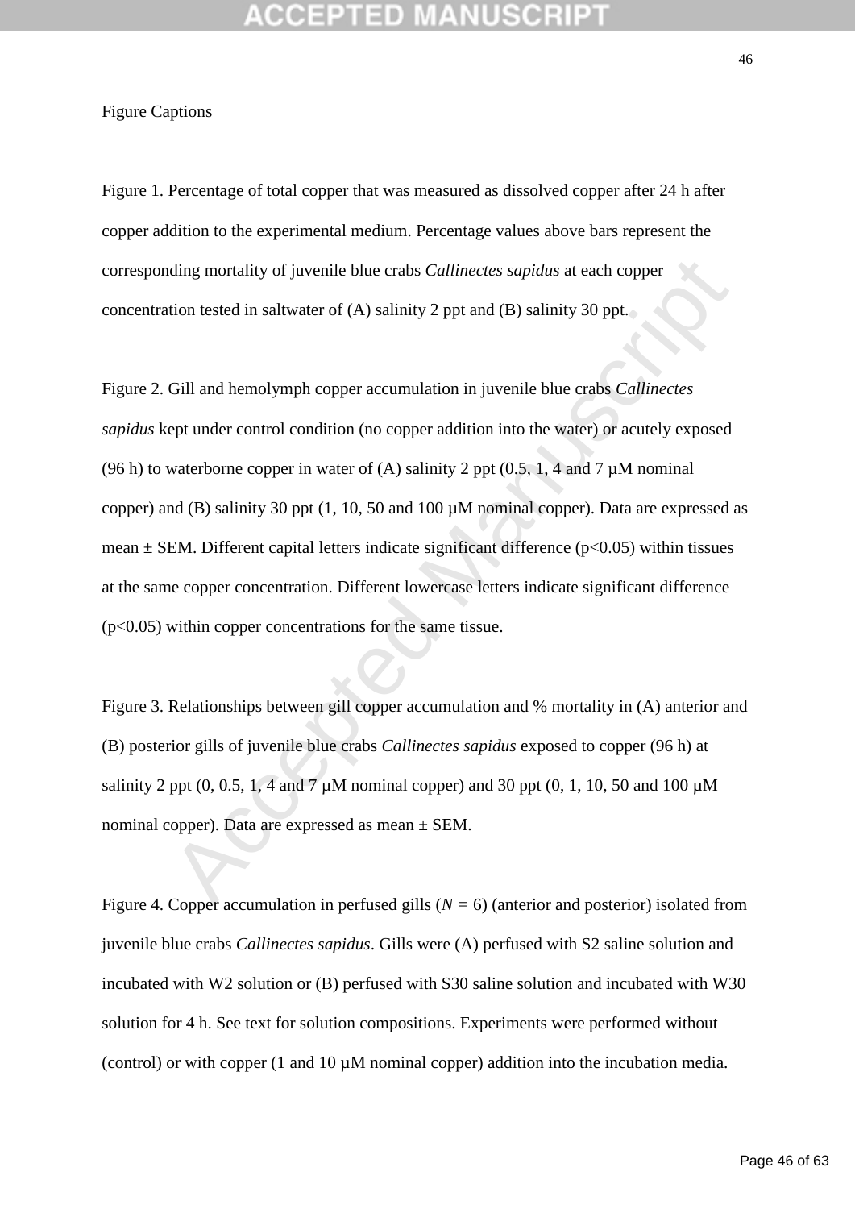Figure Captions

Figure 1. Percentage of total copper that was measured as dissolved copper after 24 h after copper addition to the experimental medium. Percentage values above bars represent the corresponding mortality of juvenile blue crabs *Callinectes sapidus* at each copper concentration tested in saltwater of (A) salinity 2 ppt and (B) salinity 30 ppt.

Figure 2. Gill and hemolymph copper accumulation in juvenile blue crabs *Callinectes sapidus* kept under control condition (no copper addition into the water) or acutely exposed (96 h) to waterborne copper in water of (A) salinity 2 ppt (0.5, 1, 4 and 7 µM nominal copper) and (B) salinity 30 ppt (1, 10, 50 and 100 µM nominal copper). Data are expressed as mean ± SEM. Different capital letters indicate significant difference ($p<0.05$) within tissues at the same copper concentration. Different lowercase letters indicate significant difference ($p<0.05$) within copper concentrations for the same tissue.

Figure 3. Relationships between gill copper accumulation and % mortality in (A) anterior and (B) posterior gills of juvenile blue crabs *Callinectes sapidus* exposed to copper (96 h) at salinity 2 ppt (0, 0.5, 1, 4 and 7 µM nominal copper) and 30 ppt (0, 1, 10, 50 and 100 µM nominal copper). Data are expressed as mean ± SEM.

Figure 4. Copper accumulation in perfused gills ($N$ = 6) (anterior and posterior) isolated from juvenile blue crabs *Callinectes sapidus*. Gills were (A) perfused with S2 saline solution and incubated with W2 solution or (B) perfused with S30 saline solution and incubated with W30 solution for 4 h. See text for solution compositions. Experiments were performed without (control) or with copper (1 and 10 µM nominal copper) addition into the incubation media.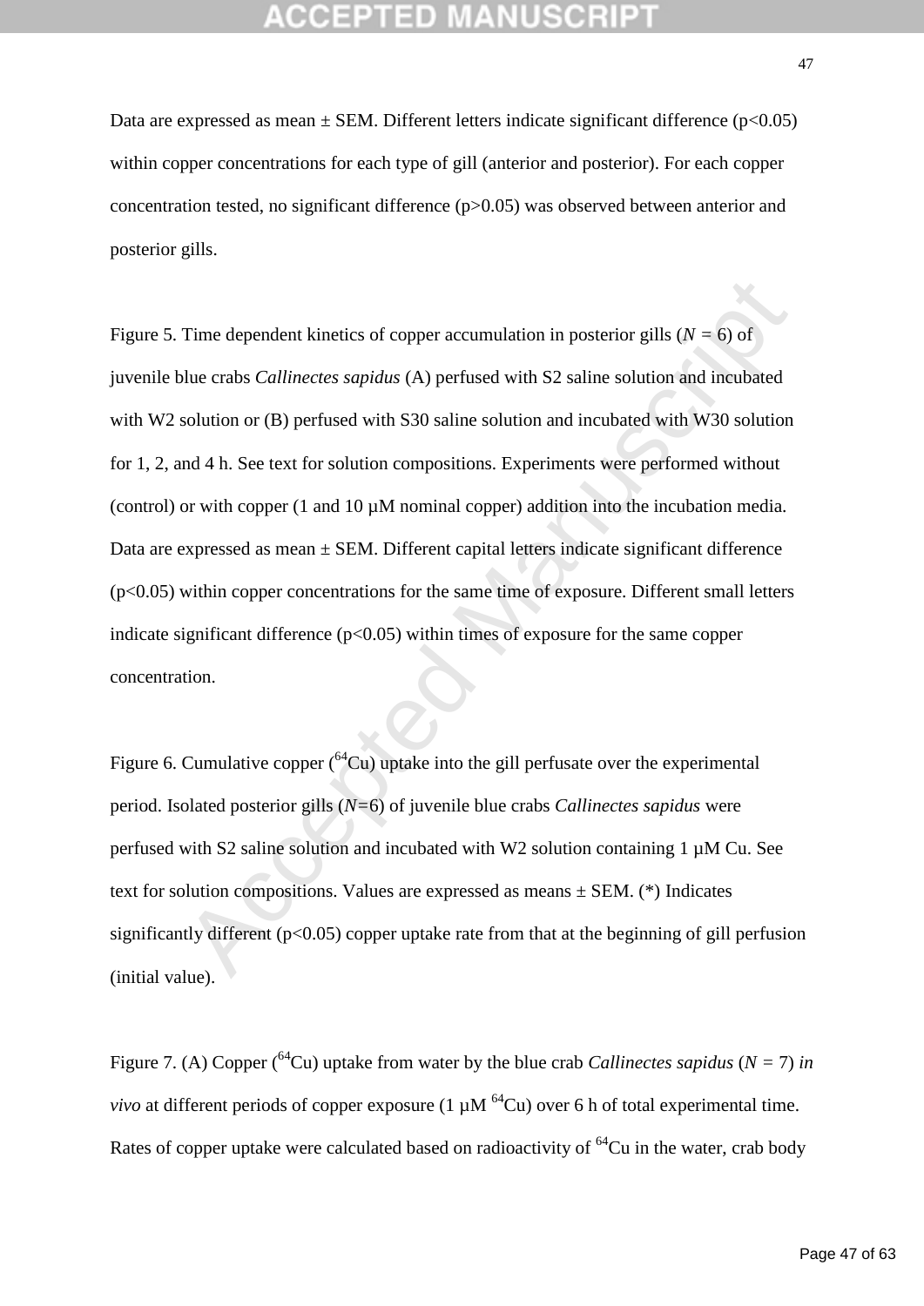Data are expressed as mean ± SEM. Different letters indicate significant difference ($p<0.05$) within copper concentrations for each type of gill (anterior and posterior). For each copper concentration tested, no significant difference ($p>0.05$) was observed between anterior and posterior gills.

Figure 5. Time dependent kinetics of copper accumulation in posterior gills ($N = 6$) of juvenile blue crabs *Callinectes sapidus* (A) perfused with S2 saline solution and incubated with W2 solution or (B) perfused with S30 saline solution and incubated with W30 solution for 1, 2, and 4 h. See text for solution compositions. Experiments were performed without (control) or with copper (1 and 10 µM nominal copper) addition into the incubation media. Data are expressed as mean ± SEM. Different capital letters indicate significant difference ($p<0.05$) within copper concentrations for the same time of exposure. Different small letters indicate significant difference ($p<0.05$) within times of exposure for the same copper concentration.

Figure 6. Cumulative copper ($^{64}Cu$) uptake into the gill perfusate over the experimental period. Isolated posterior gills ($N$=6) of juvenile blue crabs *Callinectes sapidus* were perfused with S2 saline solution and incubated with W2 solution containing 1 µM Cu. See text for solution compositions. Values are expressed as means ± SEM. (*) Indicates significantly different ($p<0.05$) copper uptake rate from that at the beginning of gill perfusion (initial value).

Figure 7. (A) Copper ($^{64}Cu$) uptake from water by the blue crab *Callinectes sapidus* ($N = 7$) *in vivo* at different periods of copper exposure (1 µM $^{64}Cu$) over 6 h of total experimental time. Rates of copper uptake were calculated based on radioactivity of $^{64}Cu$ in the water, crab body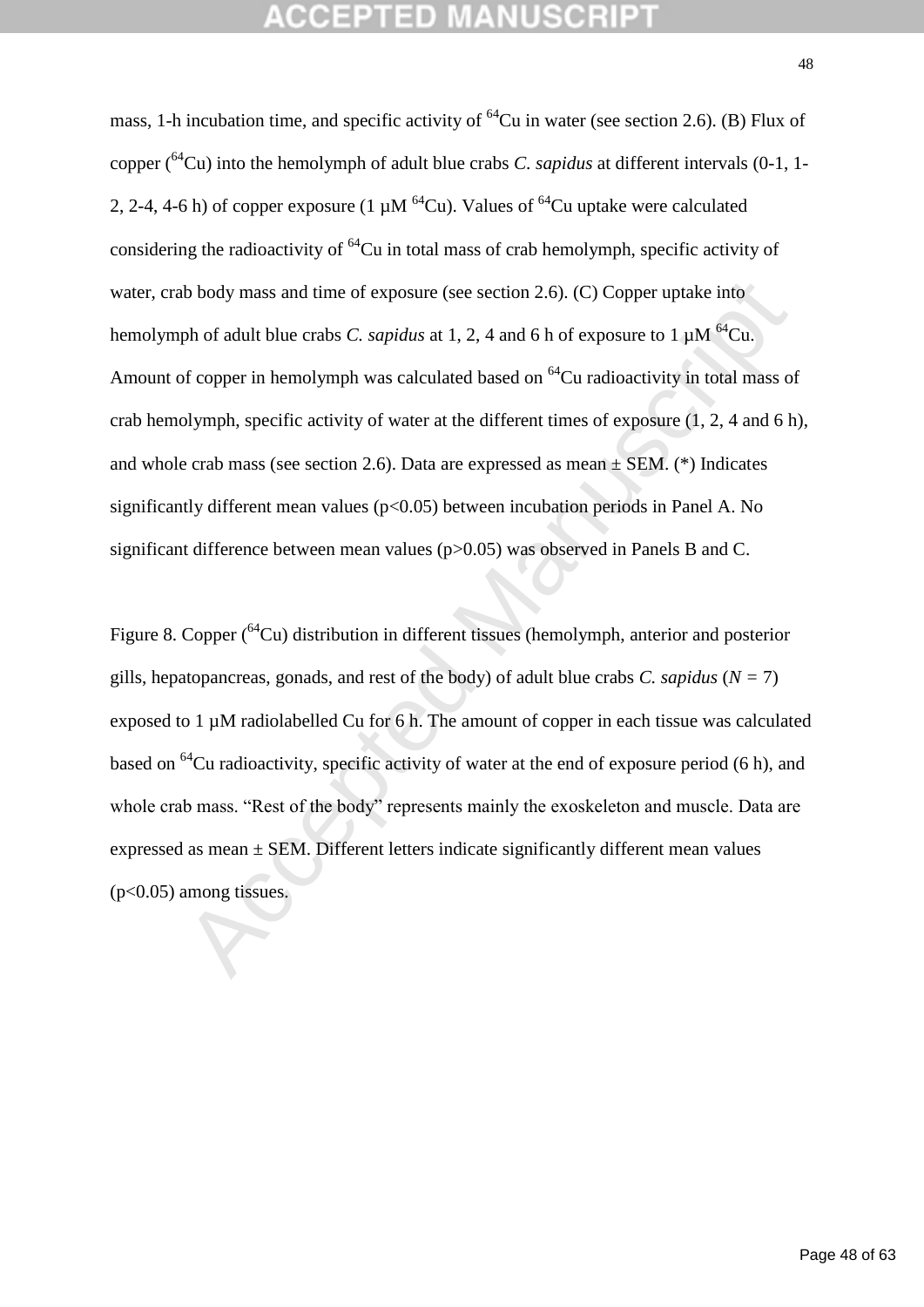mass, 1-h incubation time, and specific activity of $^{64}Cu$ in water (see section 2.6). (B) Flux of copper ($^{64}Cu$) into the hemolymph of adult blue crabs *C. sapidus* at different intervals (0-1, 1-2, 2-4, 4-6 h) of copper exposure (1 µM $^{64}Cu$). Values of $^{64}Cu$ uptake were calculated considering the radioactivity of $^{64}Cu$ in total mass of crab hemolymph, specific activity of water, crab body mass and time of exposure (see section 2.6). (C) Copper uptake into hemolymph of adult blue crabs *C. sapidus* at 1, 2, 4 and 6 h of exposure to 1 µM $^{64}Cu$. Amount of copper in hemolymph was calculated based on $^{64}Cu$ radioactivity in total mass of crab hemolymph, specific activity of water at the different times of exposure (1, 2, 4 and 6 h), and whole crab mass (see section 2.6). Data are expressed as mean ± SEM. (*) Indicates significantly different mean values ($p<0.05$) between incubation periods in Panel A. No significant difference between mean values ($p>0.05$) was observed in Panels B and C.

Figure 8. Copper ($^{64}Cu$) distribution in different tissues (hemolymph, anterior and posterior gills, hepatopancreas, gonads, and rest of the body) of adult blue crabs *C. sapidus* ($N$ = 7) exposed to 1 µM radiolabelled Cu for 6 h. The amount of copper in each tissue was calculated based on $^{64}Cu$ radioactivity, specific activity of water at the end of exposure period (6 h), and whole crab mass. "Rest of the body" represents mainly the exoskeleton and muscle. Data are expressed as mean ± SEM. Different letters indicate significantly different mean values ($p<0.05$) among tissues.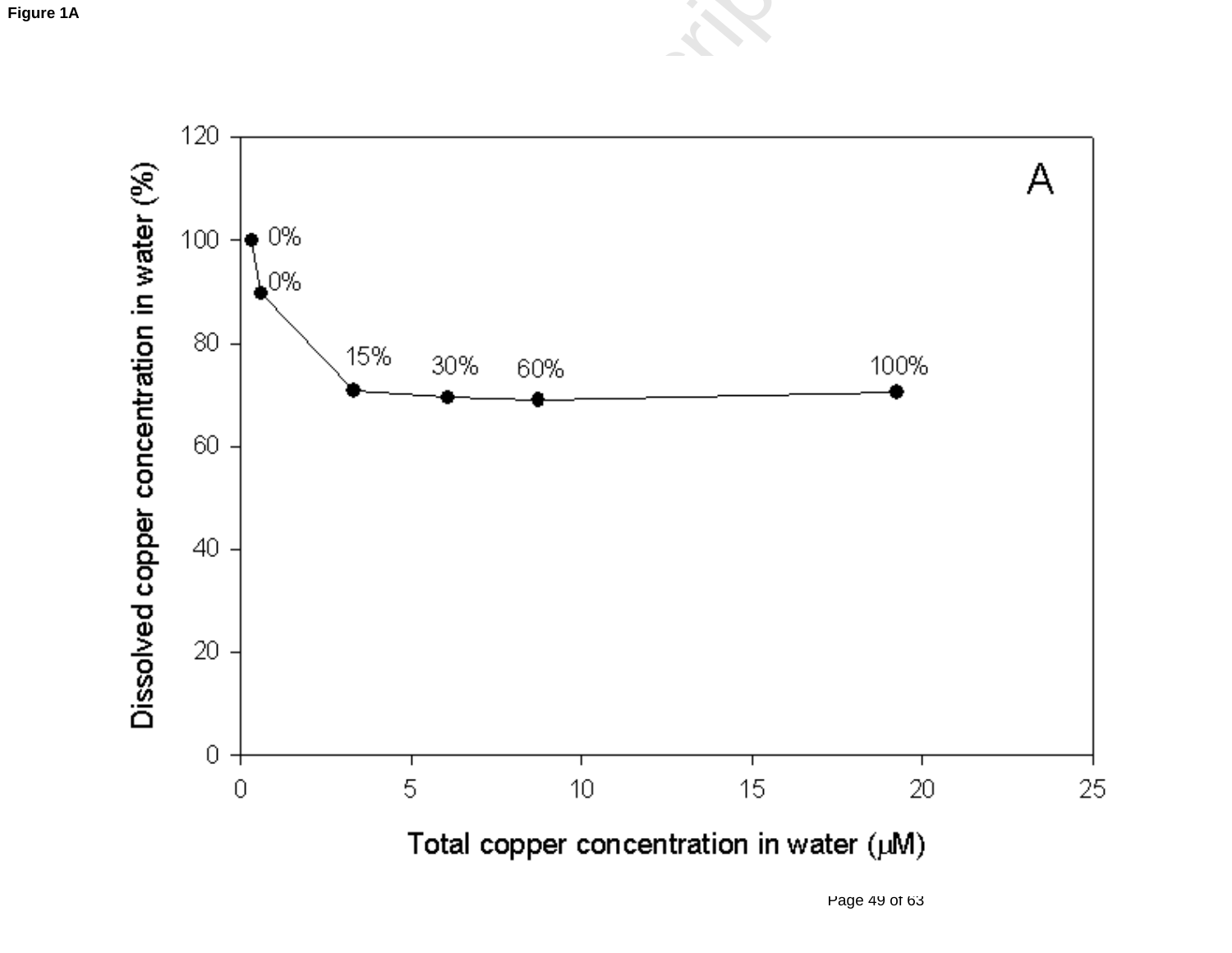**Figure 1A**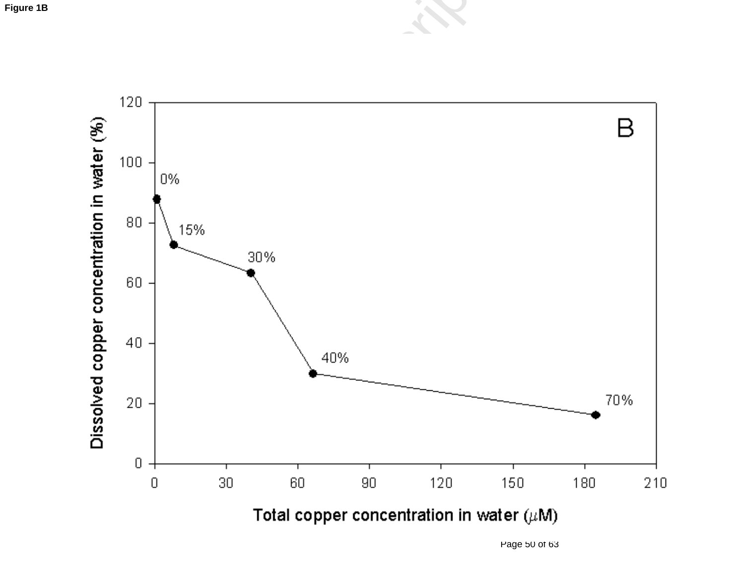**Figure 1B**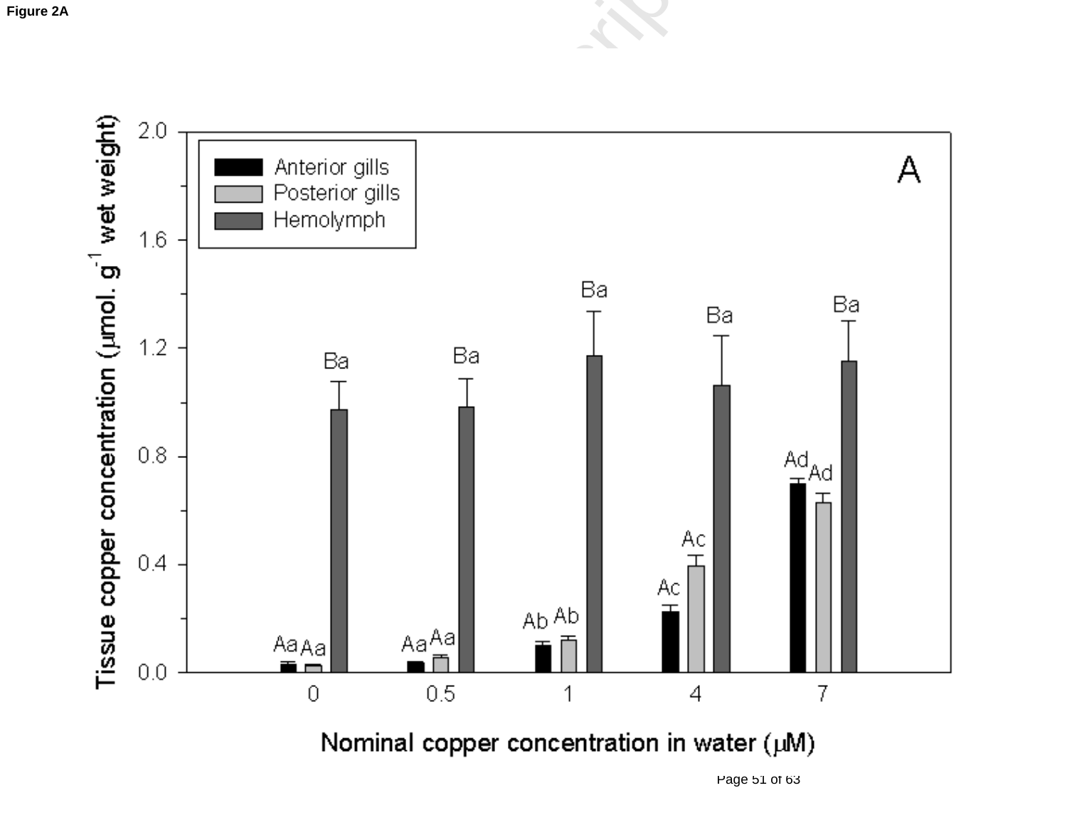**Figure 2A**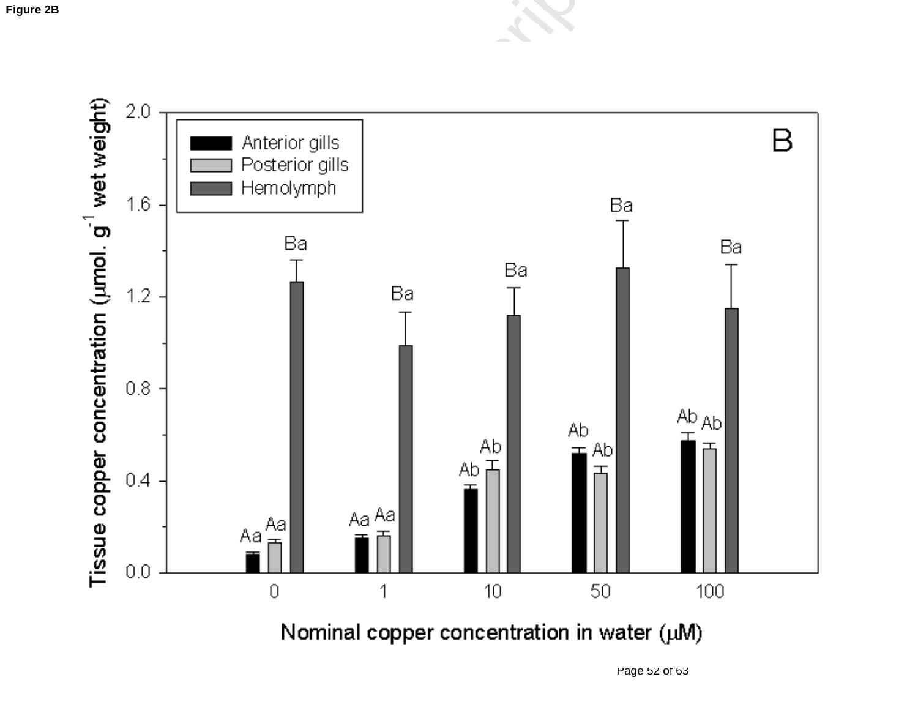**Figure 2B**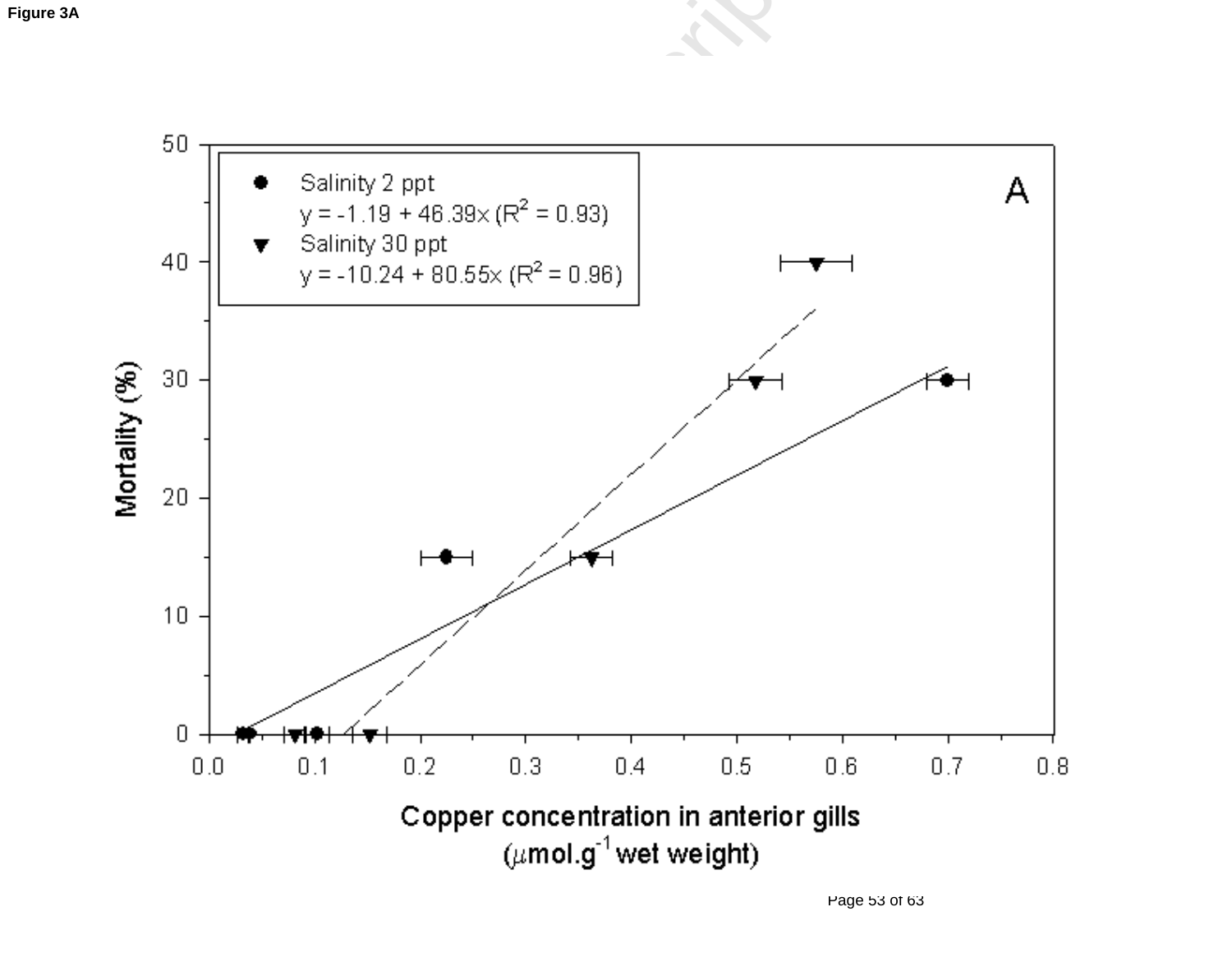**Figure 3A**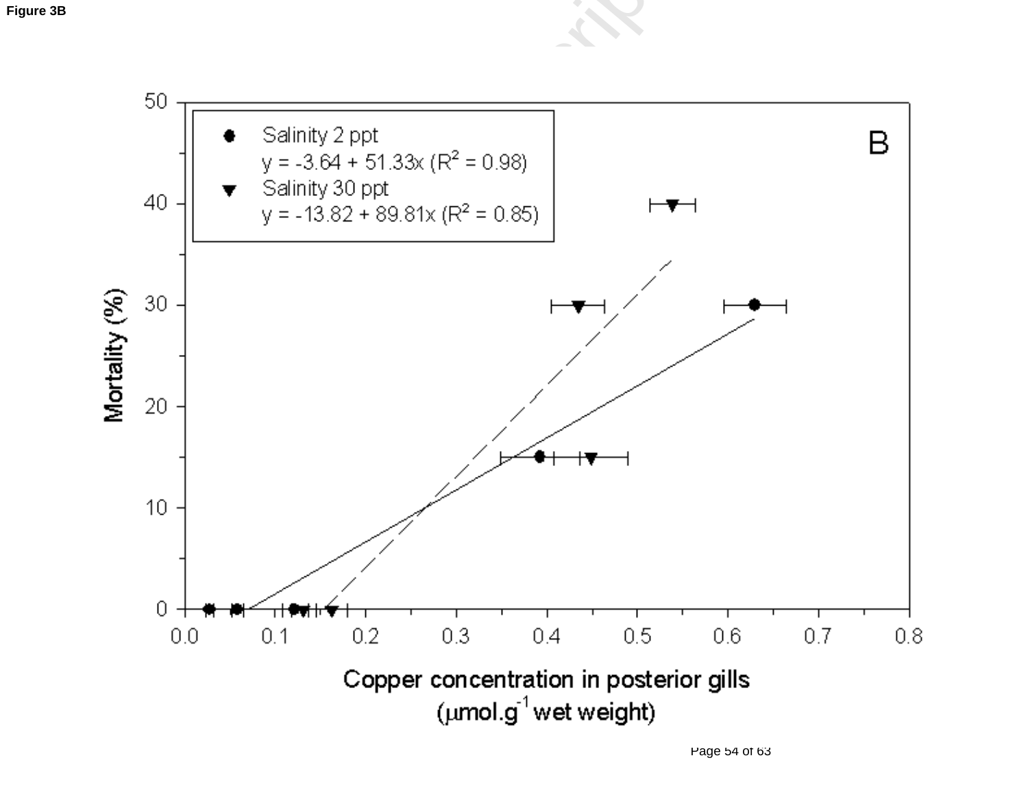**Figure 3B**

B

- Salinity 2 ppt
  $y = -3.64 + 51.33x$ ($R^2 = 0.98$)
- Salinity 30 ppt
  $y = -13.82 + 89.81x$ ($R^2 = 0.85$)

Mortality (%)

Copper concentration in posterior gills ($\mu mol.g^{-1}$ wet weight)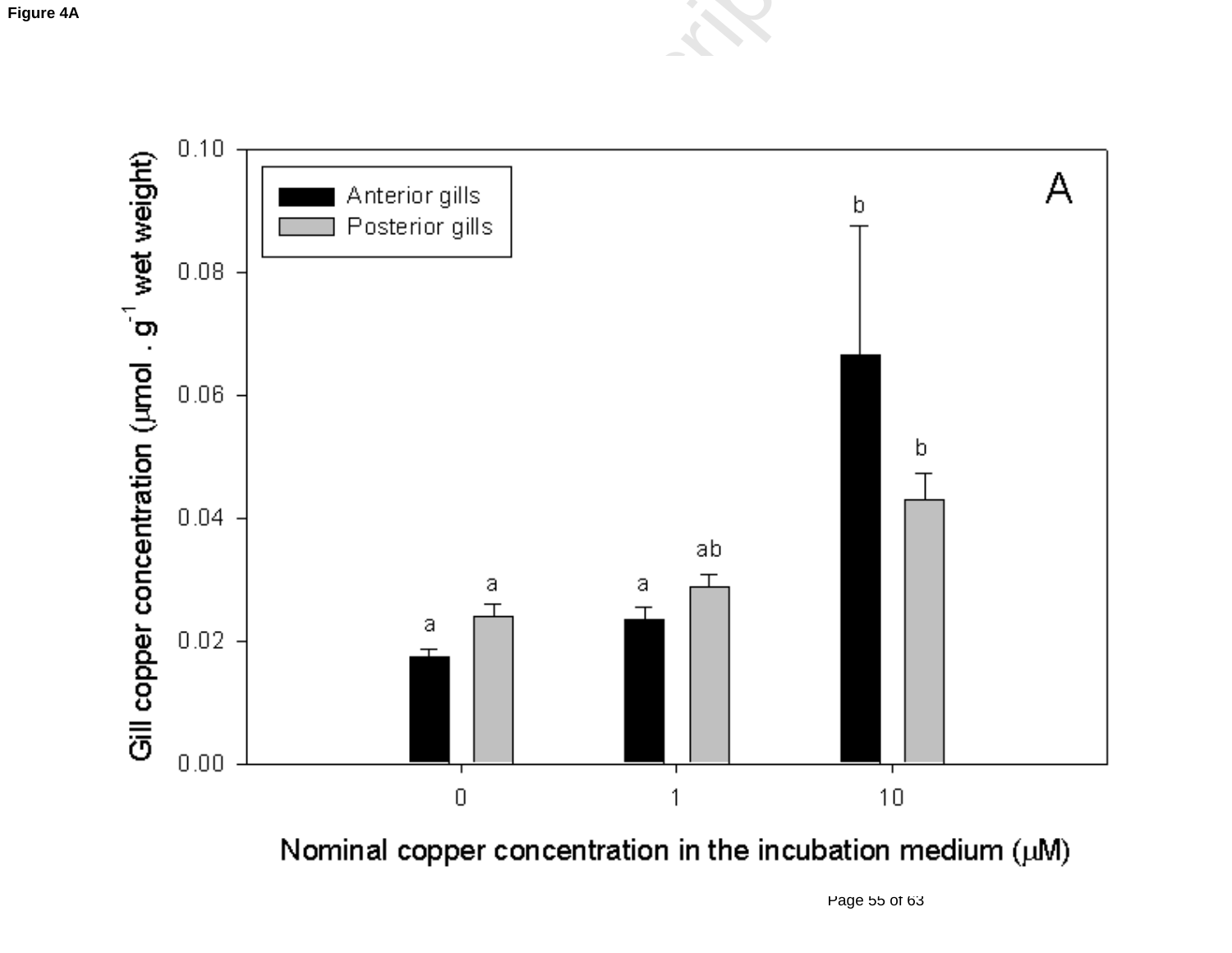**Figure 4A**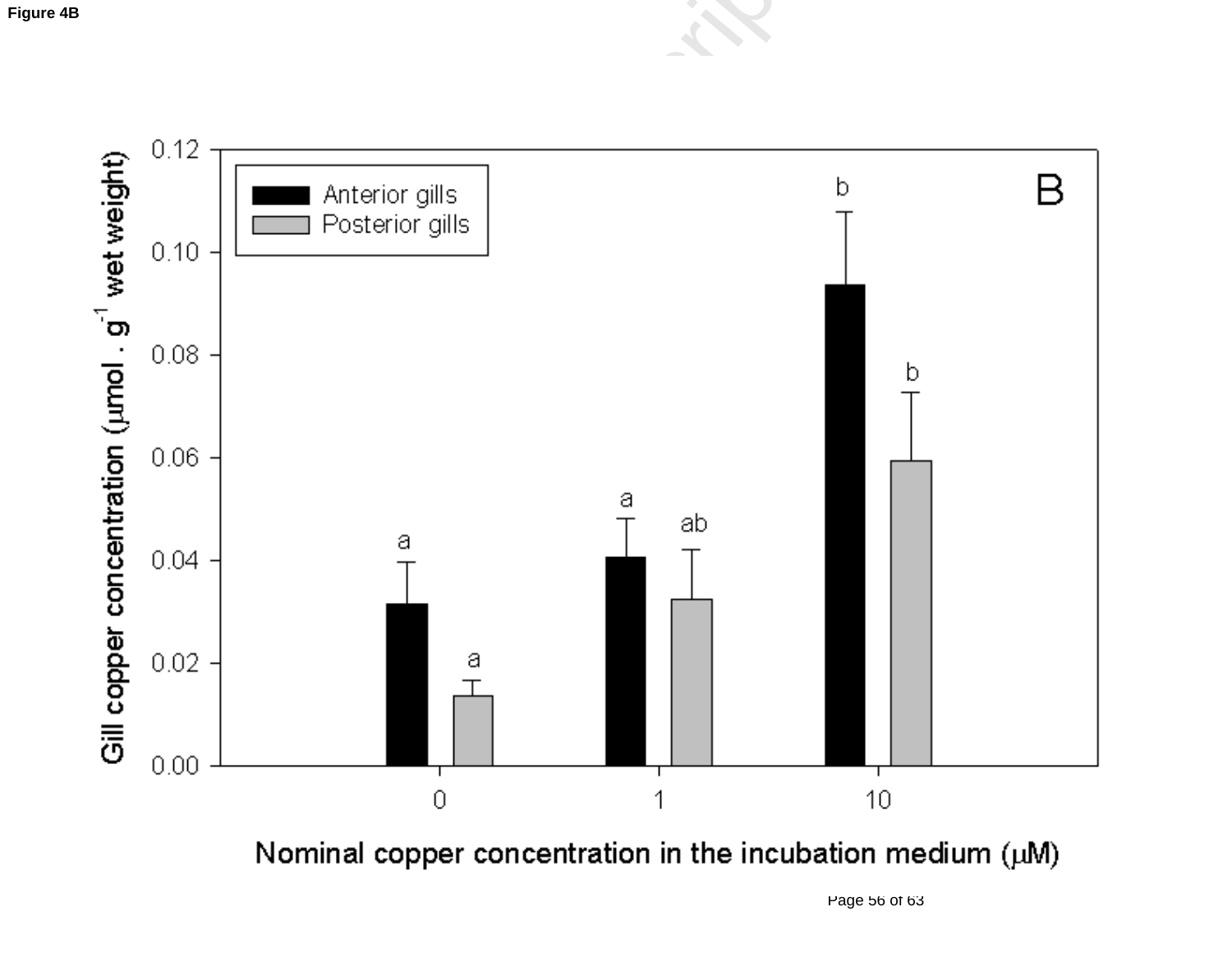**Figure 4B**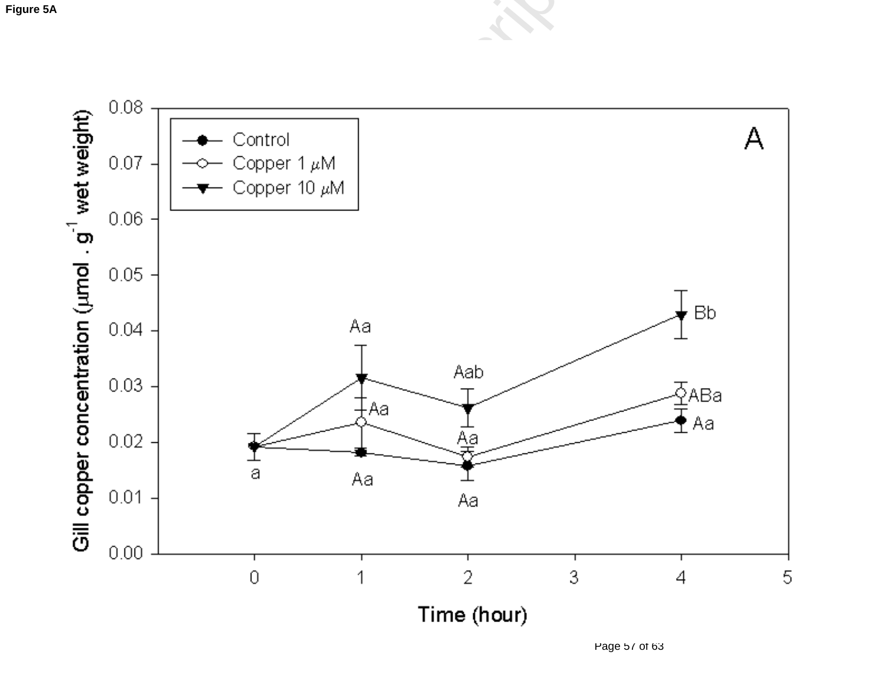Figure 5A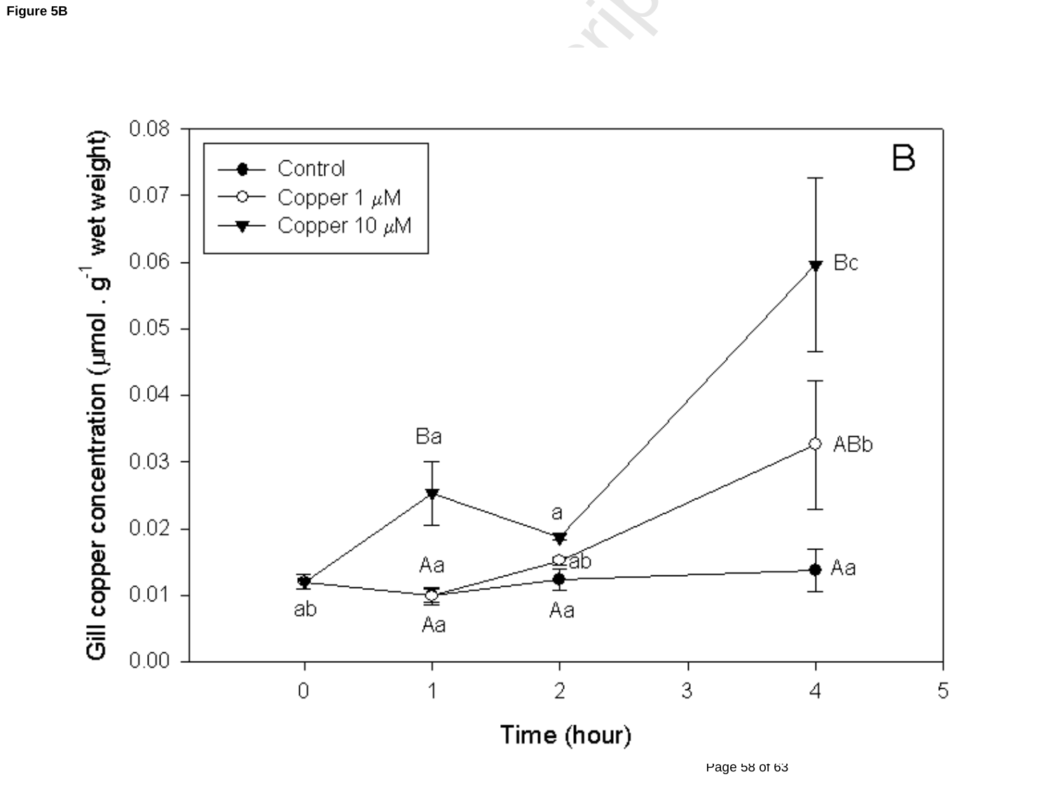**Figure 5B**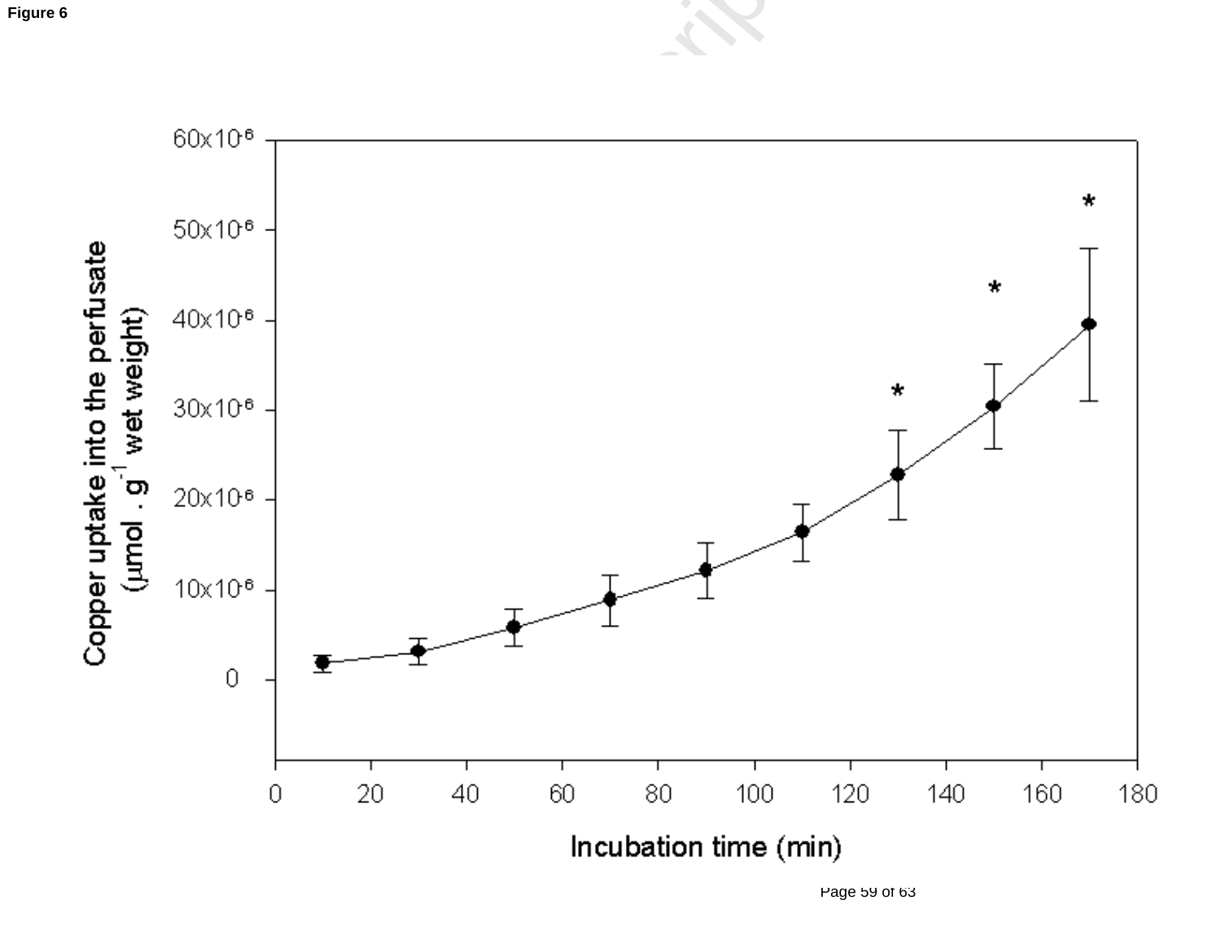**Figure 6**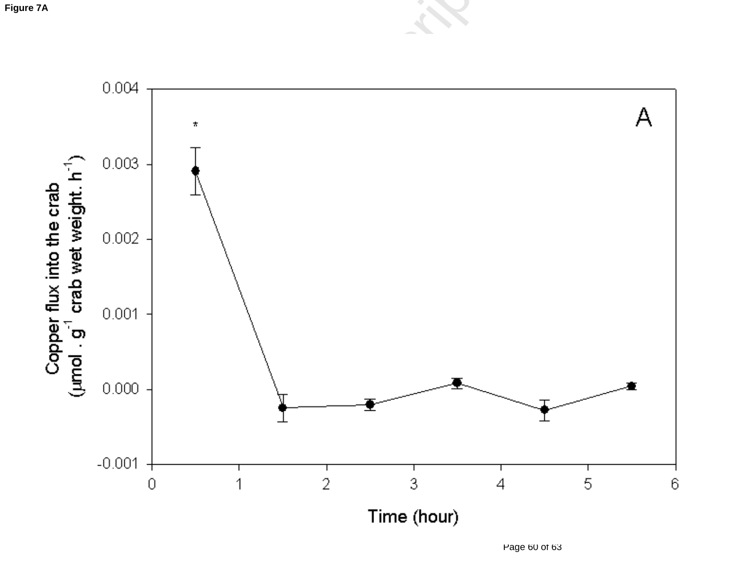Figure 7A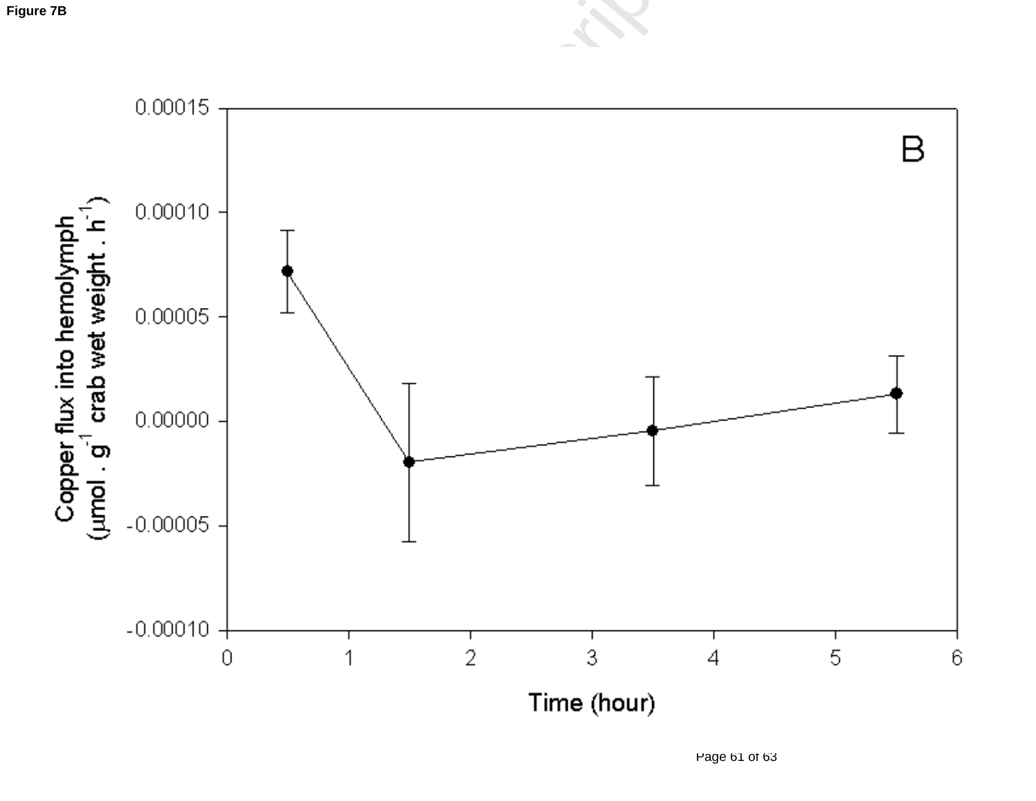**Figure 7B**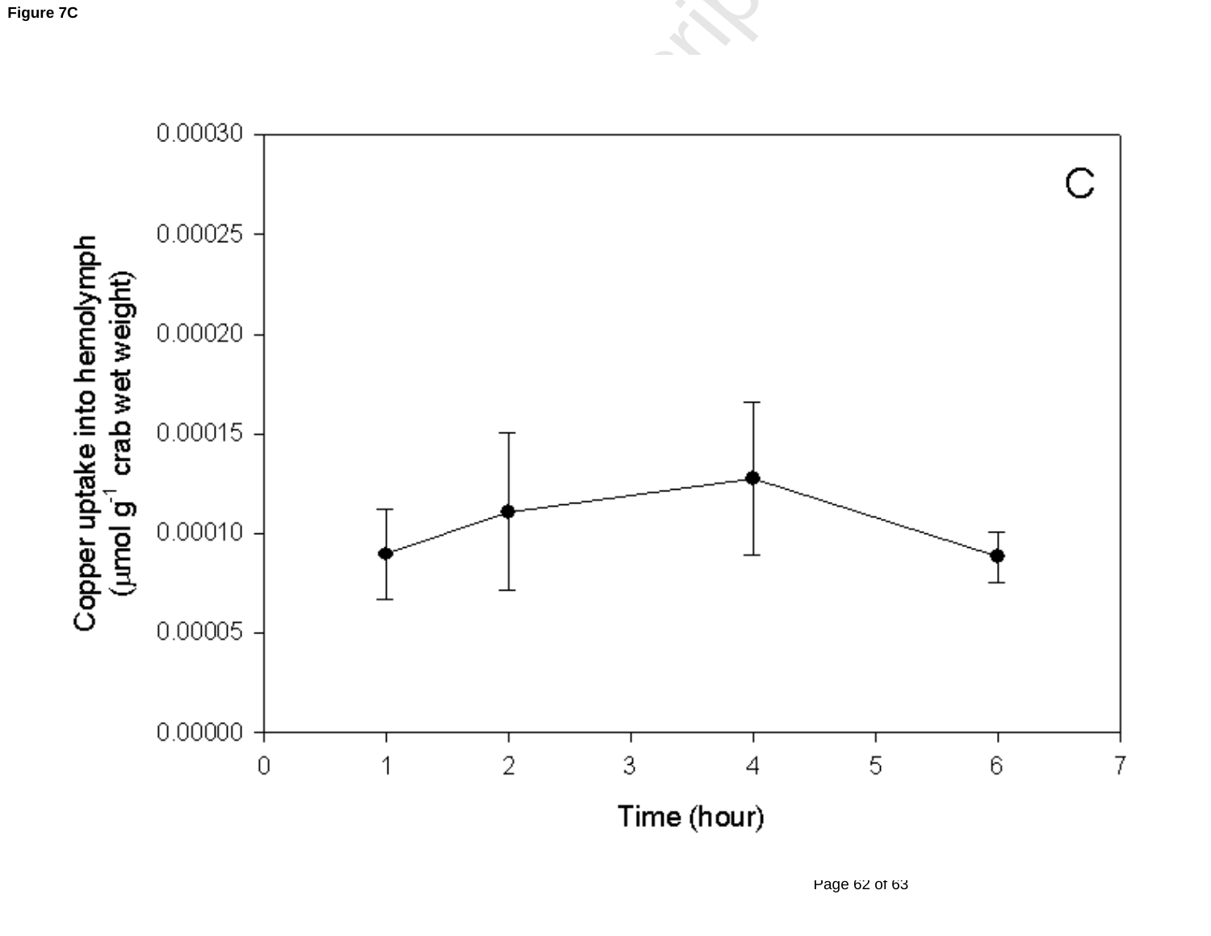**Figure 7C**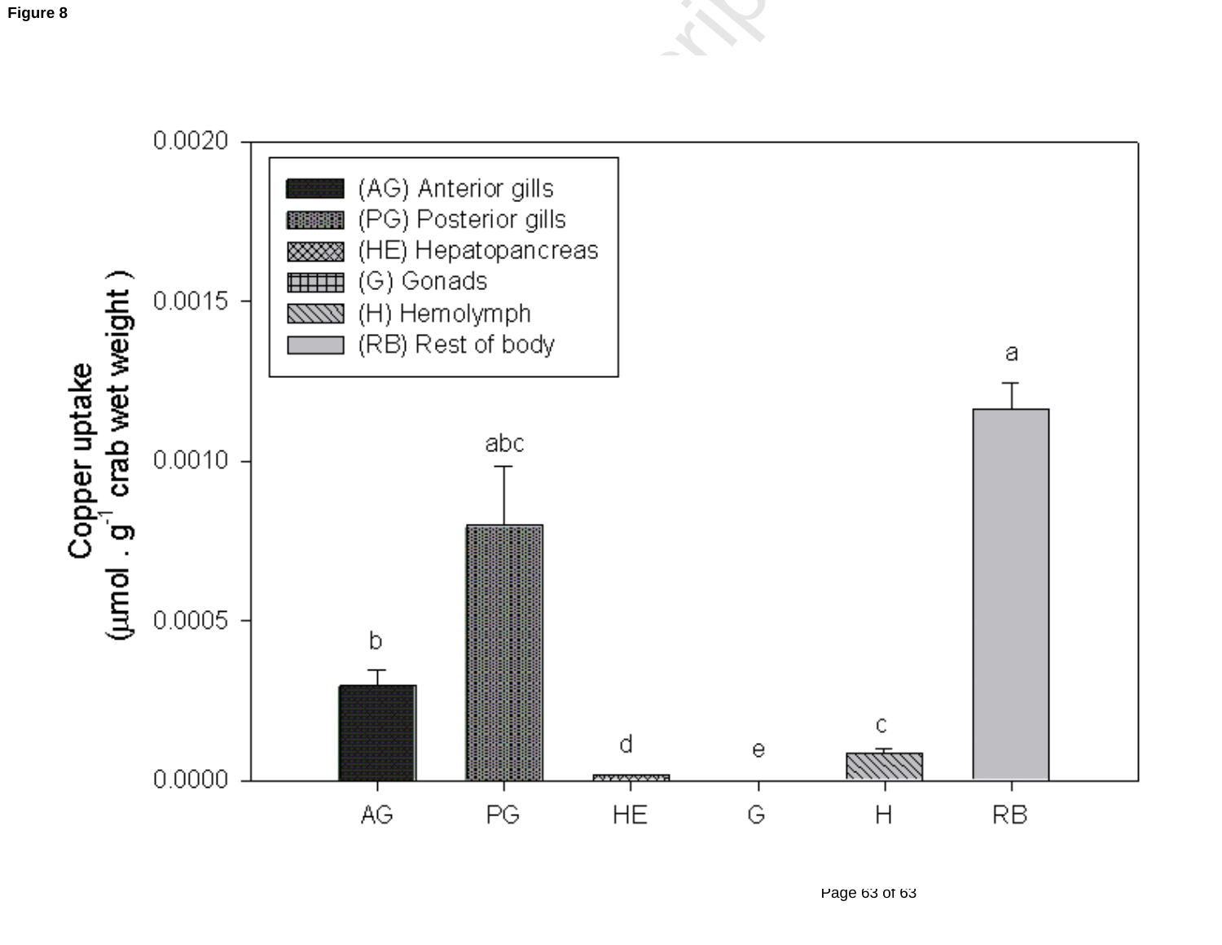Figure 8

Copper uptake
(μmol . g$^{-1}$ crab wet weight )

0.0020
0.0015
0.0010
0.0005
0.0000

(AG) Anterior gills
(PG) Posterior gills
(HE) Hepatopancreas
(G) Gonads
(H) Hemolymph
(RB) Rest of body

b
abc
d
e
c
a

AG
PG
HE
G
H
RB